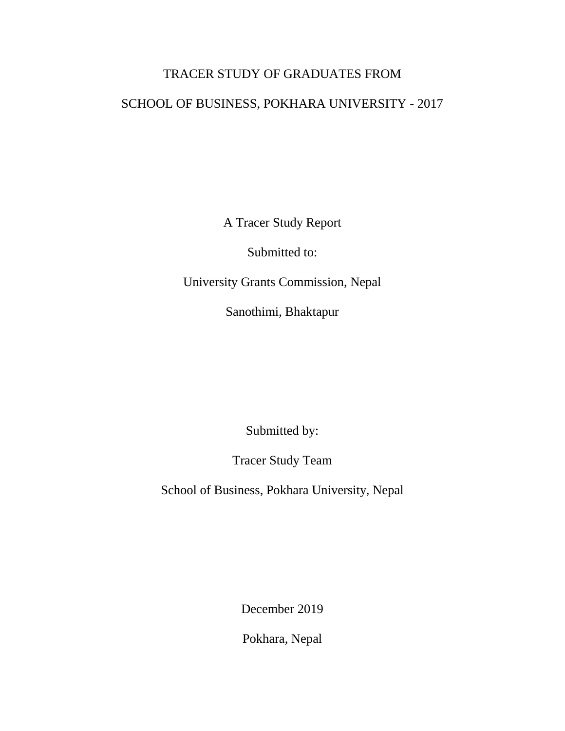# TRACER STUDY OF GRADUATES FROM

# SCHOOL OF BUSINESS, POKHARA UNIVERSITY - 2017

A Tracer Study Report

Submitted to:

University Grants Commission, Nepal

Sanothimi, Bhaktapur

Submitted by:

Tracer Study Team

School of Business, Pokhara University, Nepal

December 2019

Pokhara, Nepal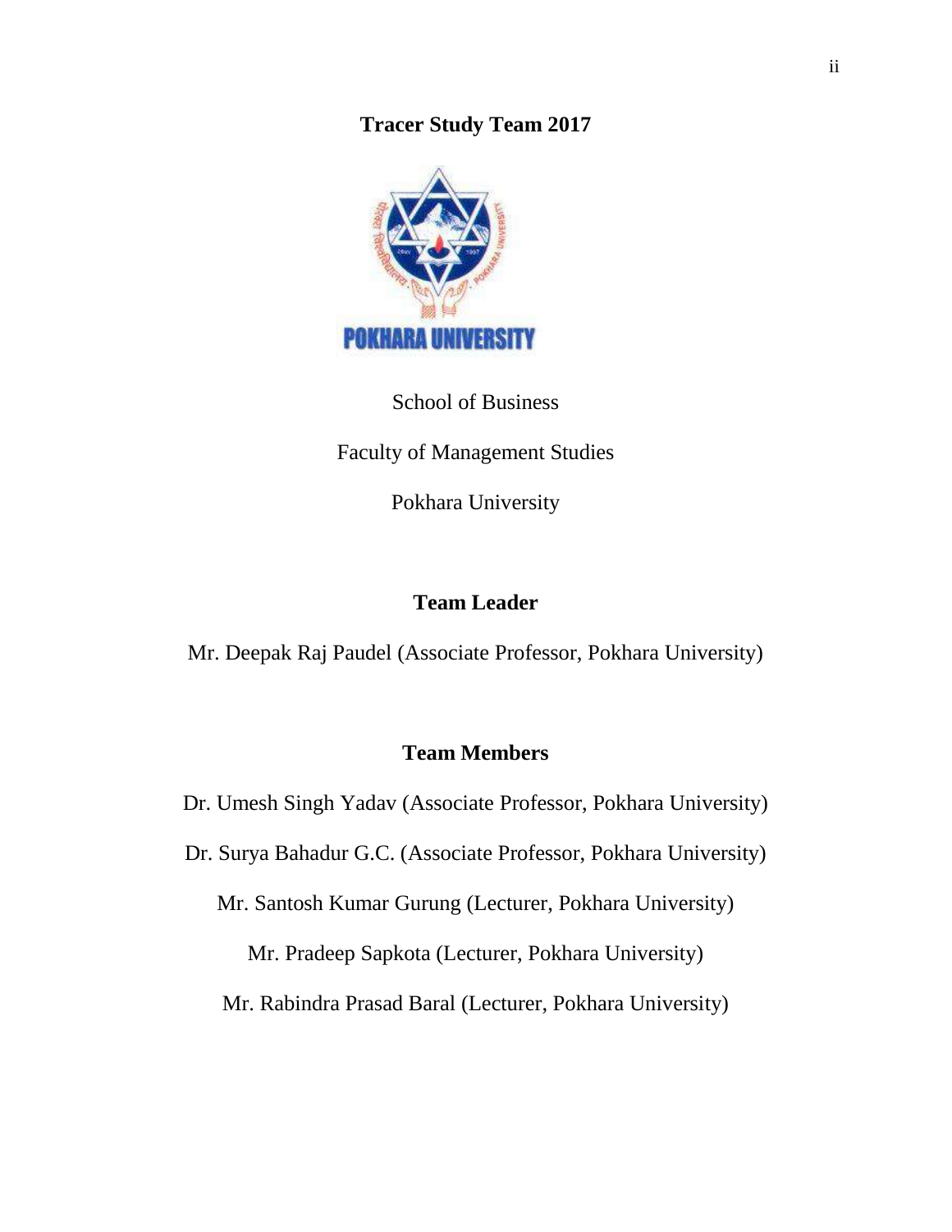# Tracer Study Team 2017

School of Business

Faculty of Management Studies

Pokhara University

## Team Leader

Mr. Deepak Raj Paudel (Associate Professor, Pokhara University)

## Team Members

Dr. Umesh Singh Yadav (Associate Professor, Pokhara University)

Dr. Surya Bahadur G.C. (Associate Professor, Pokhara University)

Mr. Santosh Kumar Gurung (Lecturer, Pokhara University)

Mr. Pradeep Sapkota (Lecturer, Pokhara University)

Mr. Rabindra Prasad Baral (Lecturer, Pokhara University)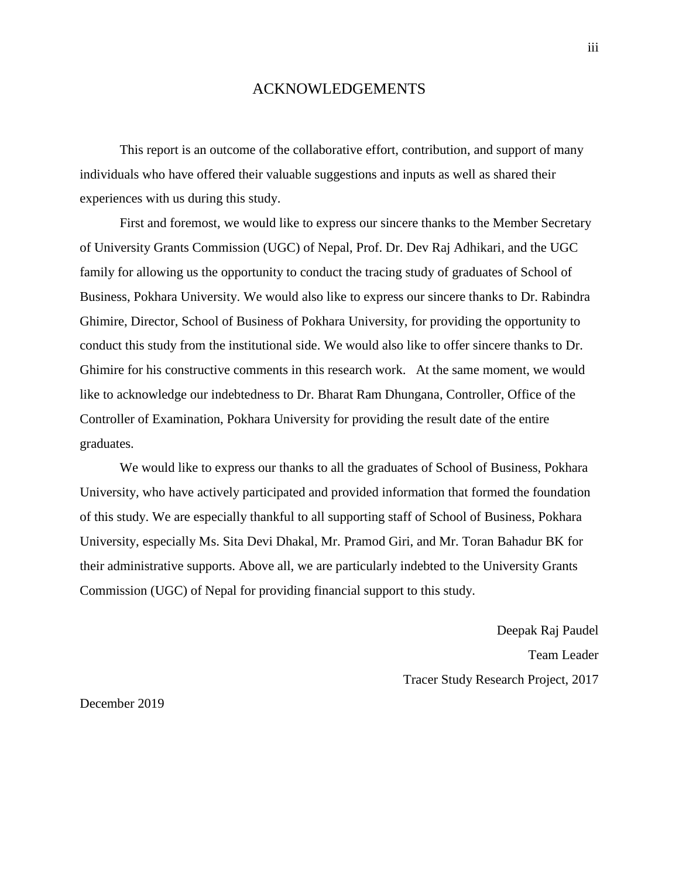# ACKNOWLEDGEMENTS

This report is an outcome of the collaborative effort, contribution, and support of many individuals who have offered their valuable suggestions and inputs as well as shared their experiences with us during this study.

First and foremost, we would like to express our sincere thanks to the Member Secretary of University Grants Commission (UGC) of Nepal, Prof. Dr. Dev Raj Adhikari, and the UGC family for allowing us the opportunity to conduct the tracing study of graduates of School of Business, Pokhara University. We would also like to express our sincere thanks to Dr. Rabindra Ghimire, Director, School of Business of Pokhara University, for providing the opportunity to conduct this study from the institutional side. We would also like to offer sincere thanks to Dr. Ghimire for his constructive comments in this research work. At the same moment, we would like to acknowledge our indebtedness to Dr. Bharat Ram Dhungana, Controller, Office of the Controller of Examination, Pokhara University for providing the result date of the entire graduates.

We would like to express our thanks to all the graduates of School of Business, Pokhara University, who have actively participated and provided information that formed the foundation of this study. We are especially thankful to all supporting staff of School of Business, Pokhara University, especially Ms. Sita Devi Dhakal, Mr. Pramod Giri, and Mr. Toran Bahadur BK for their administrative supports. Above all, we are particularly indebted to the University Grants Commission (UGC) of Nepal for providing financial support to this study.

Deepak Raj Paudel

Team Leader

Tracer Study Research Project, 2017

December 2019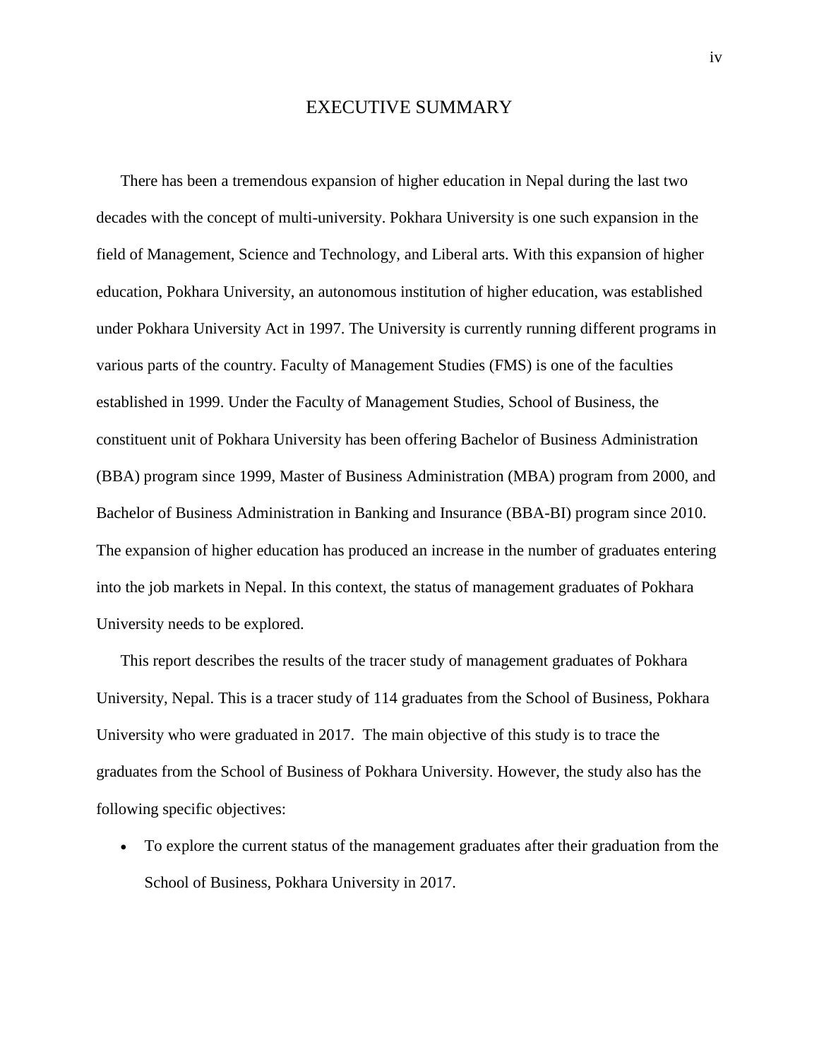# EXECUTIVE SUMMARY

There has been a tremendous expansion of higher education in Nepal during the last two decades with the concept of multi-university. Pokhara University is one such expansion in the field of Management, Science and Technology, and Liberal arts. With this expansion of higher education, Pokhara University, an autonomous institution of higher education, was established under Pokhara University Act in 1997. The University is currently running different programs in various parts of the country. Faculty of Management Studies (FMS) is one of the faculties established in 1999. Under the Faculty of Management Studies, School of Business, the constituent unit of Pokhara University has been offering Bachelor of Business Administration (BBA) program since 1999, Master of Business Administration (MBA) program from 2000, and Bachelor of Business Administration in Banking and Insurance (BBA-BI) program since 2010. The expansion of higher education has produced an increase in the number of graduates entering into the job markets in Nepal. In this context, the status of management graduates of Pokhara University needs to be explored.

This report describes the results of the tracer study of management graduates of Pokhara University, Nepal. This is a tracer study of 114 graduates from the School of Business, Pokhara University who were graduated in 2017. The main objective of this study is to trace the graduates from the School of Business of Pokhara University. However, the study also has the following specific objectives:

- To explore the current status of the management graduates after their graduation from the School of Business, Pokhara University in 2017.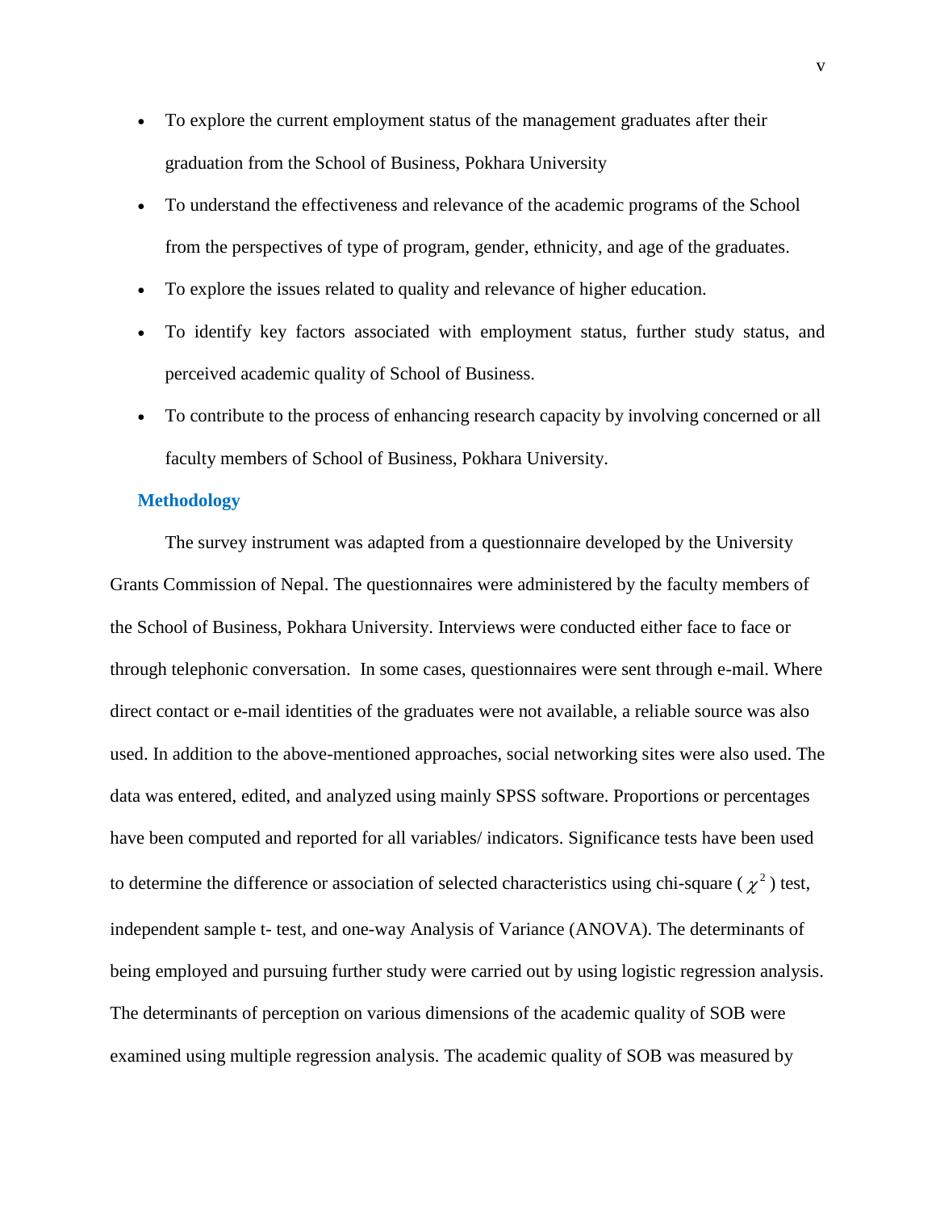- To explore the current employment status of the management graduates after their graduation from the School of Business, Pokhara University
- To understand the effectiveness and relevance of the academic programs of the School from the perspectives of type of program, gender, ethnicity, and age of the graduates.
- To explore the issues related to quality and relevance of higher education.
- To identify key factors associated with employment status, further study status, and perceived academic quality of School of Business.
- To contribute to the process of enhancing research capacity by involving concerned or all faculty members of School of Business, Pokhara University.

## Methodology

The survey instrument was adapted from a questionnaire developed by the University Grants Commission of Nepal. The questionnaires were administered by the faculty members of the School of Business, Pokhara University. Interviews were conducted either face to face or through telephonic conversation. In some cases, questionnaires were sent through e-mail. Where direct contact or e-mail identities of the graduates were not available, a reliable source was also used. In addition to the above-mentioned approaches, social networking sites were also used. The data was entered, edited, and analyzed using mainly SPSS software. Proportions or percentages have been computed and reported for all variables/ indicators. Significance tests have been used to determine the difference or association of selected characteristics using chi-square ($\chi^2$) test, independent sample t- test, and one-way Analysis of Variance (ANOVA). The determinants of being employed and pursuing further study were carried out by using logistic regression analysis. The determinants of perception on various dimensions of the academic quality of SOB were examined using multiple regression analysis. The academic quality of SOB was measured by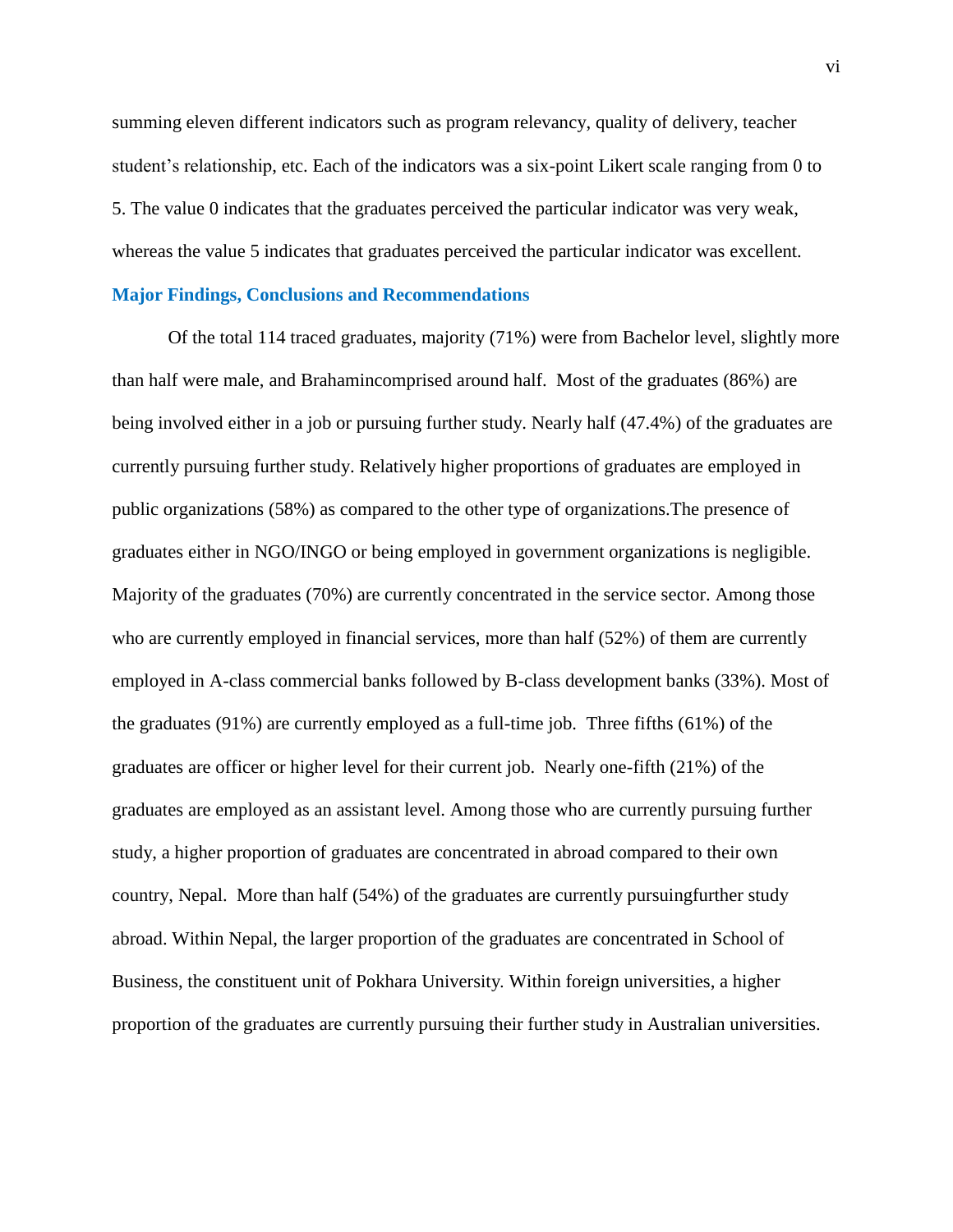summing eleven different indicators such as program relevancy, quality of delivery, teacher student's relationship, etc. Each of the indicators was a six-point Likert scale ranging from 0 to 5. The value 0 indicates that the graduates perceived the particular indicator was very weak, whereas the value 5 indicates that graduates perceived the particular indicator was excellent.

## Major Findings, Conclusions and Recommendations

Of the total 114 traced graduates, majority (71%) were from Bachelor level, slightly more than half were male, and Brahamincomprised around half. Most of the graduates (86%) are being involved either in a job or pursuing further study. Nearly half (47.4%) of the graduates are currently pursuing further study. Relatively higher proportions of graduates are employed in public organizations (58%) as compared to the other type of organizations.The presence of graduates either in NGO/INGO or being employed in government organizations is negligible. Majority of the graduates (70%) are currently concentrated in the service sector. Among those who are currently employed in financial services, more than half (52%) of them are currently employed in A-class commercial banks followed by B-class development banks (33%). Most of the graduates (91%) are currently employed as a full-time job. Three fifths (61%) of the graduates are officer or higher level for their current job. Nearly one-fifth (21%) of the graduates are employed as an assistant level. Among those who are currently pursuing further study, a higher proportion of graduates are concentrated in abroad compared to their own country, Nepal. More than half (54%) of the graduates are currently pursuingfurther study abroad. Within Nepal, the larger proportion of the graduates are concentrated in School of Business, the constituent unit of Pokhara University. Within foreign universities, a higher proportion of the graduates are currently pursuing their further study in Australian universities.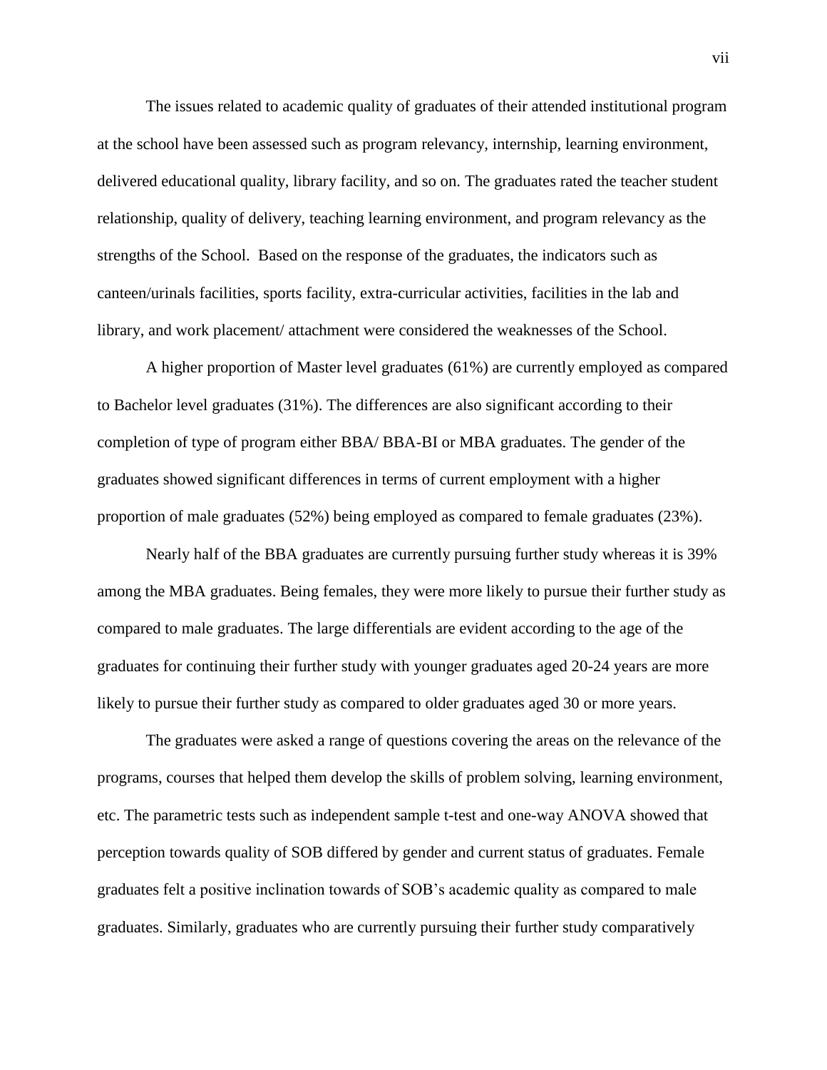The issues related to academic quality of graduates of their attended institutional program at the school have been assessed such as program relevancy, internship, learning environment, delivered educational quality, library facility, and so on. The graduates rated the teacher student relationship, quality of delivery, teaching learning environment, and program relevancy as the strengths of the School. Based on the response of the graduates, the indicators such as canteen/urinals facilities, sports facility, extra-curricular activities, facilities in the lab and library, and work placement/ attachment were considered the weaknesses of the School.

A higher proportion of Master level graduates (61%) are currently employed as compared to Bachelor level graduates (31%). The differences are also significant according to their completion of type of program either BBA/ BBA-BI or MBA graduates. The gender of the graduates showed significant differences in terms of current employment with a higher proportion of male graduates (52%) being employed as compared to female graduates (23%).

Nearly half of the BBA graduates are currently pursuing further study whereas it is 39% among the MBA graduates. Being females, they were more likely to pursue their further study as compared to male graduates. The large differentials are evident according to the age of the graduates for continuing their further study with younger graduates aged 20-24 years are more likely to pursue their further study as compared to older graduates aged 30 or more years.

The graduates were asked a range of questions covering the areas on the relevance of the programs, courses that helped them develop the skills of problem solving, learning environment, etc. The parametric tests such as independent sample t-test and one-way ANOVA showed that perception towards quality of SOB differed by gender and current status of graduates. Female graduates felt a positive inclination towards of SOB's academic quality as compared to male graduates. Similarly, graduates who are currently pursuing their further study comparatively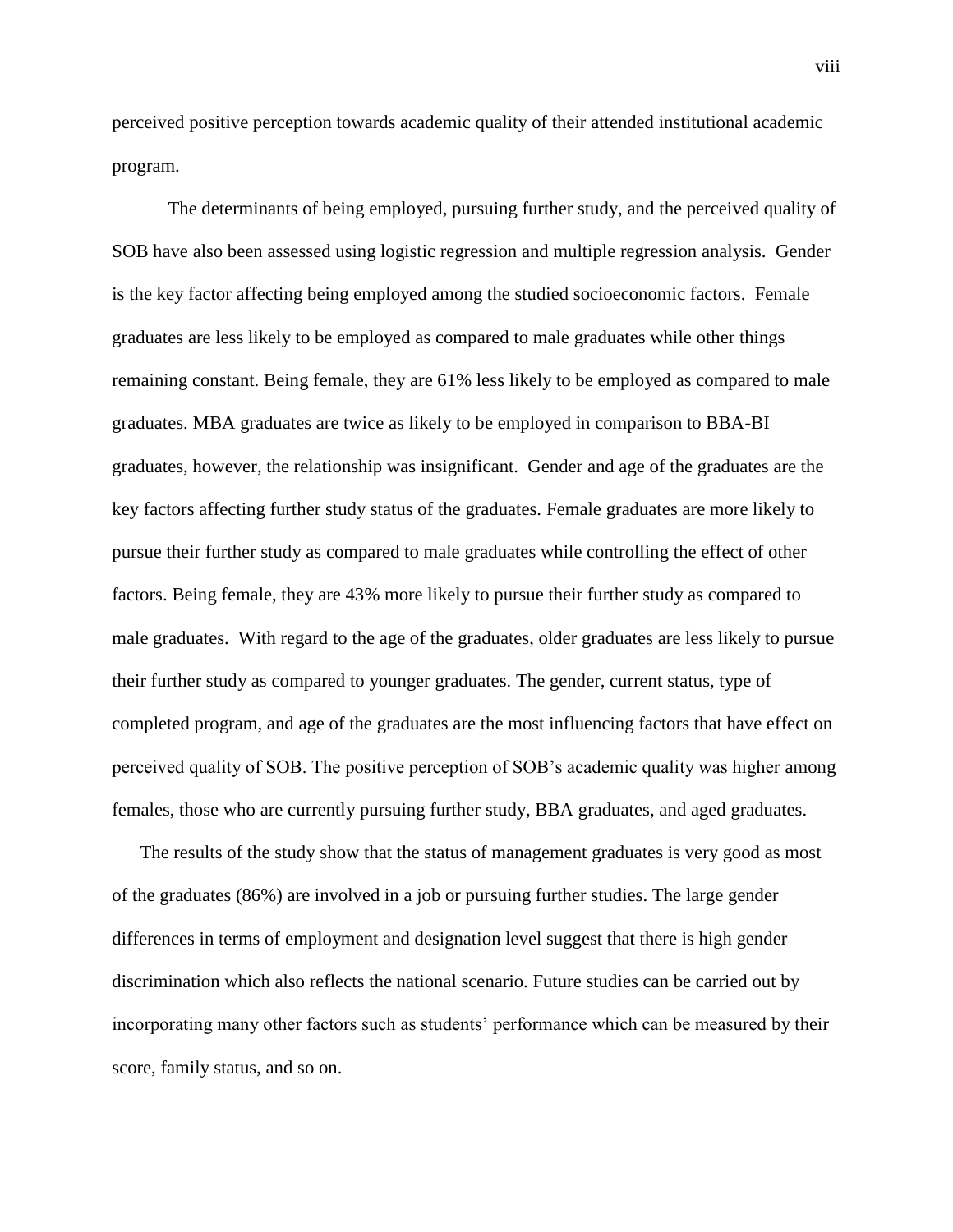perceived positive perception towards academic quality of their attended institutional academic program.

The determinants of being employed, pursuing further study, and the perceived quality of SOB have also been assessed using logistic regression and multiple regression analysis. Gender is the key factor affecting being employed among the studied socioeconomic factors. Female graduates are less likely to be employed as compared to male graduates while other things remaining constant. Being female, they are 61% less likely to be employed as compared to male graduates. MBA graduates are twice as likely to be employed in comparison to BBA-BI graduates, however, the relationship was insignificant. Gender and age of the graduates are the key factors affecting further study status of the graduates. Female graduates are more likely to pursue their further study as compared to male graduates while controlling the effect of other factors. Being female, they are 43% more likely to pursue their further study as compared to male graduates. With regard to the age of the graduates, older graduates are less likely to pursue their further study as compared to younger graduates. The gender, current status, type of completed program, and age of the graduates are the most influencing factors that have effect on perceived quality of SOB. The positive perception of SOB's academic quality was higher among females, those who are currently pursuing further study, BBA graduates, and aged graduates.

The results of the study show that the status of management graduates is very good as most of the graduates (86%) are involved in a job or pursuing further studies. The large gender differences in terms of employment and designation level suggest that there is high gender discrimination which also reflects the national scenario. Future studies can be carried out by incorporating many other factors such as students' performance which can be measured by their score, family status, and so on.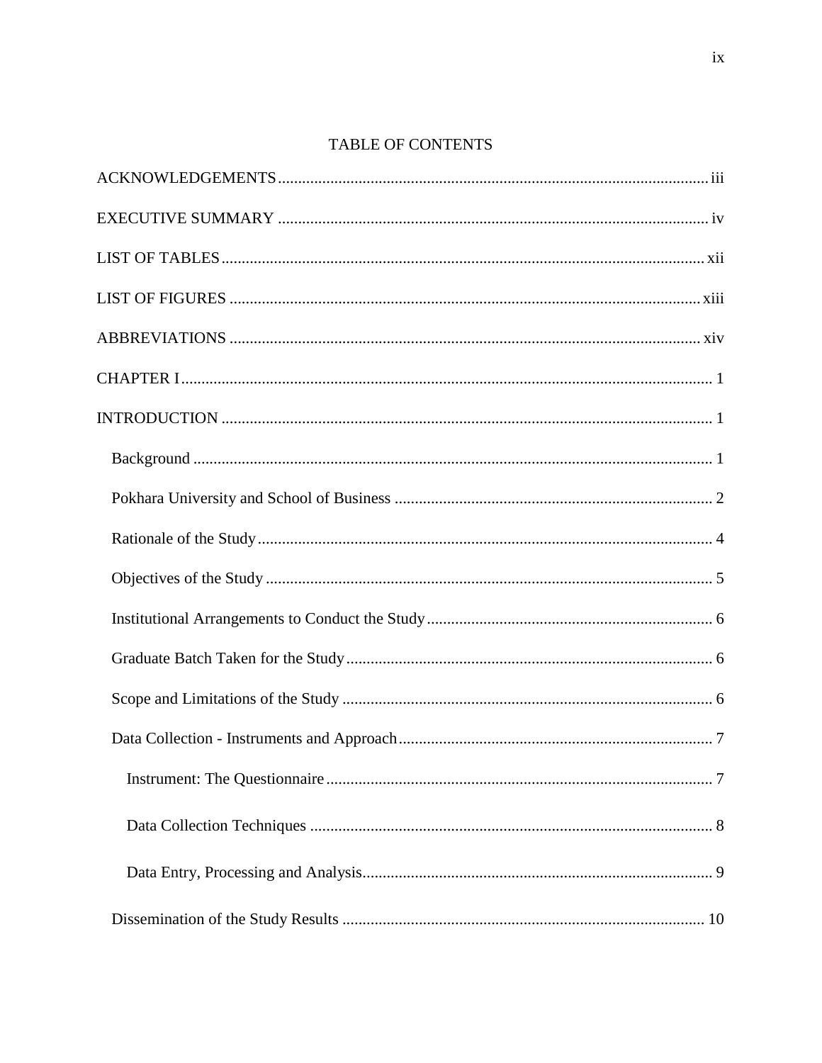# TABLE OF CONTENTS

ACKNOWLEDGEMENTS .......... iii

EXECUTIVE SUMMARY .......... iv

LIST OF TABLES .......... xii

LIST OF FIGURES .......... xiii

ABBREVIATIONS .......... xiv

CHAPTER I .......... 1

INTRODUCTION .......... 1

- Background .......... 1
- Pokhara University and School of Business .......... 2
- Rationale of the Study .......... 4
- Objectives of the Study .......... 5
- Institutional Arrangements to Conduct the Study .......... 6
- Graduate Batch Taken for the Study .......... 6
- Scope and Limitations of the Study .......... 6
- Data Collection - Instruments and Approach .......... 7
  - Instrument: The Questionnaire .......... 7
  - Data Collection Techniques .......... 8
  - Data Entry, Processing and Analysis .......... 9
- Dissemination of the Study Results .......... 10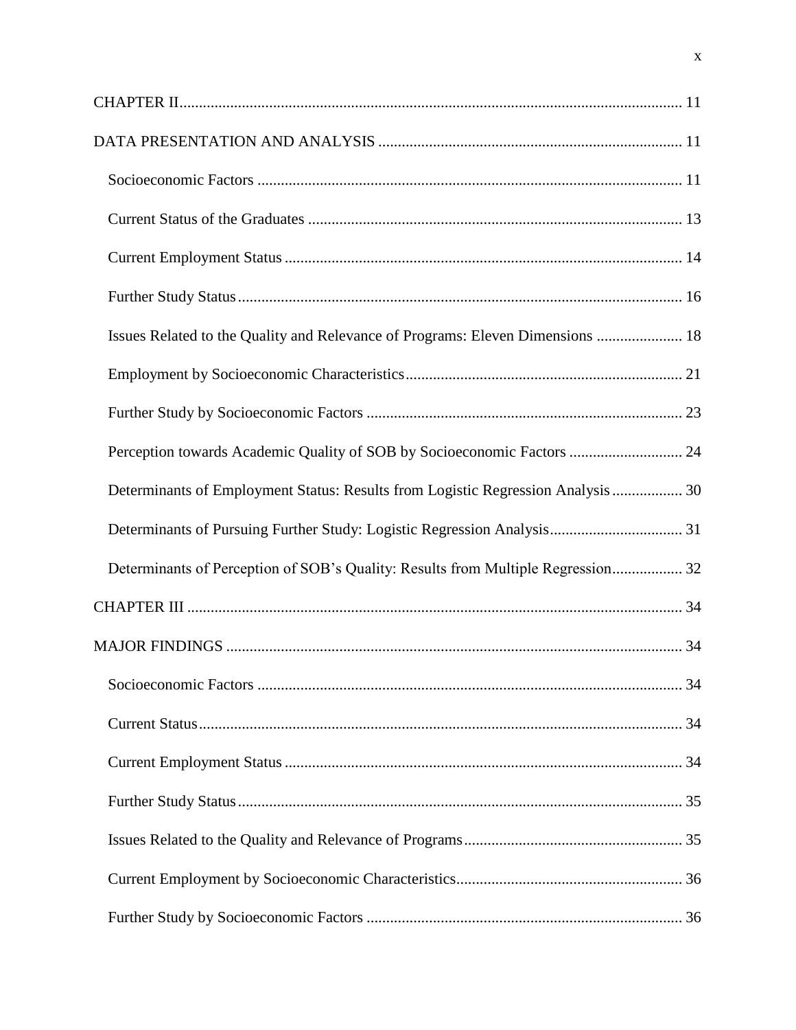CHAPTER II ........................................................................................................................ 11

DATA PRESENTATION AND ANALYSIS ............................................................................ 11

- Socioeconomic Factors ........................................................................................................ 11
- Current Status of the Graduates .......................................................................................... 13
- Current Employment Status ................................................................................................. 14
- Further Study Status ............................................................................................................. 16
- Issues Related to the Quality and Relevance of Programs: Eleven Dimensions ...................... 18
- Employment by Socioeconomic Characteristics ..................................................................... 21
- Further Study by Socioeconomic Factors ............................................................................... 23
- Perception towards Academic Quality of SOB by Socioeconomic Factors ............................ 24
- Determinants of Employment Status: Results from Logistic Regression Analysis .................. 30
- Determinants of Pursuing Further Study: Logistic Regression Analysis .................................. 31
- Determinants of Perception of SOB's Quality: Results from Multiple Regression .................. 32

CHAPTER III ....................................................................................................................... 34

MAJOR FINDINGS ............................................................................................................... 34

- Socioeconomic Factors ........................................................................................................ 34
- Current Status ....................................................................................................................... 34
- Current Employment Status ................................................................................................. 34
- Further Study Status ............................................................................................................. 35
- Issues Related to the Quality and Relevance of Programs ..................................................... 35
- Current Employment by Socioeconomic Characteristics ......................................................... 36
- Further Study by Socioeconomic Factors ............................................................................... 36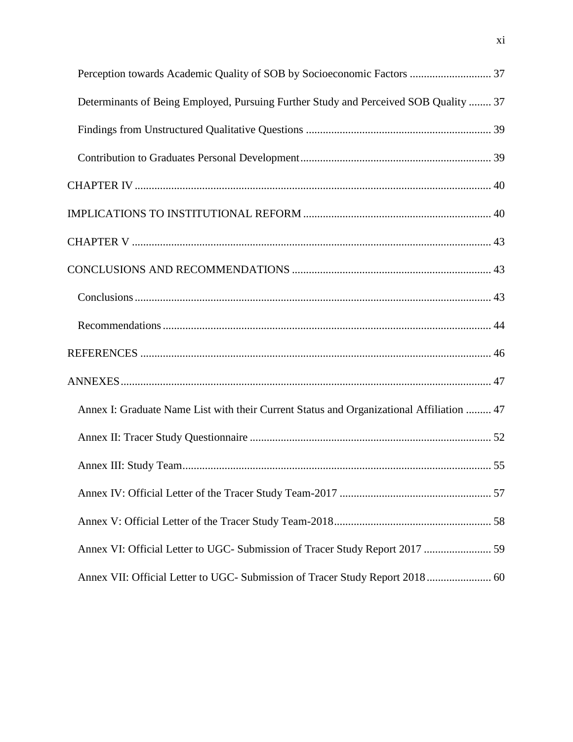Perception towards Academic Quality of SOB by Socioeconomic Factors ............................ 37

Determinants of Being Employed, Pursuing Further Study and Perceived SOB Quality ........ 37

Findings from Unstructured Qualitative Questions ................................................................. 39

Contribution to Graduates Personal Development................................................................... 39

CHAPTER IV ............................................................................................................................ 40

IMPLICATIONS TO INSTITUTIONAL REFORM .................................................................. 40

CHAPTER V ............................................................................................................................. 43

CONCLUSIONS AND RECOMMENDATIONS ...................................................................... 43

Conclusions ............................................................................................................................. 43

Recommendations ................................................................................................................... 44

REFERENCES .......................................................................................................................... 46

ANNEXES ................................................................................................................................. 47

Annex I: Graduate Name List with their Current Status and Organizational Affiliation ......... 47

Annex II: Tracer Study Questionnaire ..................................................................................... 52

Annex III: Study Team............................................................................................................. 55

Annex IV: Official Letter of the Tracer Study Team-2017 ...................................................... 57

Annex V: Official Letter of the Tracer Study Team-2018........................................................ 58

Annex VI: Official Letter to UGC- Submission of Tracer Study Report 2017 ........................ 59

Annex VII: Official Letter to UGC- Submission of Tracer Study Report 2018....................... 60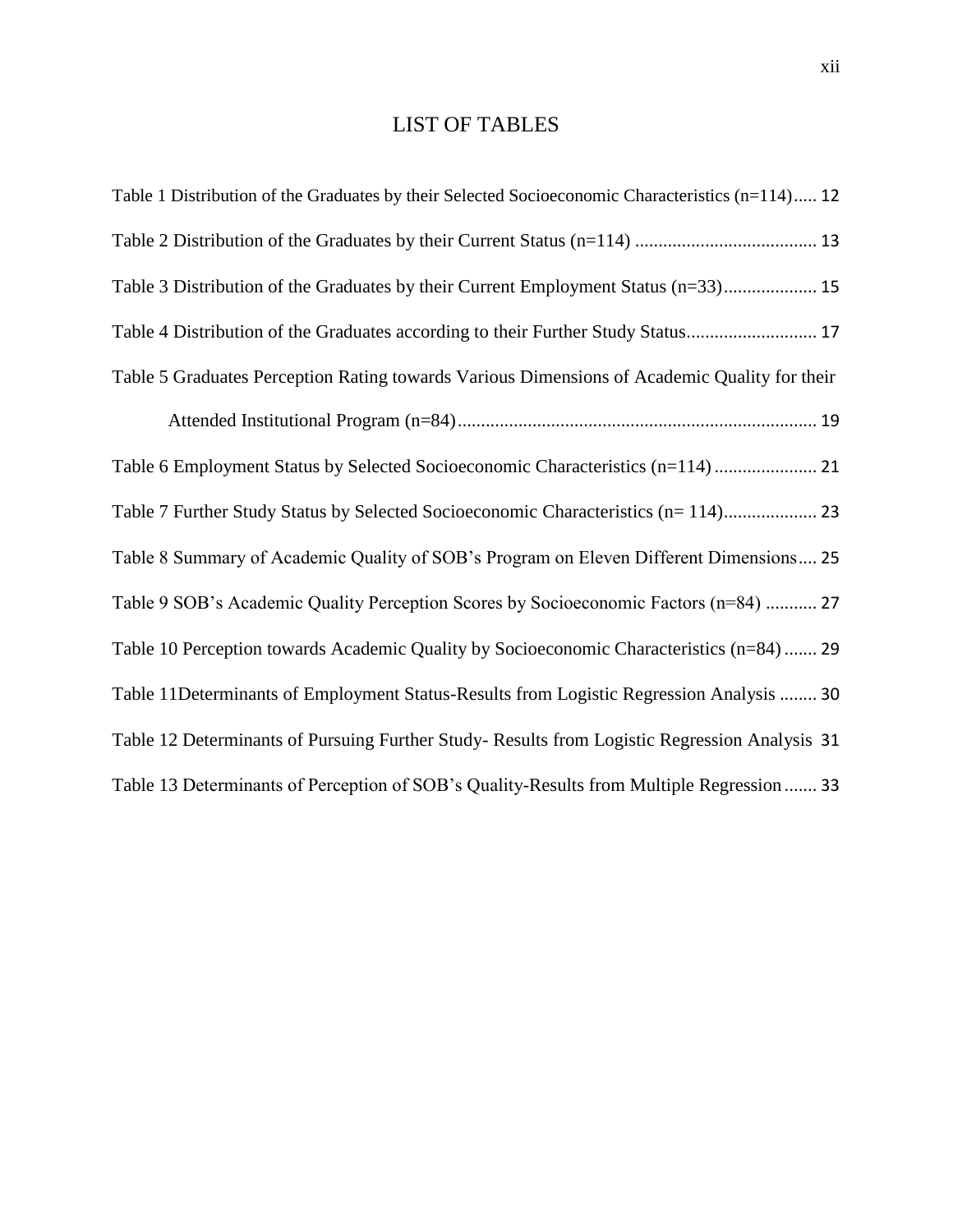# LIST OF TABLES

Table 1 Distribution of the Graduates by their Selected Socioeconomic Characteristics (n=114)..... 12

Table 2 Distribution of the Graduates by their Current Status (n=114) ....................................... 13

Table 3 Distribution of the Graduates by their Current Employment Status (n=33).................... 15

Table 4 Distribution of the Graduates according to their Further Study Status............................ 17

Table 5 Graduates Perception Rating towards Various Dimensions of Academic Quality for their Attended Institutional Program (n=84)............................................................................. 19

Table 6 Employment Status by Selected Socioeconomic Characteristics (n=114) ...................... 21

Table 7 Further Study Status by Selected Socioeconomic Characteristics (n= 114).................... 23

Table 8 Summary of Academic Quality of SOB's Program on Eleven Different Dimensions.... 25

Table 9 SOB's Academic Quality Perception Scores by Socioeconomic Factors (n=84) ........... 27

Table 10 Perception towards Academic Quality by Socioeconomic Characteristics (n=84) ....... 29

Table 11Determinants of Employment Status-Results from Logistic Regression Analysis ........ 30

Table 12 Determinants of Pursuing Further Study- Results from Logistic Regression Analysis 31

Table 13 Determinants of Perception of SOB's Quality-Results from Multiple Regression....... 33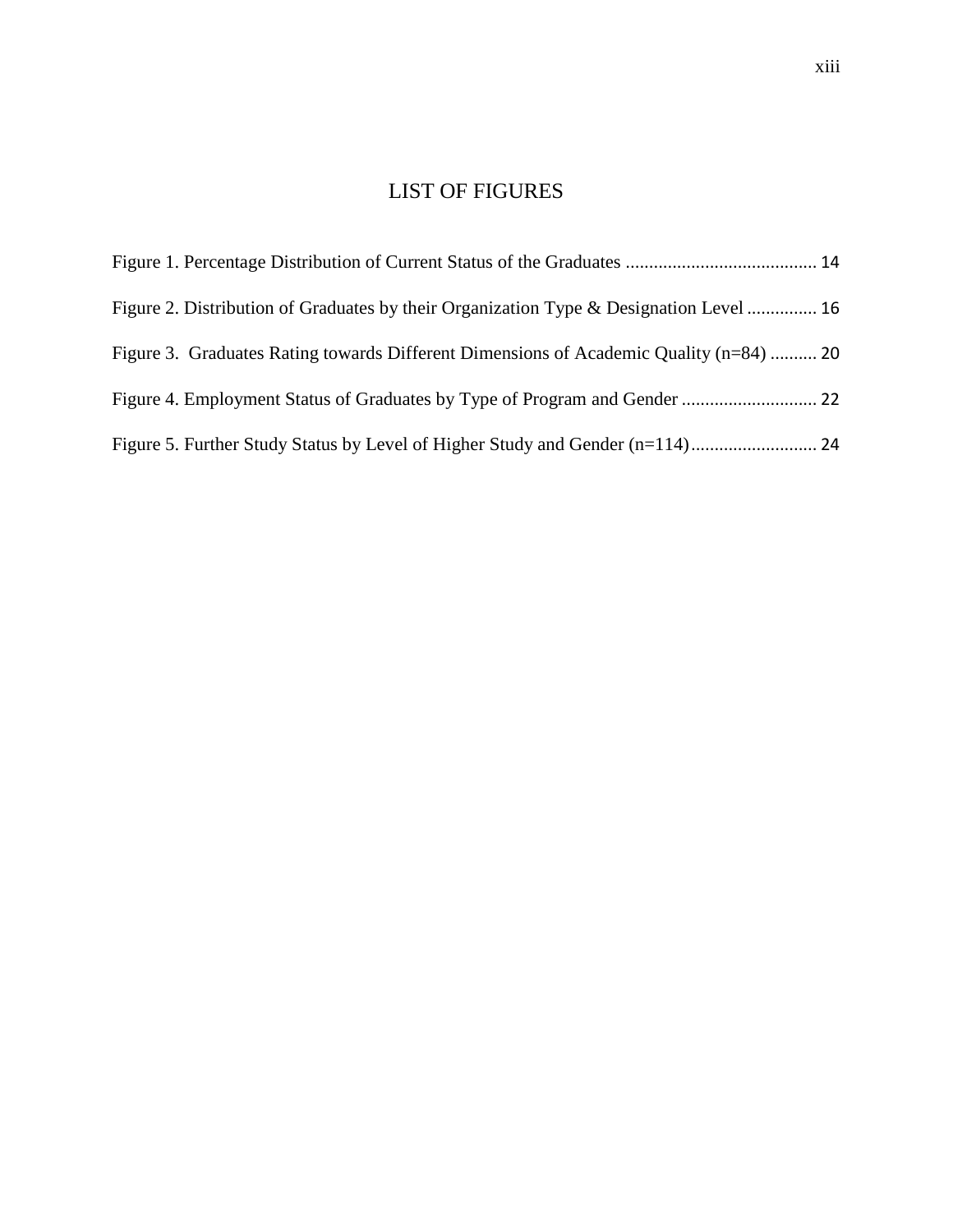# LIST OF FIGURES

Figure 1. Percentage Distribution of Current Status of the Graduates ........................................ 14

Figure 2. Distribution of Graduates by their Organization Type & Designation Level .............. 16

Figure 3.  Graduates Rating towards Different Dimensions of Academic Quality (n=84) .......... 20

Figure 4. Employment Status of Graduates by Type of Program and Gender ............................ 22

Figure 5. Further Study Status by Level of Higher Study and Gender (n=114).......................... 24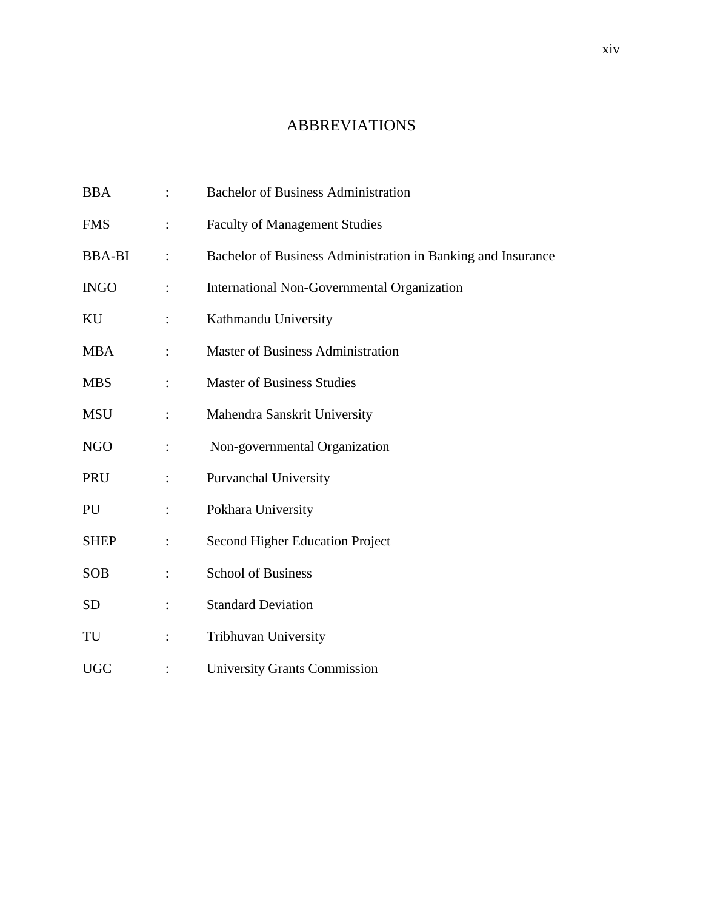# ABBREVIATIONS

| | | |
|---|---|---|
| BBA | : | Bachelor of Business Administration |
| FMS | : | Faculty of Management Studies |
| BBA-BI | : | Bachelor of Business Administration in Banking and Insurance |
| INGO | : | International Non-Governmental Organization |
| KU | : | Kathmandu University |
| MBA | : | Master of Business Administration |
| MBS | : | Master of Business Studies |
| MSU | : | Mahendra Sanskrit University |
| NGO | : | Non-governmental Organization |
| PRU | : | Purvanchal University |
| PU | : | Pokhara University |
| SHEP | : | Second Higher Education Project |
| SOB | : | School of Business |
| SD | : | Standard Deviation |
| TU | : | Tribhuvan University |
| UGC | : | University Grants Commission |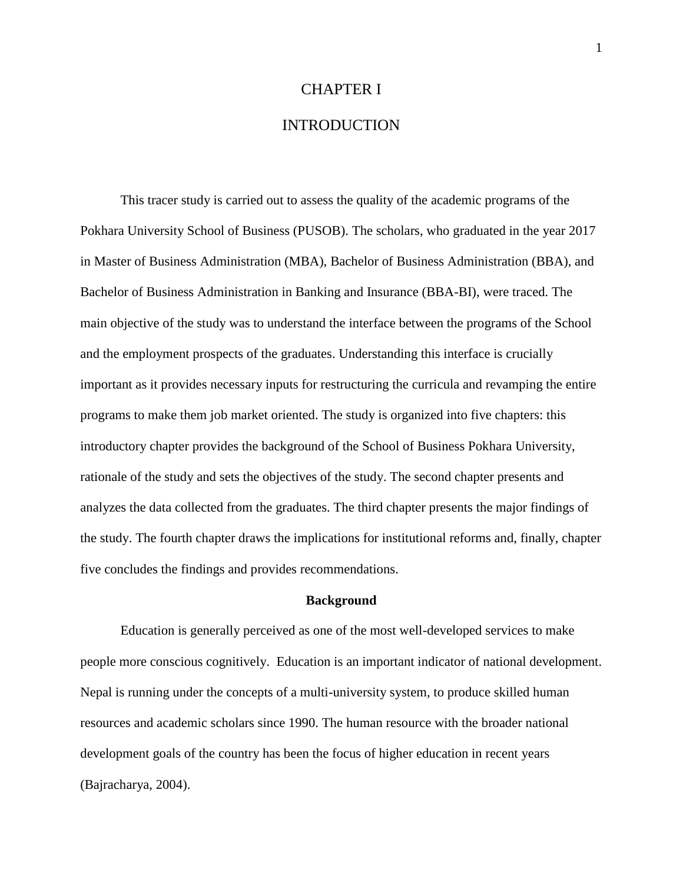# CHAPTER I

# INTRODUCTION

This tracer study is carried out to assess the quality of the academic programs of the Pokhara University School of Business (PUSOB). The scholars, who graduated in the year 2017 in Master of Business Administration (MBA), Bachelor of Business Administration (BBA), and Bachelor of Business Administration in Banking and Insurance (BBA-BI), were traced. The main objective of the study was to understand the interface between the programs of the School and the employment prospects of the graduates. Understanding this interface is crucially important as it provides necessary inputs for restructuring the curricula and revamping the entire programs to make them job market oriented. The study is organized into five chapters: this introductory chapter provides the background of the School of Business Pokhara University, rationale of the study and sets the objectives of the study. The second chapter presents and analyzes the data collected from the graduates. The third chapter presents the major findings of the study. The fourth chapter draws the implications for institutional reforms and, finally, chapter five concludes the findings and provides recommendations.

## Background

Education is generally perceived as one of the most well-developed services to make people more conscious cognitively. Education is an important indicator of national development. Nepal is running under the concepts of a multi-university system, to produce skilled human resources and academic scholars since 1990. The human resource with the broader national development goals of the country has been the focus of higher education in recent years (Bajracharya, 2004).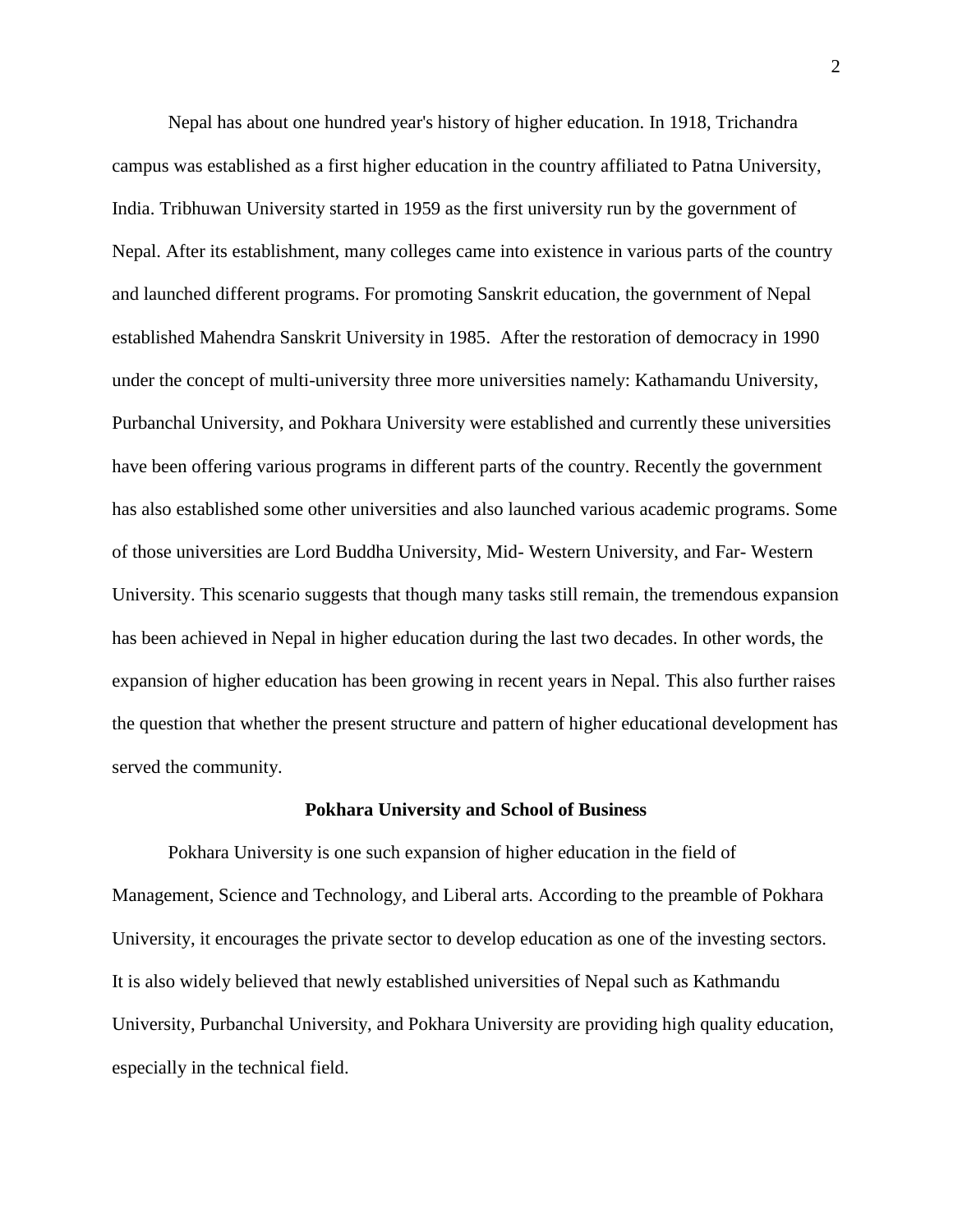Nepal has about one hundred year's history of higher education. In 1918, Trichandra campus was established as a first higher education in the country affiliated to Patna University, India. Tribhuwan University started in 1959 as the first university run by the government of Nepal. After its establishment, many colleges came into existence in various parts of the country and launched different programs. For promoting Sanskrit education, the government of Nepal established Mahendra Sanskrit University in 1985. After the restoration of democracy in 1990 under the concept of multi-university three more universities namely: Kathamandu University, Purbanchal University, and Pokhara University were established and currently these universities have been offering various programs in different parts of the country. Recently the government has also established some other universities and also launched various academic programs. Some of those universities are Lord Buddha University, Mid- Western University, and Far- Western University. This scenario suggests that though many tasks still remain, the tremendous expansion has been achieved in Nepal in higher education during the last two decades. In other words, the expansion of higher education has been growing in recent years in Nepal. This also further raises the question that whether the present structure and pattern of higher educational development has served the community.

## Pokhara University and School of Business

Pokhara University is one such expansion of higher education in the field of Management, Science and Technology, and Liberal arts. According to the preamble of Pokhara University, it encourages the private sector to develop education as one of the investing sectors. It is also widely believed that newly established universities of Nepal such as Kathmandu University, Purbanchal University, and Pokhara University are providing high quality education, especially in the technical field.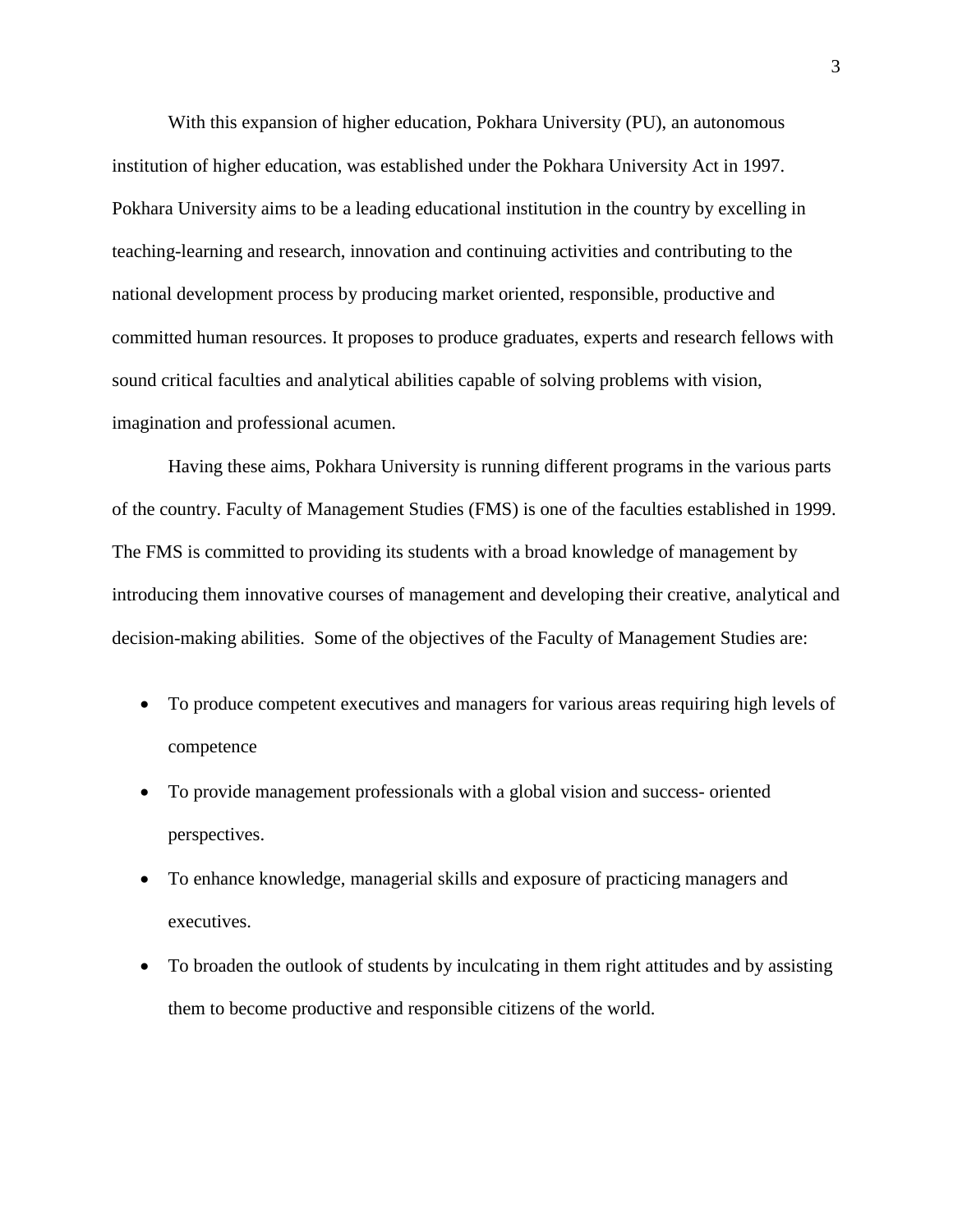With this expansion of higher education, Pokhara University (PU), an autonomous institution of higher education, was established under the Pokhara University Act in 1997. Pokhara University aims to be a leading educational institution in the country by excelling in teaching-learning and research, innovation and continuing activities and contributing to the national development process by producing market oriented, responsible, productive and committed human resources. It proposes to produce graduates, experts and research fellows with sound critical faculties and analytical abilities capable of solving problems with vision, imagination and professional acumen.

Having these aims, Pokhara University is running different programs in the various parts of the country. Faculty of Management Studies (FMS) is one of the faculties established in 1999. The FMS is committed to providing its students with a broad knowledge of management by introducing them innovative courses of management and developing their creative, analytical and decision-making abilities. Some of the objectives of the Faculty of Management Studies are:

- To produce competent executives and managers for various areas requiring high levels of competence
- To provide management professionals with a global vision and success- oriented perspectives.
- To enhance knowledge, managerial skills and exposure of practicing managers and executives.
- To broaden the outlook of students by inculcating in them right attitudes and by assisting them to become productive and responsible citizens of the world.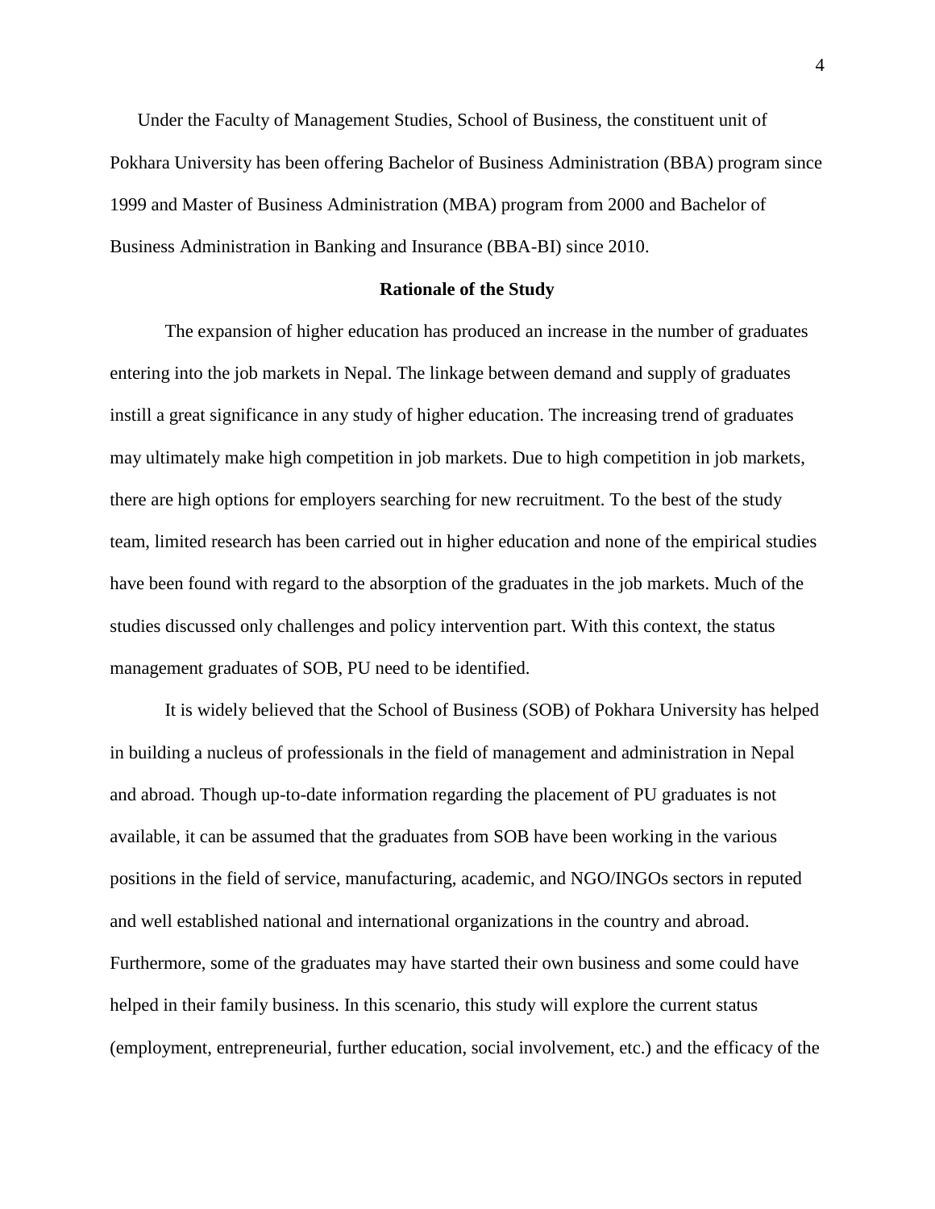Under the Faculty of Management Studies, School of Business, the constituent unit of Pokhara University has been offering Bachelor of Business Administration (BBA) program since 1999 and Master of Business Administration (MBA) program from 2000 and Bachelor of Business Administration in Banking and Insurance (BBA-BI) since 2010.

## Rationale of the Study

The expansion of higher education has produced an increase in the number of graduates entering into the job markets in Nepal. The linkage between demand and supply of graduates instill a great significance in any study of higher education. The increasing trend of graduates may ultimately make high competition in job markets. Due to high competition in job markets, there are high options for employers searching for new recruitment. To the best of the study team, limited research has been carried out in higher education and none of the empirical studies have been found with regard to the absorption of the graduates in the job markets. Much of the studies discussed only challenges and policy intervention part. With this context, the status management graduates of SOB, PU need to be identified.

It is widely believed that the School of Business (SOB) of Pokhara University has helped in building a nucleus of professionals in the field of management and administration in Nepal and abroad. Though up-to-date information regarding the placement of PU graduates is not available, it can be assumed that the graduates from SOB have been working in the various positions in the field of service, manufacturing, academic, and NGO/INGOs sectors in reputed and well established national and international organizations in the country and abroad. Furthermore, some of the graduates may have started their own business and some could have helped in their family business. In this scenario, this study will explore the current status (employment, entrepreneurial, further education, social involvement, etc.) and the efficacy of the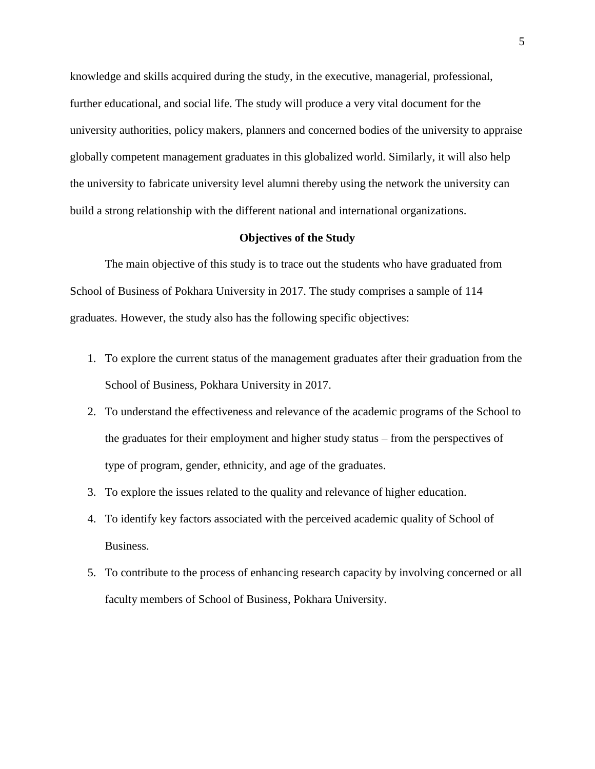knowledge and skills acquired during the study, in the executive, managerial, professional, further educational, and social life. The study will produce a very vital document for the university authorities, policy makers, planners and concerned bodies of the university to appraise globally competent management graduates in this globalized world. Similarly, it will also help the university to fabricate university level alumni thereby using the network the university can build a strong relationship with the different national and international organizations.

## Objectives of the Study

The main objective of this study is to trace out the students who have graduated from School of Business of Pokhara University in 2017. The study comprises a sample of 114 graduates. However, the study also has the following specific objectives:

1. To explore the current status of the management graduates after their graduation from the School of Business, Pokhara University in 2017.
2. To understand the effectiveness and relevance of the academic programs of the School to the graduates for their employment and higher study status – from the perspectives of type of program, gender, ethnicity, and age of the graduates.
3. To explore the issues related to the quality and relevance of higher education.
4. To identify key factors associated with the perceived academic quality of School of Business.
5. To contribute to the process of enhancing research capacity by involving concerned or all faculty members of School of Business, Pokhara University.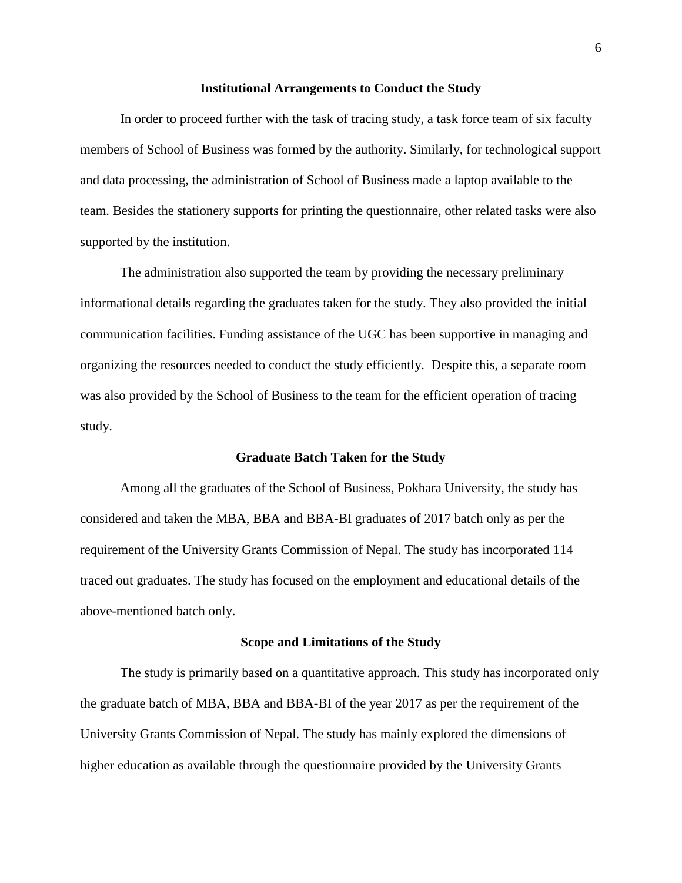## Institutional Arrangements to Conduct the Study

In order to proceed further with the task of tracing study, a task force team of six faculty members of School of Business was formed by the authority. Similarly, for technological support and data processing, the administration of School of Business made a laptop available to the team. Besides the stationery supports for printing the questionnaire, other related tasks were also supported by the institution.

The administration also supported the team by providing the necessary preliminary informational details regarding the graduates taken for the study. They also provided the initial communication facilities. Funding assistance of the UGC has been supportive in managing and organizing the resources needed to conduct the study efficiently. Despite this, a separate room was also provided by the School of Business to the team for the efficient operation of tracing study.

## Graduate Batch Taken for the Study

Among all the graduates of the School of Business, Pokhara University, the study has considered and taken the MBA, BBA and BBA-BI graduates of 2017 batch only as per the requirement of the University Grants Commission of Nepal. The study has incorporated 114 traced out graduates. The study has focused on the employment and educational details of the above-mentioned batch only.

## Scope and Limitations of the Study

The study is primarily based on a quantitative approach. This study has incorporated only the graduate batch of MBA, BBA and BBA-BI of the year 2017 as per the requirement of the University Grants Commission of Nepal. The study has mainly explored the dimensions of higher education as available through the questionnaire provided by the University Grants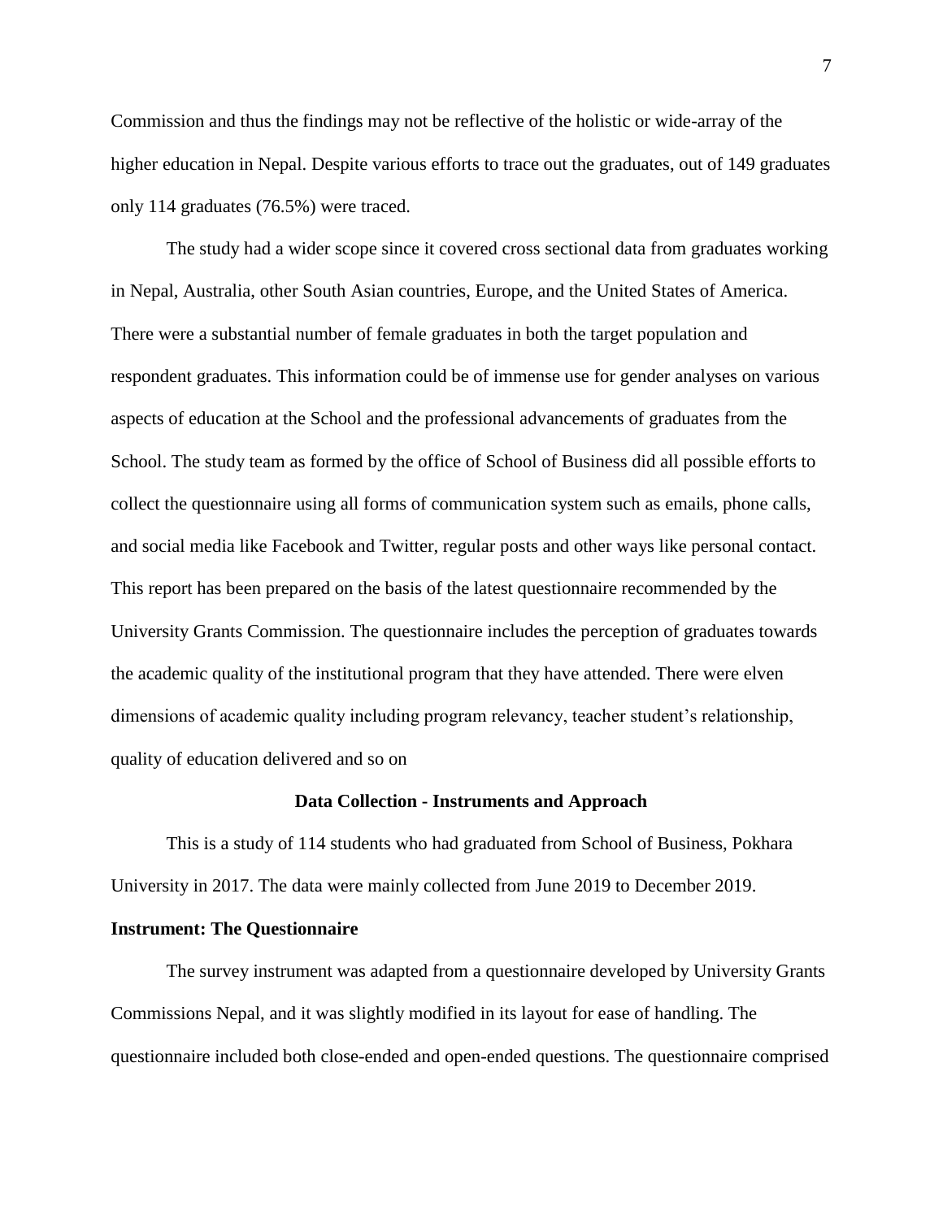Commission and thus the findings may not be reflective of the holistic or wide-array of the higher education in Nepal. Despite various efforts to trace out the graduates, out of 149 graduates only 114 graduates (76.5%) were traced.

The study had a wider scope since it covered cross sectional data from graduates working in Nepal, Australia, other South Asian countries, Europe, and the United States of America. There were a substantial number of female graduates in both the target population and respondent graduates. This information could be of immense use for gender analyses on various aspects of education at the School and the professional advancements of graduates from the School. The study team as formed by the office of School of Business did all possible efforts to collect the questionnaire using all forms of communication system such as emails, phone calls, and social media like Facebook and Twitter, regular posts and other ways like personal contact. This report has been prepared on the basis of the latest questionnaire recommended by the University Grants Commission. The questionnaire includes the perception of graduates towards the academic quality of the institutional program that they have attended. There were elven dimensions of academic quality including program relevancy, teacher student's relationship, quality of education delivered and so on

## Data Collection - Instruments and Approach

This is a study of 114 students who had graduated from School of Business, Pokhara University in 2017. The data were mainly collected from June 2019 to December 2019.

### Instrument: The Questionnaire

The survey instrument was adapted from a questionnaire developed by University Grants Commissions Nepal, and it was slightly modified in its layout for ease of handling. The questionnaire included both close-ended and open-ended questions. The questionnaire comprised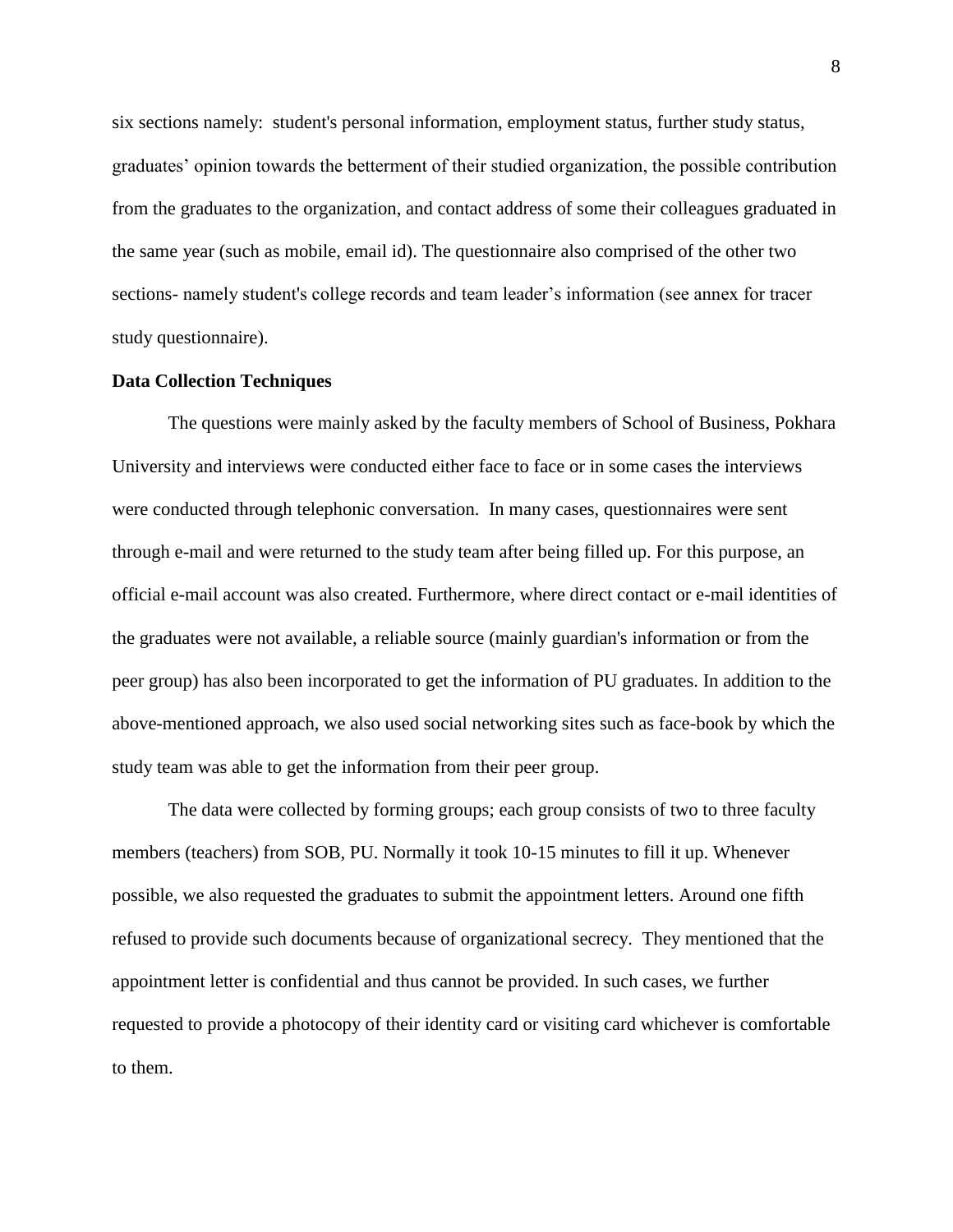six sections namely: student's personal information, employment status, further study status, graduates' opinion towards the betterment of their studied organization, the possible contribution from the graduates to the organization, and contact address of some their colleagues graduated in the same year (such as mobile, email id). The questionnaire also comprised of the other two sections- namely student's college records and team leader's information (see annex for tracer study questionnaire).

**Data Collection Techniques**

The questions were mainly asked by the faculty members of School of Business, Pokhara University and interviews were conducted either face to face or in some cases the interviews were conducted through telephonic conversation. In many cases, questionnaires were sent through e-mail and were returned to the study team after being filled up. For this purpose, an official e-mail account was also created. Furthermore, where direct contact or e-mail identities of the graduates were not available, a reliable source (mainly guardian's information or from the peer group) has also been incorporated to get the information of PU graduates. In addition to the above-mentioned approach, we also used social networking sites such as face-book by which the study team was able to get the information from their peer group.

The data were collected by forming groups; each group consists of two to three faculty members (teachers) from SOB, PU. Normally it took 10-15 minutes to fill it up. Whenever possible, we also requested the graduates to submit the appointment letters. Around one fifth refused to provide such documents because of organizational secrecy. They mentioned that the appointment letter is confidential and thus cannot be provided. In such cases, we further requested to provide a photocopy of their identity card or visiting card whichever is comfortable to them.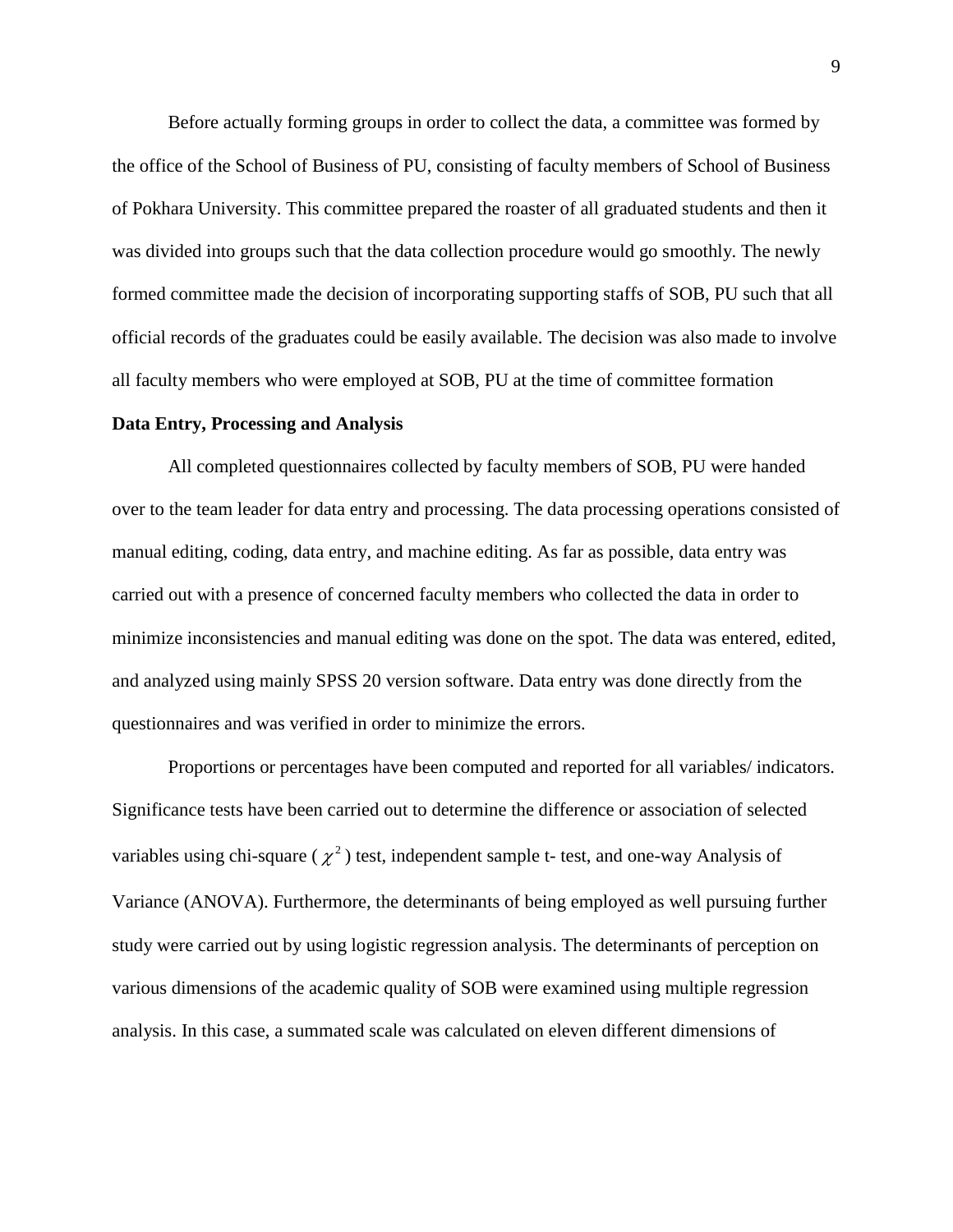Before actually forming groups in order to collect the data, a committee was formed by the office of the School of Business of PU, consisting of faculty members of School of Business of Pokhara University. This committee prepared the roaster of all graduated students and then it was divided into groups such that the data collection procedure would go smoothly. The newly formed committee made the decision of incorporating supporting staffs of SOB, PU such that all official records of the graduates could be easily available. The decision was also made to involve all faculty members who were employed at SOB, PU at the time of committee formation

**Data Entry, Processing and Analysis**

All completed questionnaires collected by faculty members of SOB, PU were handed over to the team leader for data entry and processing. The data processing operations consisted of manual editing, coding, data entry, and machine editing. As far as possible, data entry was carried out with a presence of concerned faculty members who collected the data in order to minimize inconsistencies and manual editing was done on the spot. The data was entered, edited, and analyzed using mainly SPSS 20 version software. Data entry was done directly from the questionnaires and was verified in order to minimize the errors.

Proportions or percentages have been computed and reported for all variables/ indicators. Significance tests have been carried out to determine the difference or association of selected variables using chi-square ( $\chi^2$ ) test, independent sample t- test, and one-way Analysis of Variance (ANOVA). Furthermore, the determinants of being employed as well pursuing further study were carried out by using logistic regression analysis. The determinants of perception on various dimensions of the academic quality of SOB were examined using multiple regression analysis. In this case, a summated scale was calculated on eleven different dimensions of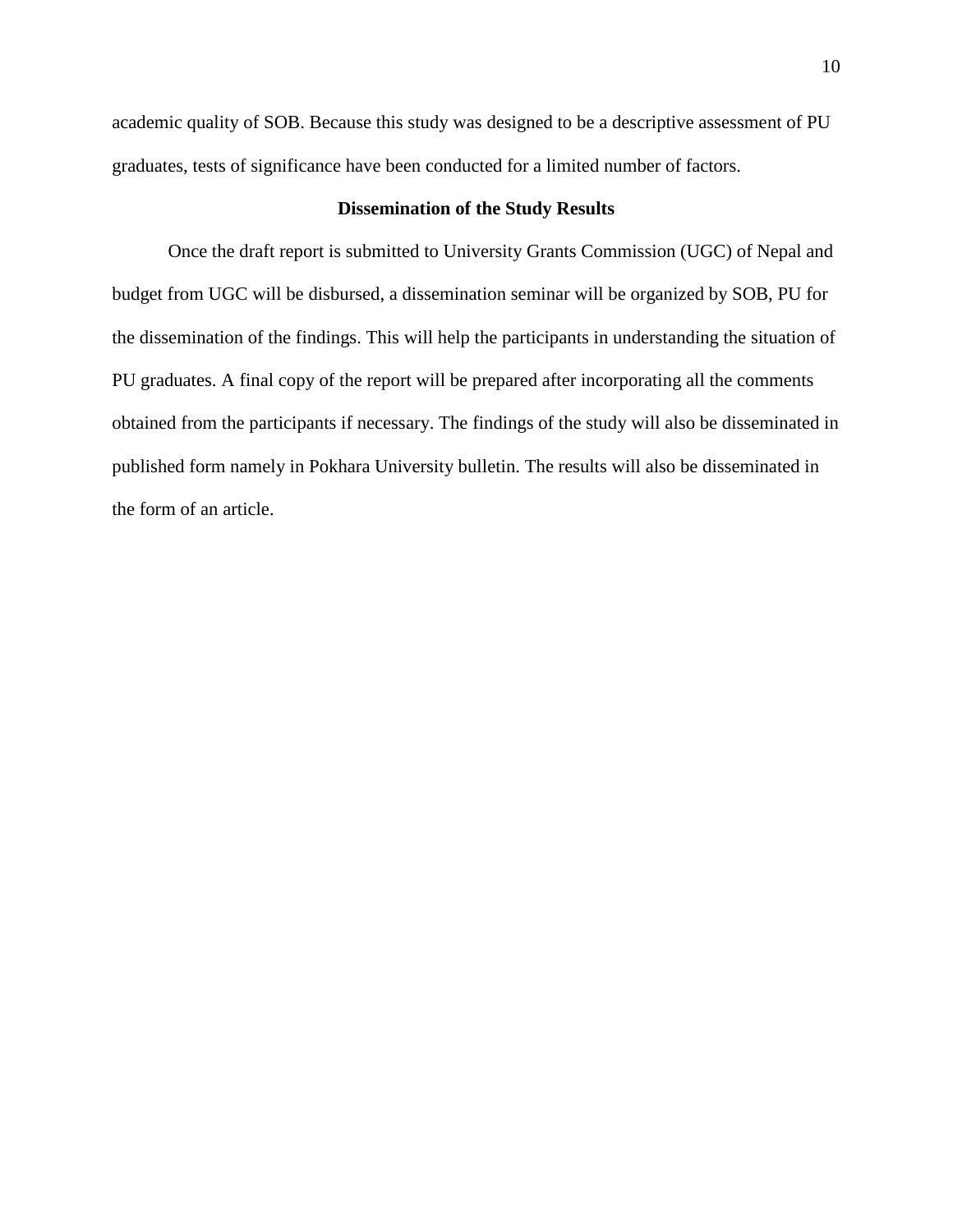academic quality of SOB. Because this study was designed to be a descriptive assessment of PU graduates, tests of significance have been conducted for a limited number of factors.

## Dissemination of the Study Results

Once the draft report is submitted to University Grants Commission (UGC) of Nepal and budget from UGC will be disbursed, a dissemination seminar will be organized by SOB, PU for the dissemination of the findings. This will help the participants in understanding the situation of PU graduates. A final copy of the report will be prepared after incorporating all the comments obtained from the participants if necessary. The findings of the study will also be disseminated in published form namely in Pokhara University bulletin. The results will also be disseminated in the form of an article.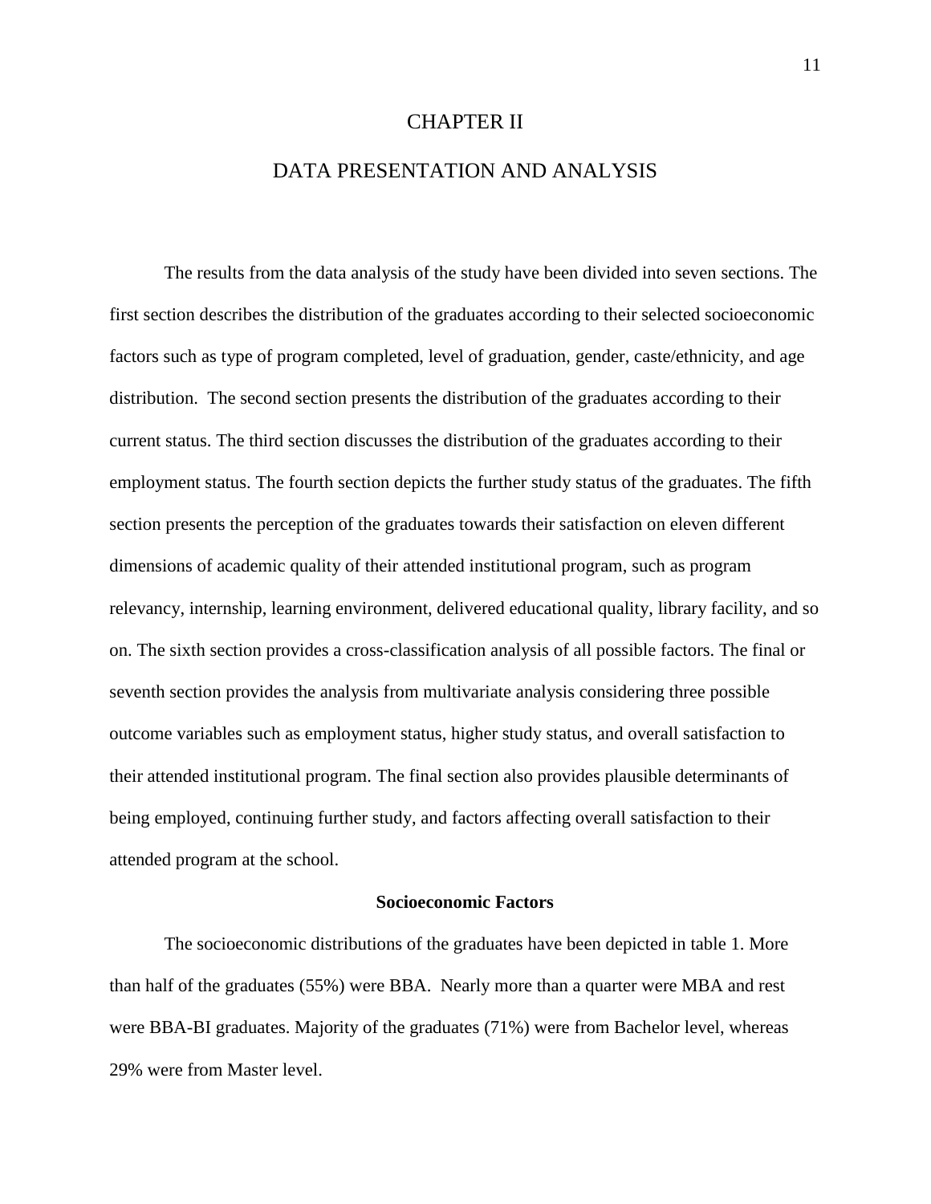# CHAPTER II

# DATA PRESENTATION AND ANALYSIS

The results from the data analysis of the study have been divided into seven sections. The first section describes the distribution of the graduates according to their selected socioeconomic factors such as type of program completed, level of graduation, gender, caste/ethnicity, and age distribution. The second section presents the distribution of the graduates according to their current status. The third section discusses the distribution of the graduates according to their employment status. The fourth section depicts the further study status of the graduates. The fifth section presents the perception of the graduates towards their satisfaction on eleven different dimensions of academic quality of their attended institutional program, such as program relevancy, internship, learning environment, delivered educational quality, library facility, and so on. The sixth section provides a cross-classification analysis of all possible factors. The final or seventh section provides the analysis from multivariate analysis considering three possible outcome variables such as employment status, higher study status, and overall satisfaction to their attended institutional program. The final section also provides plausible determinants of being employed, continuing further study, and factors affecting overall satisfaction to their attended program at the school.

## Socioeconomic Factors

The socioeconomic distributions of the graduates have been depicted in table 1. More than half of the graduates (55%) were BBA. Nearly more than a quarter were MBA and rest were BBA-BI graduates. Majority of the graduates (71%) were from Bachelor level, whereas 29% were from Master level.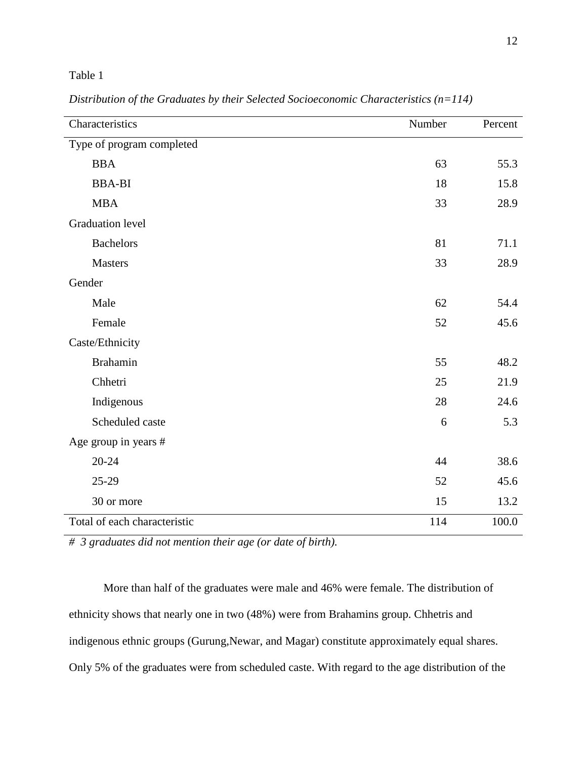Table 1

*Distribution of the Graduates by their Selected Socioeconomic Characteristics (n=114)*

| Characteristics | Number | Percent |
|---|---|---|
| Type of program completed | | |
| BBA | 63 | 55.3 |
| BBA-BI | 18 | 15.8 |
| MBA | 33 | 28.9 |
| Graduation level | | |
| Bachelors | 81 | 71.1 |
| Masters | 33 | 28.9 |
| Gender | | |
| Male | 62 | 54.4 |
| Female | 52 | 45.6 |
| Caste/Ethnicity | | |
| Brahamin | 55 | 48.2 |
| Chhetri | 25 | 21.9 |
| Indigenous | 28 | 24.6 |
| Scheduled caste | 6 | 5.3 |
| Age group in years # | | |
| 20-24 | 44 | 38.6 |
| 25-29 | 52 | 45.6 |
| 30 or more | 15 | 13.2 |
| Total of each characteristic | 114 | 100.0 |

*# 3 graduates did not mention their age (or date of birth).*

More than half of the graduates were male and 46% were female. The distribution of ethnicity shows that nearly one in two (48%) were from Brahamins group. Chhetris and indigenous ethnic groups (Gurung,Newar, and Magar) constitute approximately equal shares. Only 5% of the graduates were from scheduled caste. With regard to the age distribution of the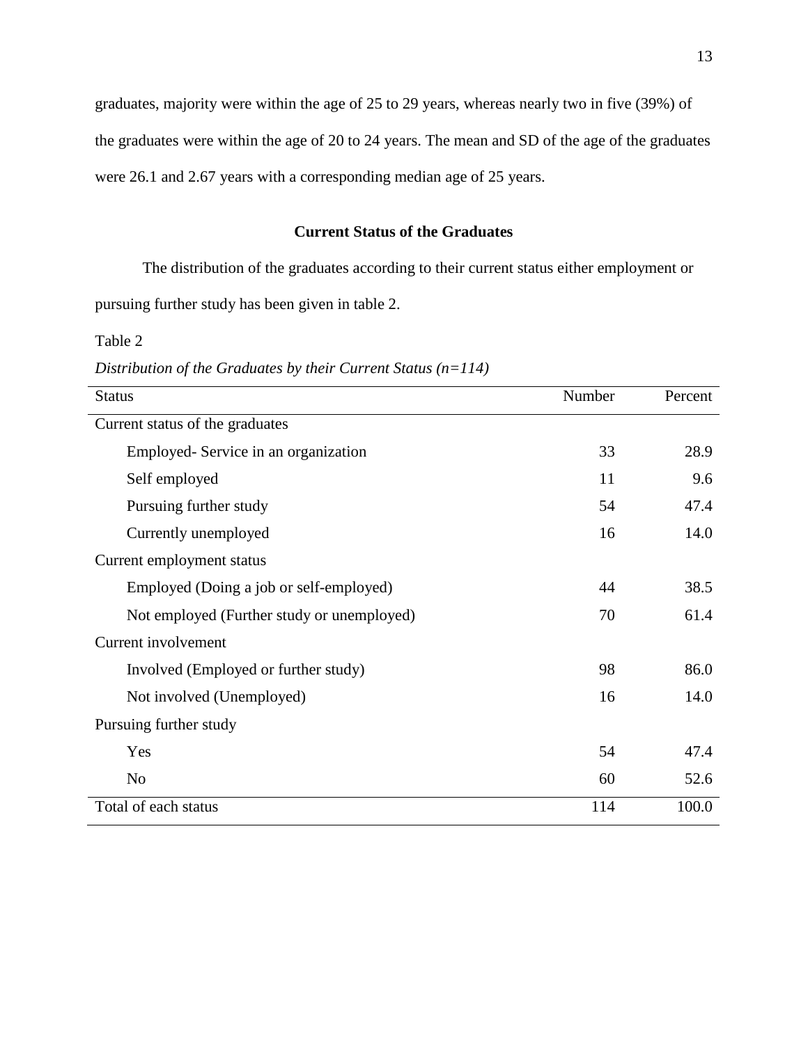graduates, majority were within the age of 25 to 29 years, whereas nearly two in five (39%) of the graduates were within the age of 20 to 24 years. The mean and SD of the age of the graduates were 26.1 and 2.67 years with a corresponding median age of 25 years.

## Current Status of the Graduates

The distribution of the graduates according to their current status either employment or pursuing further study has been given in table 2.

Table 2

*Distribution of the Graduates by their Current Status (n=114)*

| Status | Number | Percent |
|---|---|---|
| Current status of the graduates | | |
| Employed- Service in an organization | 33 | 28.9 |
| Self employed | 11 | 9.6 |
| Pursuing further study | 54 | 47.4 |
| Currently unemployed | 16 | 14.0 |
| Current employment status | | |
| Employed (Doing a job or self-employed) | 44 | 38.5 |
| Not employed (Further study or unemployed) | 70 | 61.4 |
| Current involvement | | |
| Involved (Employed or further study) | 98 | 86.0 |
| Not involved (Unemployed) | 16 | 14.0 |
| Pursuing further study | | |
| Yes | 54 | 47.4 |
| No | 60 | 52.6 |
| Total of each status | 114 | 100.0 |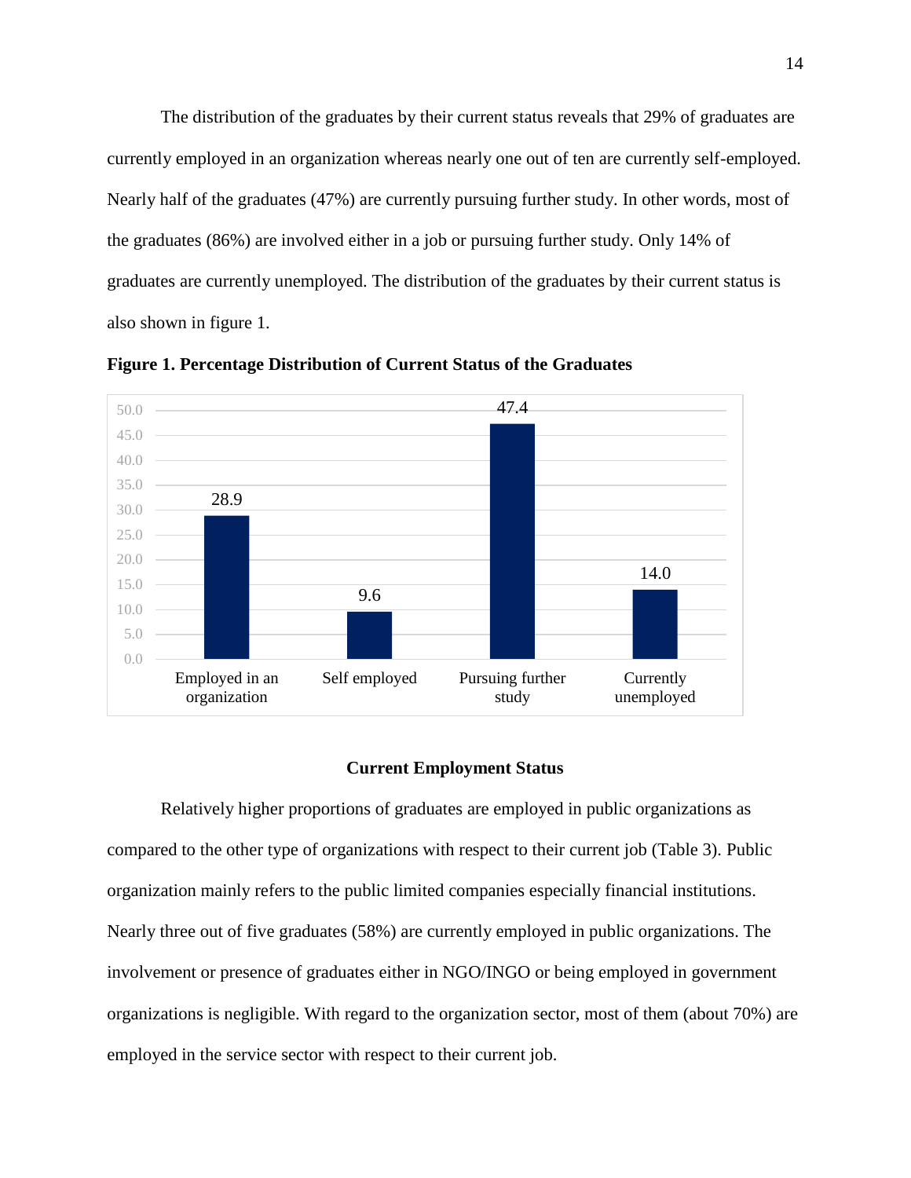The distribution of the graduates by their current status reveals that 29% of graduates are currently employed in an organization whereas nearly one out of ten are currently self-employed. Nearly half of the graduates (47%) are currently pursuing further study. In other words, most of the graduates (86%) are involved either in a job or pursuing further study. Only 14% of graduates are currently unemployed. The distribution of the graduates by their current status is also shown in figure 1.

**Figure 1. Percentage Distribution of Current Status of the Graduates**

| Current status | Percentage |
|---|---|
| Employed in an organization | 28.9 |
| Self employed | 9.6 |
| Pursuing further study | 47.4 |
| Currently unemployed | 14.0 |

## Current Employment Status

Relatively higher proportions of graduates are employed in public organizations as compared to the other type of organizations with respect to their current job (Table 3). Public organization mainly refers to the public limited companies especially financial institutions. Nearly three out of five graduates (58%) are currently employed in public organizations. The involvement or presence of graduates either in NGO/INGO or being employed in government organizations is negligible. With regard to the organization sector, most of them (about 70%) are employed in the service sector with respect to their current job.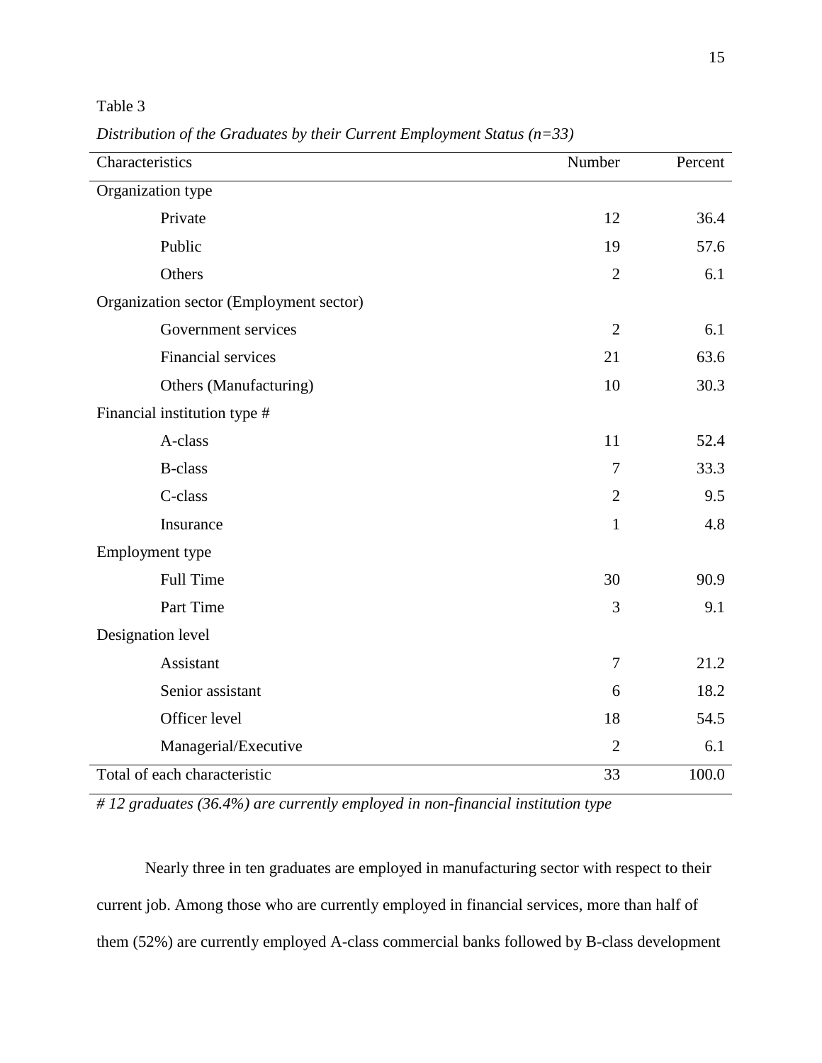Table 3

*Distribution of the Graduates by their Current Employment Status (n=33)*

| Characteristics | Number | Percent |
|---|---|---|
| Organization type | | |
| Private | 12 | 36.4 |
| Public | 19 | 57.6 |
| Others | 2 | 6.1 |
| Organization sector (Employment sector) | | |
| Government services | 2 | 6.1 |
| Financial services | 21 | 63.6 |
| Others (Manufacturing) | 10 | 30.3 |
| Financial institution type # | | |
| A-class | 11 | 52.4 |
| B-class | 7 | 33.3 |
| C-class | 2 | 9.5 |
| Insurance | 1 | 4.8 |
| Employment type | | |
| Full Time | 30 | 90.9 |
| Part Time | 3 | 9.1 |
| Designation level | | |
| Assistant | 7 | 21.2 |
| Senior assistant | 6 | 18.2 |
| Officer level | 18 | 54.5 |
| Managerial/Executive | 2 | 6.1 |
| Total of each characteristic | 33 | 100.0 |

*# 12 graduates (36.4%) are currently employed in non-financial institution type*

Nearly three in ten graduates are employed in manufacturing sector with respect to their current job. Among those who are currently employed in financial services, more than half of them (52%) are currently employed A-class commercial banks followed by B-class development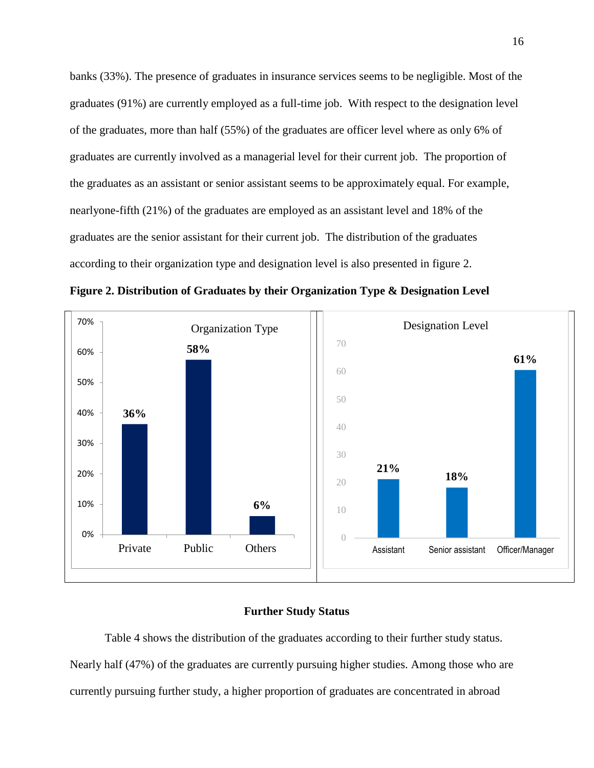banks (33%). The presence of graduates in insurance services seems to be negligible. Most of the graduates (91%) are currently employed as a full-time job. With respect to the designation level of the graduates, more than half (55%) of the graduates are officer level where as only 6% of graduates are currently involved as a managerial level for their current job. The proportion of the graduates as an assistant or senior assistant seems to be approximately equal. For example, nearlyone-fifth (21%) of the graduates are employed as an assistant level and 18% of the graduates are the senior assistant for their current job. The distribution of the graduates according to their organization type and designation level is also presented in figure 2.

**Figure 2. Distribution of Graduates by their Organization Type & Designation Level**

## Further Study Status

Table 4 shows the distribution of the graduates according to their further study status. Nearly half (47%) of the graduates are currently pursuing higher studies. Among those who are currently pursuing further study, a higher proportion of graduates are concentrated in abroad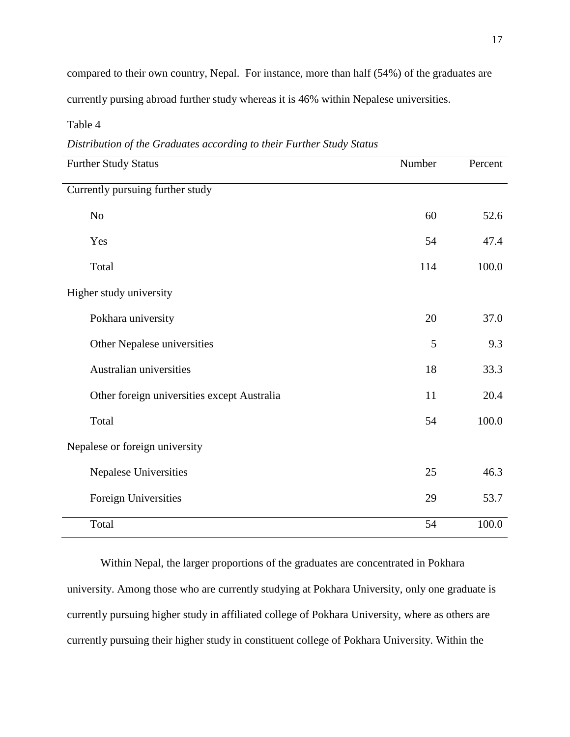compared to their own country, Nepal. For instance, more than half (54%) of the graduates are currently pursing abroad further study whereas it is 46% within Nepalese universities.

Table 4

*Distribution of the Graduates according to their Further Study Status*

| Further Study Status | Number | Percent |
|---|---|---|
| Currently pursuing further study | | |
| No | 60 | 52.6 |
| Yes | 54 | 47.4 |
| Total | 114 | 100.0 |
| Higher study university | | |
| Pokhara university | 20 | 37.0 |
| Other Nepalese universities | 5 | 9.3 |
| Australian universities | 18 | 33.3 |
| Other foreign universities except Australia | 11 | 20.4 |
| Total | 54 | 100.0 |
| Nepalese or foreign university | | |
| Nepalese Universities | 25 | 46.3 |
| Foreign Universities | 29 | 53.7 |
| Total | 54 | 100.0 |

Within Nepal, the larger proportions of the graduates are concentrated in Pokhara university. Among those who are currently studying at Pokhara University, only one graduate is currently pursuing higher study in affiliated college of Pokhara University, where as others are currently pursuing their higher study in constituent college of Pokhara University. Within the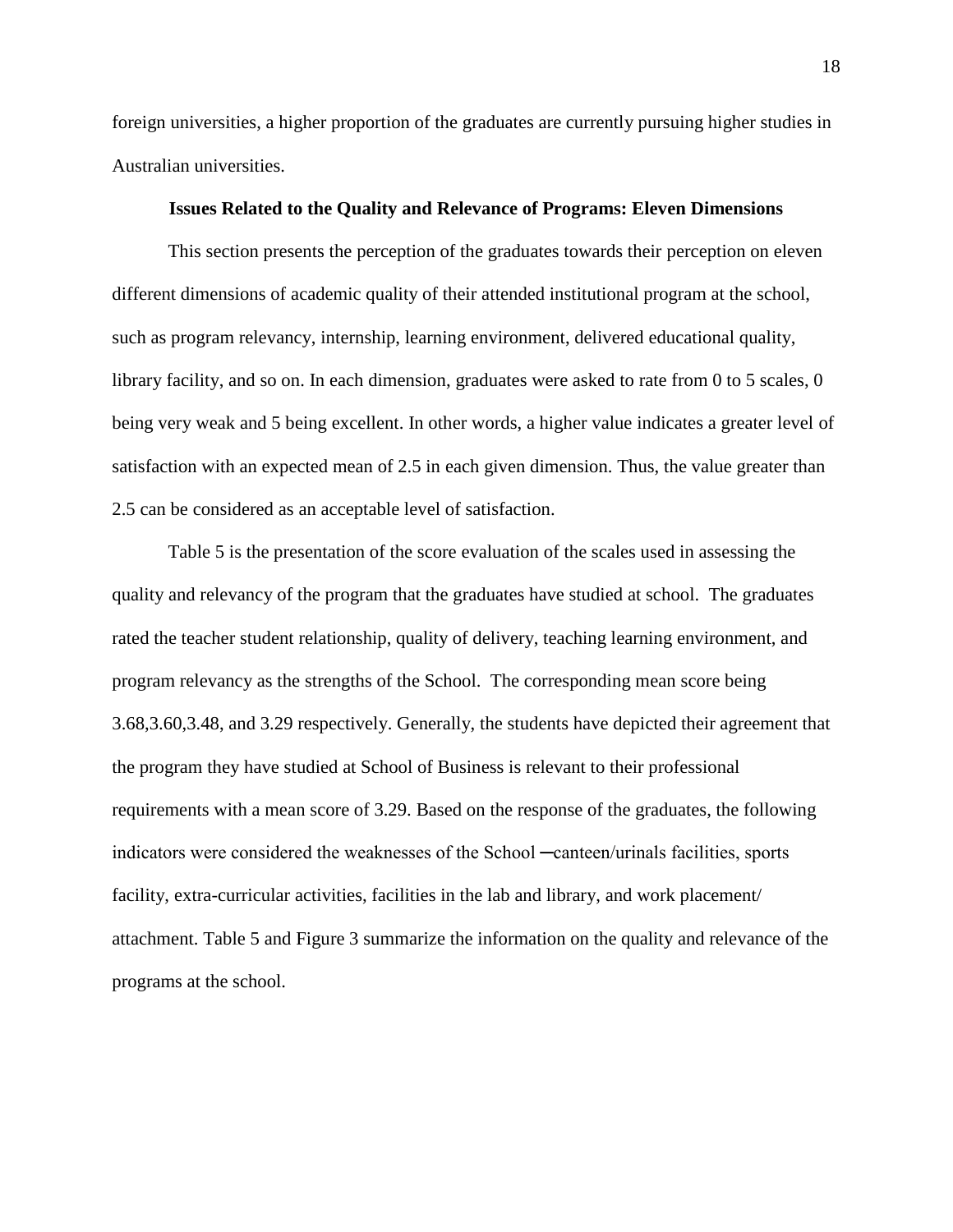foreign universities, a higher proportion of the graduates are currently pursuing higher studies in Australian universities.

### Issues Related to the Quality and Relevance of Programs: Eleven Dimensions

This section presents the perception of the graduates towards their perception on eleven different dimensions of academic quality of their attended institutional program at the school, such as program relevancy, internship, learning environment, delivered educational quality, library facility, and so on. In each dimension, graduates were asked to rate from 0 to 5 scales, 0 being very weak and 5 being excellent. In other words, a higher value indicates a greater level of satisfaction with an expected mean of 2.5 in each given dimension. Thus, the value greater than 2.5 can be considered as an acceptable level of satisfaction.

Table 5 is the presentation of the score evaluation of the scales used in assessing the quality and relevancy of the program that the graduates have studied at school. The graduates rated the teacher student relationship, quality of delivery, teaching learning environment, and program relevancy as the strengths of the School. The corresponding mean score being 3.68,3.60,3.48, and 3.29 respectively. Generally, the students have depicted their agreement that the program they have studied at School of Business is relevant to their professional requirements with a mean score of 3.29. Based on the response of the graduates, the following indicators were considered the weaknesses of the School ─canteen/urinals facilities, sports facility, extra-curricular activities, facilities in the lab and library, and work placement/ attachment. Table 5 and Figure 3 summarize the information on the quality and relevance of the programs at the school.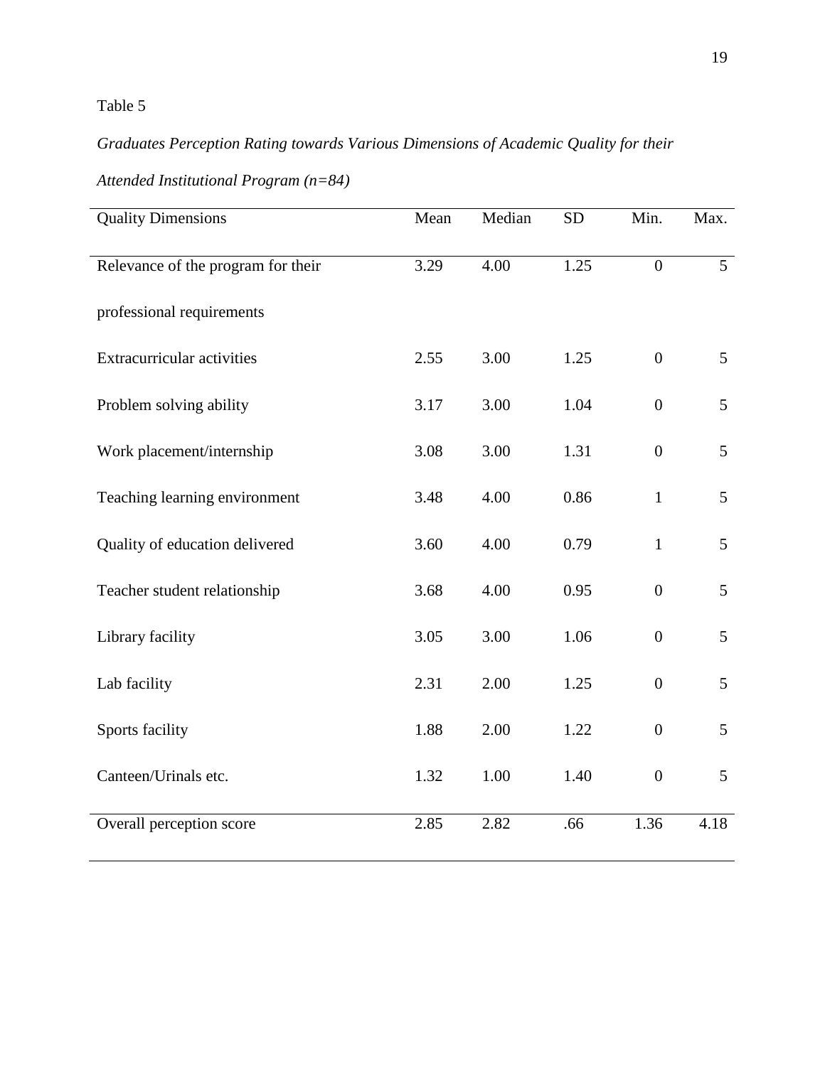Table 5

*Graduates Perception Rating towards Various Dimensions of Academic Quality for their Attended Institutional Program (n=84)*

| Quality Dimensions | Mean | Median | SD | Min. | Max. |
|---|---|---|---|---|---|
| Relevance of the program for their professional requirements | 3.29 | 4.00 | 1.25 | 0 | 5 |
| Extracurricular activities | 2.55 | 3.00 | 1.25 | 0 | 5 |
| Problem solving ability | 3.17 | 3.00 | 1.04 | 0 | 5 |
| Work placement/internship | 3.08 | 3.00 | 1.31 | 0 | 5 |
| Teaching learning environment | 3.48 | 4.00 | 0.86 | 1 | 5 |
| Quality of education delivered | 3.60 | 4.00 | 0.79 | 1 | 5 |
| Teacher student relationship | 3.68 | 4.00 | 0.95 | 0 | 5 |
| Library facility | 3.05 | 3.00 | 1.06 | 0 | 5 |
| Lab facility | 2.31 | 2.00 | 1.25 | 0 | 5 |
| Sports facility | 1.88 | 2.00 | 1.22 | 0 | 5 |
| Canteen/Urinals etc. | 1.32 | 1.00 | 1.40 | 0 | 5 |
| Overall perception score | 2.85 | 2.82 | .66 | 1.36 | 4.18 |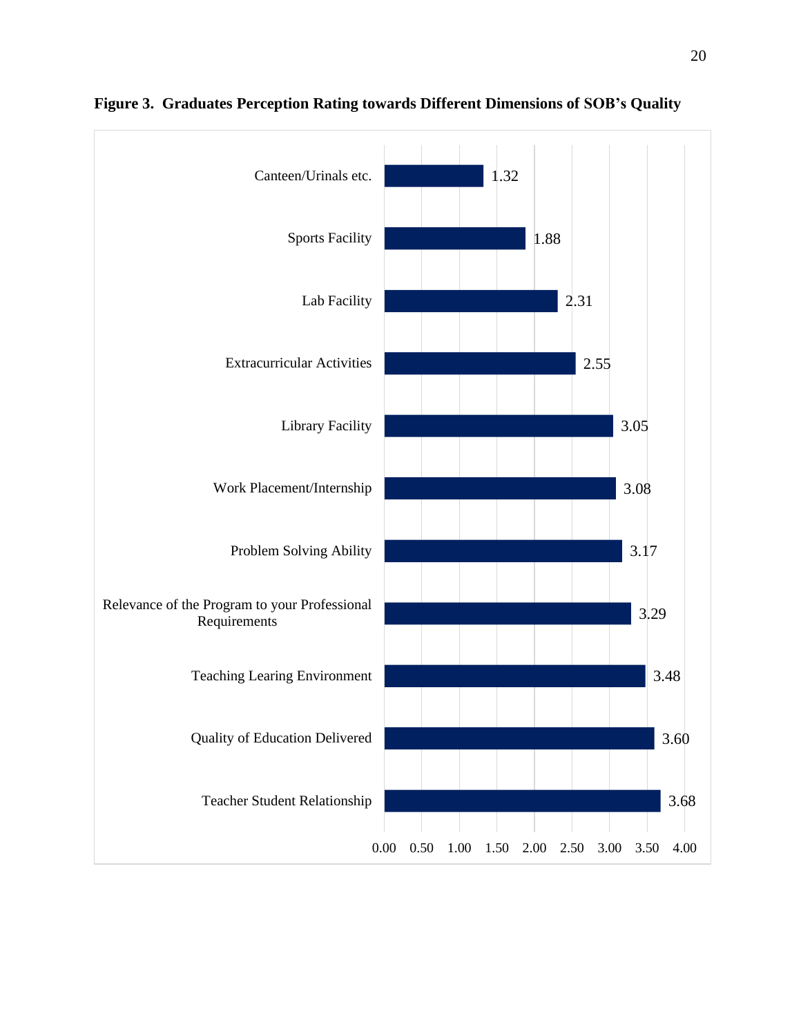**Figure 3. Graduates Perception Rating towards Different Dimensions of SOB's Quality**

| Dimension | Rating |
|---|---|
| Canteen/Urinals etc. | 1.32 |
| Sports Facility | 1.88 |
| Lab Facility | 2.31 |
| Extracurricular Activities | 2.55 |
| Library Facility | 3.05 |
| Work Placement/Internship | 3.08 |
| Problem Solving Ability | 3.17 |
| Relevance of the Program to your Professional Requirements | 3.29 |
| Teaching Learing Environment | 3.48 |
| Quality of Education Delivered | 3.60 |
| Teacher Student Relationship | 3.68 |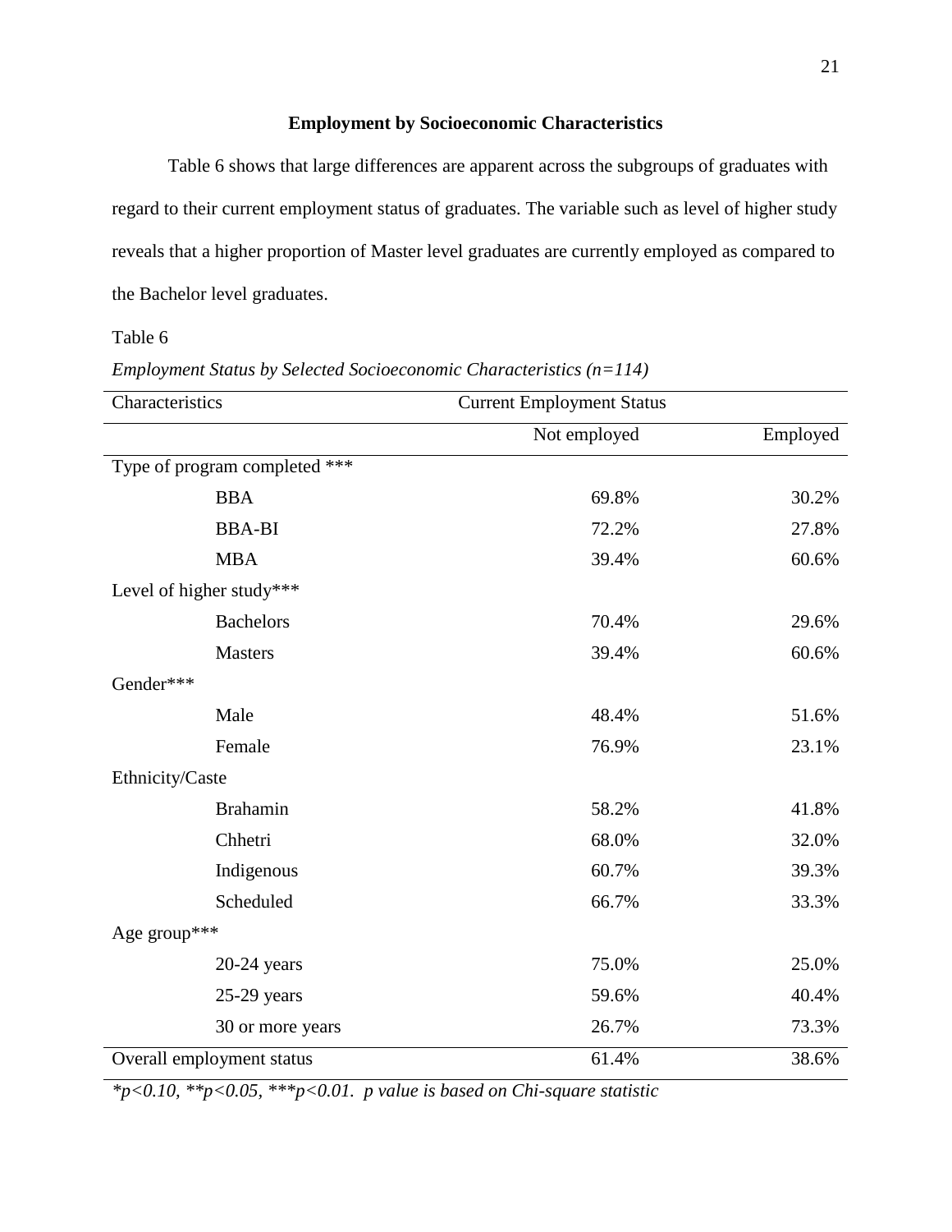## Employment by Socioeconomic Characteristics

Table 6 shows that large differences are apparent across the subgroups of graduates with regard to their current employment status of graduates. The variable such as level of higher study reveals that a higher proportion of Master level graduates are currently employed as compared to the Bachelor level graduates.

Table 6

*Employment Status by Selected Socioeconomic Characteristics (n=114)*

| Characteristics | Current Employment Status | |
|---|---|---|
| | Not employed | Employed |
| Type of program completed *** | | |
| BBA | 69.8% | 30.2% |
| BBA-BI | 72.2% | 27.8% |
| MBA | 39.4% | 60.6% |
| Level of higher study*** | | |
| Bachelors | 70.4% | 29.6% |
| Masters | 39.4% | 60.6% |
| Gender*** | | |
| Male | 48.4% | 51.6% |
| Female | 76.9% | 23.1% |
| Ethnicity/Caste | | |
| Brahamin | 58.2% | 41.8% |
| Chhetri | 68.0% | 32.0% |
| Indigenous | 60.7% | 39.3% |
| Scheduled | 66.7% | 33.3% |
| Age group*** | | |
| 20-24 years | 75.0% | 25.0% |
| 25-29 years | 59.6% | 40.4% |
| 30 or more years | 26.7% | 73.3% |
| Overall employment status | 61.4% | 38.6% |

*$^*p<0.10$, $^{**}p<0.05$, $^{***}p<0.01$. p value is based on Chi-square statistic*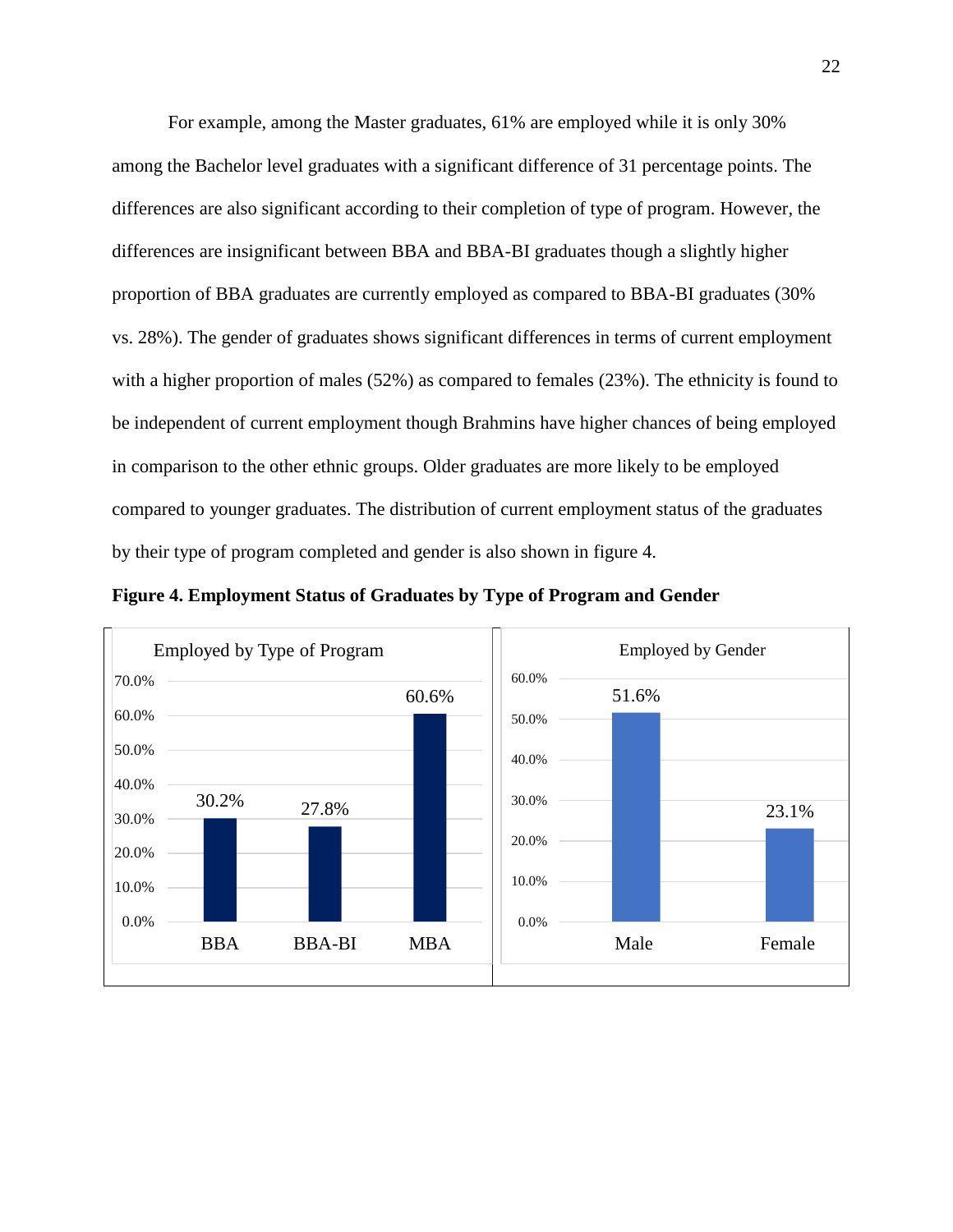For example, among the Master graduates, 61% are employed while it is only 30% among the Bachelor level graduates with a significant difference of 31 percentage points. The differences are also significant according to their completion of type of program. However, the differences are insignificant between BBA and BBA-BI graduates though a slightly higher proportion of BBA graduates are currently employed as compared to BBA-BI graduates (30% vs. 28%). The gender of graduates shows significant differences in terms of current employment with a higher proportion of males (52%) as compared to females (23%). The ethnicity is found to be independent of current employment though Brahmins have higher chances of being employed in comparison to the other ethnic groups. Older graduates are more likely to be employed compared to younger graduates. The distribution of current employment status of the graduates by their type of program completed and gender is also shown in figure 4.

**Figure 4. Employment Status of Graduates by Type of Program and Gender**

Employed by Type of Program

| Program | Employed |
|---|---|
| BBA | 30.2% |
| BBA-BI | 27.8% |
| MBA | 60.6% |

Employed by Gender

| Gender | Employed |
|---|---|
| Male | 51.6% |
| Female | 23.1% |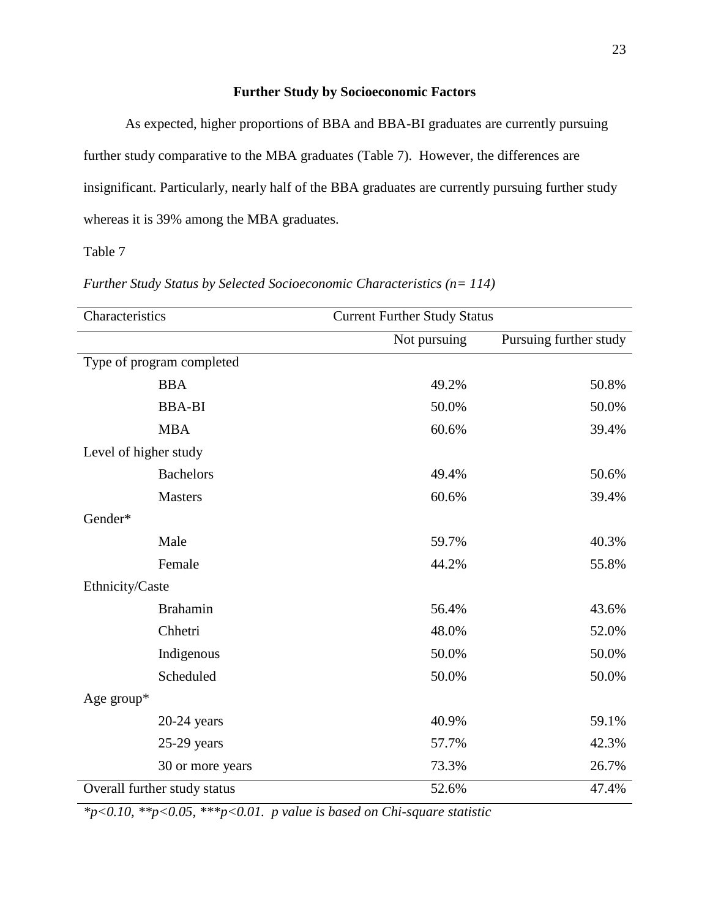### Further Study by Socioeconomic Factors

As expected, higher proportions of BBA and BBA-BI graduates are currently pursuing further study comparative to the MBA graduates (Table 7). However, the differences are insignificant. Particularly, nearly half of the BBA graduates are currently pursuing further study whereas it is 39% among the MBA graduates.

Table 7

*Further Study Status by Selected Socioeconomic Characteristics (n= 114)*

| Characteristics | Current Further Study Status | |
|---|---|---|
| | Not pursuing | Pursuing further study |
| Type of program completed | | |
| BBA | 49.2% | 50.8% |
| BBA-BI | 50.0% | 50.0% |
| MBA | 60.6% | 39.4% |
| Level of higher study | | |
| Bachelors | 49.4% | 50.6% |
| Masters | 60.6% | 39.4% |
| Gender* | | |
| Male | 59.7% | 40.3% |
| Female | 44.2% | 55.8% |
| Ethnicity/Caste | | |
| Brahamin | 56.4% | 43.6% |
| Chhetri | 48.0% | 52.0% |
| Indigenous | 50.0% | 50.0% |
| Scheduled | 50.0% | 50.0% |
| Age group* | | |
| 20-24 years | 40.9% | 59.1% |
| 25-29 years | 57.7% | 42.3% |
| 30 or more years | 73.3% | 26.7% |
| Overall further study status | 52.6% | 47.4% |

*$^*p<0.10$, $^{**}p<0.05$, $^{***}p<0.01$. p value is based on Chi-square statistic*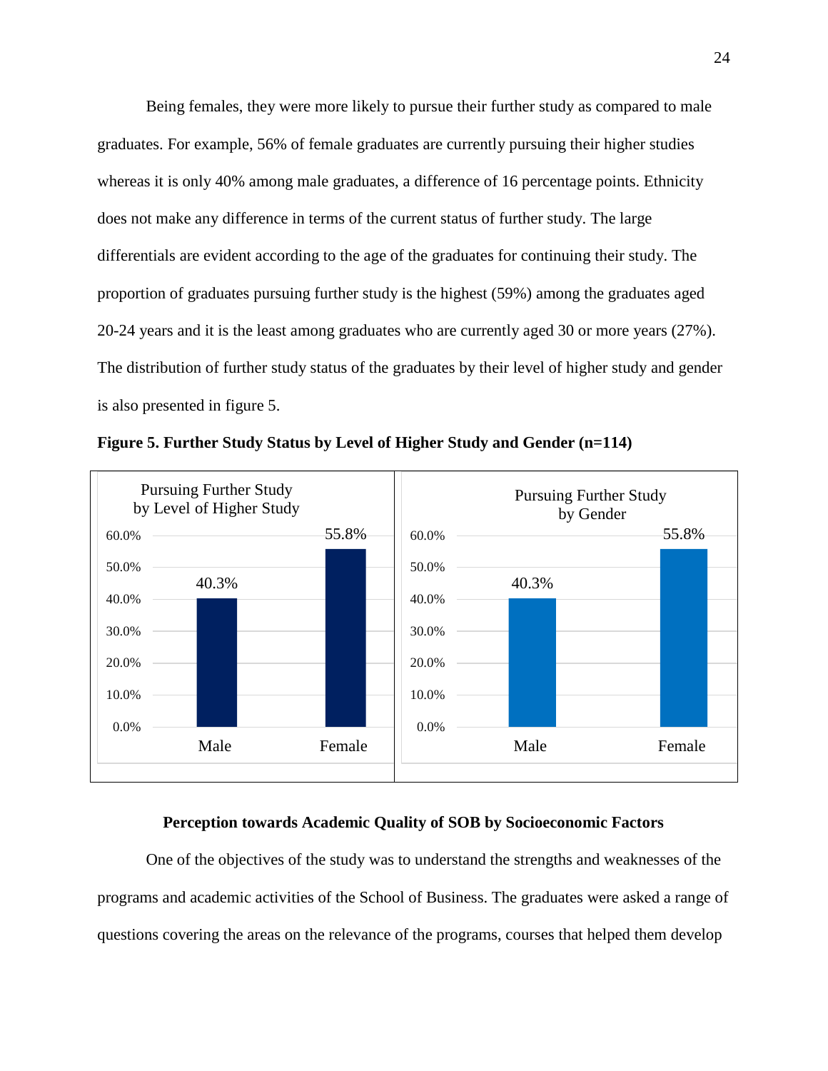Being females, they were more likely to pursue their further study as compared to male graduates. For example, 56% of female graduates are currently pursuing their higher studies whereas it is only 40% among male graduates, a difference of 16 percentage points. Ethnicity does not make any difference in terms of the current status of further study. The large differentials are evident according to the age of the graduates for continuing their study. The proportion of graduates pursuing further study is the highest (59%) among the graduates aged 20-24 years and it is the least among graduates who are currently aged 30 or more years (27%). The distribution of further study status of the graduates by their level of higher study and gender is also presented in figure 5.

**Figure 5. Further Study Status by Level of Higher Study and Gender (n=114)**

Pursuing Further Study by Level of Higher Study

| | Male | Female |
|---|---|---|
| Pursuing Further Study | 40.3% | 55.8% |

Pursuing Further Study by Gender

| | Male | Female |
|---|---|---|
| Pursuing Further Study | 40.3% | 55.8% |

### Perception towards Academic Quality of SOB by Socioeconomic Factors

One of the objectives of the study was to understand the strengths and weaknesses of the programs and academic activities of the School of Business. The graduates were asked a range of questions covering the areas on the relevance of the programs, courses that helped them develop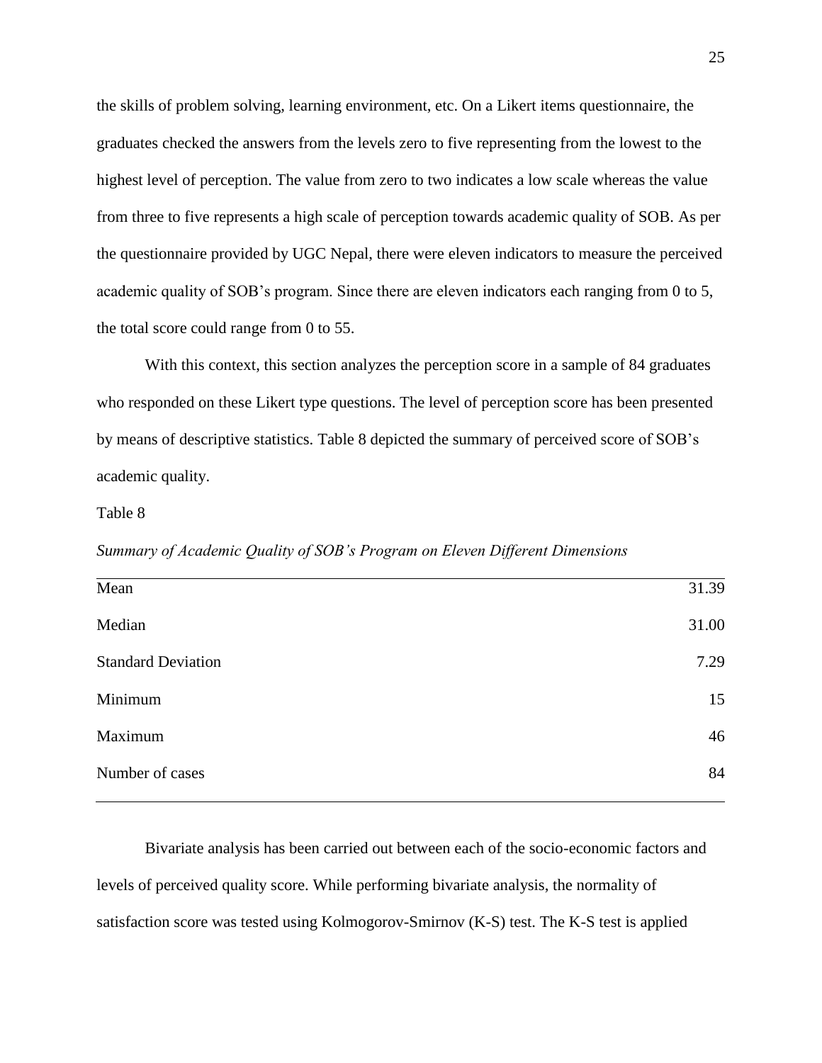the skills of problem solving, learning environment, etc. On a Likert items questionnaire, the graduates checked the answers from the levels zero to five representing from the lowest to the highest level of perception. The value from zero to two indicates a low scale whereas the value from three to five represents a high scale of perception towards academic quality of SOB. As per the questionnaire provided by UGC Nepal, there were eleven indicators to measure the perceived academic quality of SOB's program. Since there are eleven indicators each ranging from 0 to 5, the total score could range from 0 to 55.

With this context, this section analyzes the perception score in a sample of 84 graduates who responded on these Likert type questions. The level of perception score has been presented by means of descriptive statistics. Table 8 depicted the summary of perceived score of SOB's academic quality.

Table 8

*Summary of Academic Quality of SOB's Program on Eleven Different Dimensions*

| | |
|---|---|
| Mean | 31.39 |
| Median | 31.00 |
| Standard Deviation | 7.29 |
| Minimum | 15 |
| Maximum | 46 |
| Number of cases | 84 |

Bivariate analysis has been carried out between each of the socio-economic factors and levels of perceived quality score. While performing bivariate analysis, the normality of satisfaction score was tested using Kolmogorov-Smirnov (K-S) test. The K-S test is applied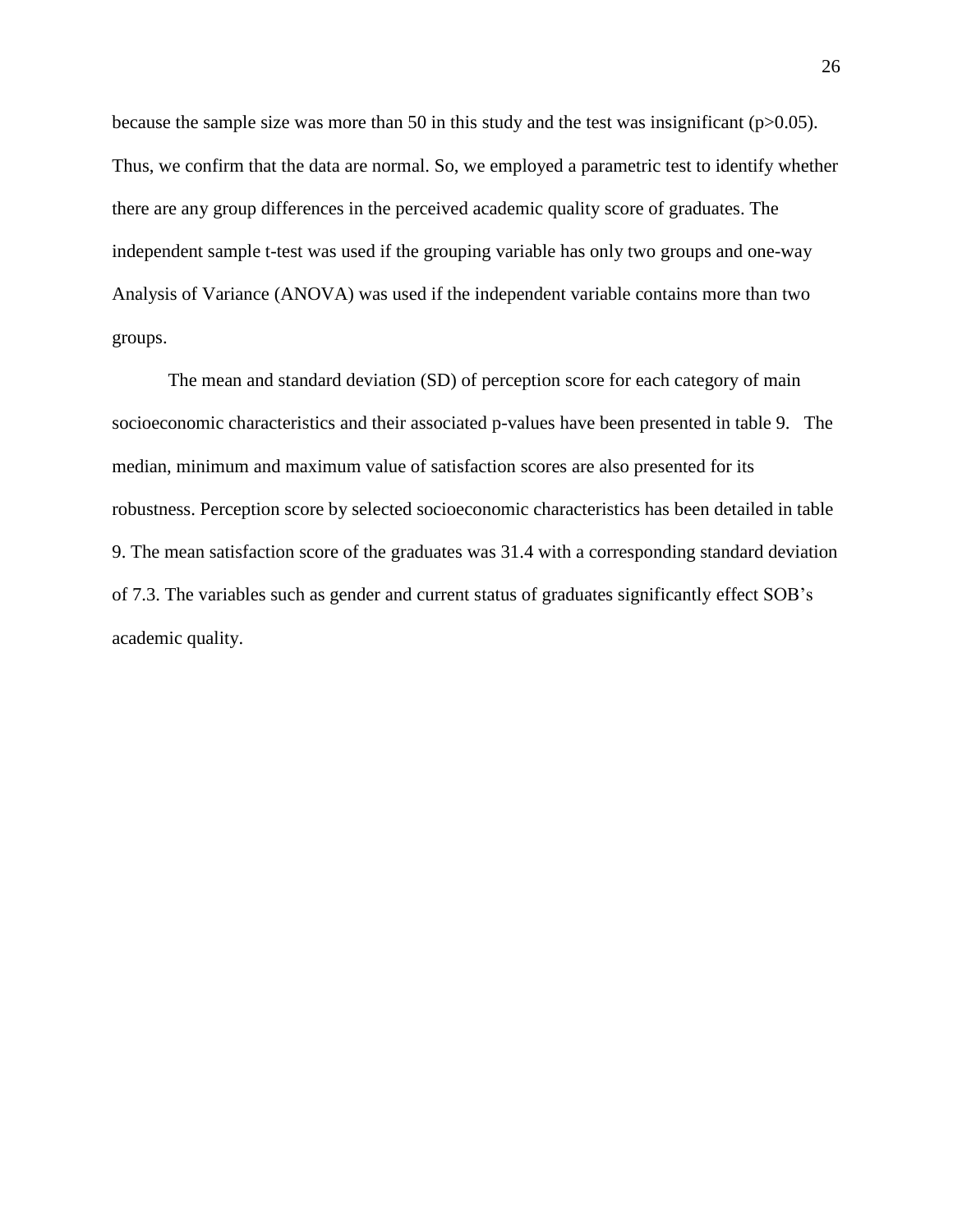because the sample size was more than 50 in this study and the test was insignificant ($p>0.05$). Thus, we confirm that the data are normal. So, we employed a parametric test to identify whether there are any group differences in the perceived academic quality score of graduates. The independent sample t-test was used if the grouping variable has only two groups and one-way Analysis of Variance (ANOVA) was used if the independent variable contains more than two groups.

The mean and standard deviation (SD) of perception score for each category of main socioeconomic characteristics and their associated p-values have been presented in table 9. The median, minimum and maximum value of satisfaction scores are also presented for its robustness. Perception score by selected socioeconomic characteristics has been detailed in table 9. The mean satisfaction score of the graduates was 31.4 with a corresponding standard deviation of 7.3. The variables such as gender and current status of graduates significantly effect SOB's academic quality.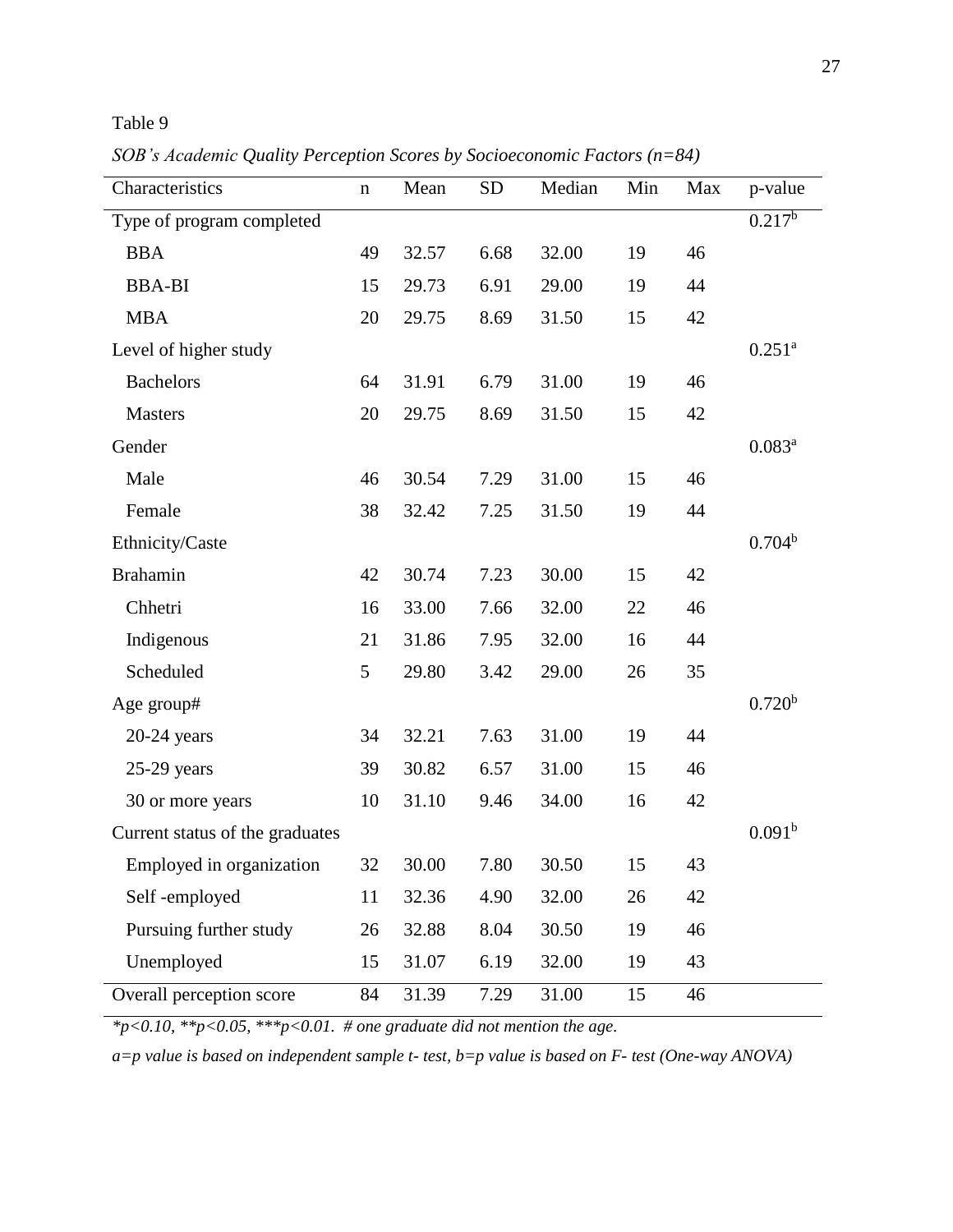Table 9

*SOB's Academic Quality Perception Scores by Socioeconomic Factors (n=84)*

| Characteristics | n | Mean | SD | Median | Min | Max | p-value |
|---|---|---|---|---|---|---|---|
| Type of program completed | | | | | | | 0.217[b] |
| BBA | 49 | 32.57 | 6.68 | 32.00 | 19 | 46 | |
| BBA-BI | 15 | 29.73 | 6.91 | 29.00 | 19 | 44 | |
| MBA | 20 | 29.75 | 8.69 | 31.50 | 15 | 42 | |
| Level of higher study | | | | | | | 0.251[a] |
| Bachelors | 64 | 31.91 | 6.79 | 31.00 | 19 | 46 | |
| Masters | 20 | 29.75 | 8.69 | 31.50 | 15 | 42 | |
| Gender | | | | | | | 0.083[a] |
| Male | 46 | 30.54 | 7.29 | 31.00 | 15 | 46 | |
| Female | 38 | 32.42 | 7.25 | 31.50 | 19 | 44 | |
| Ethnicity/Caste | | | | | | | 0.704[b] |
| Brahamin | 42 | 30.74 | 7.23 | 30.00 | 15 | 42 | |
| Chhetri | 16 | 33.00 | 7.66 | 32.00 | 22 | 46 | |
| Indigenous | 21 | 31.86 | 7.95 | 32.00 | 16 | 44 | |
| Scheduled | 5 | 29.80 | 3.42 | 29.00 | 26 | 35 | |
| Age group# | | | | | | | 0.720[b] |
| 20-24 years | 34 | 32.21 | 7.63 | 31.00 | 19 | 44 | |
| 25-29 years | 39 | 30.82 | 6.57 | 31.00 | 15 | 46 | |
| 30 or more years | 10 | 31.10 | 9.46 | 34.00 | 16 | 42 | |
| Current status of the graduates | | | | | | | 0.091[b] |
| Employed in organization | 32 | 30.00 | 7.80 | 30.50 | 15 | 43 | |
| Self -employed | 11 | 32.36 | 4.90 | 32.00 | 26 | 42 | |
| Pursuing further study | 26 | 32.88 | 8.04 | 30.50 | 19 | 46 | |
| Unemployed | 15 | 31.07 | 6.19 | 32.00 | 19 | 43 | |
| Overall perception score | 84 | 31.39 | 7.29 | 31.00 | 15 | 46 | |

*\*p<0.10, \*\*p<0.05, \*\*\*p<0.01. # one graduate did not mention the age.*

*a=p value is based on independent sample t- test, b=p value is based on F- test (One-way ANOVA)*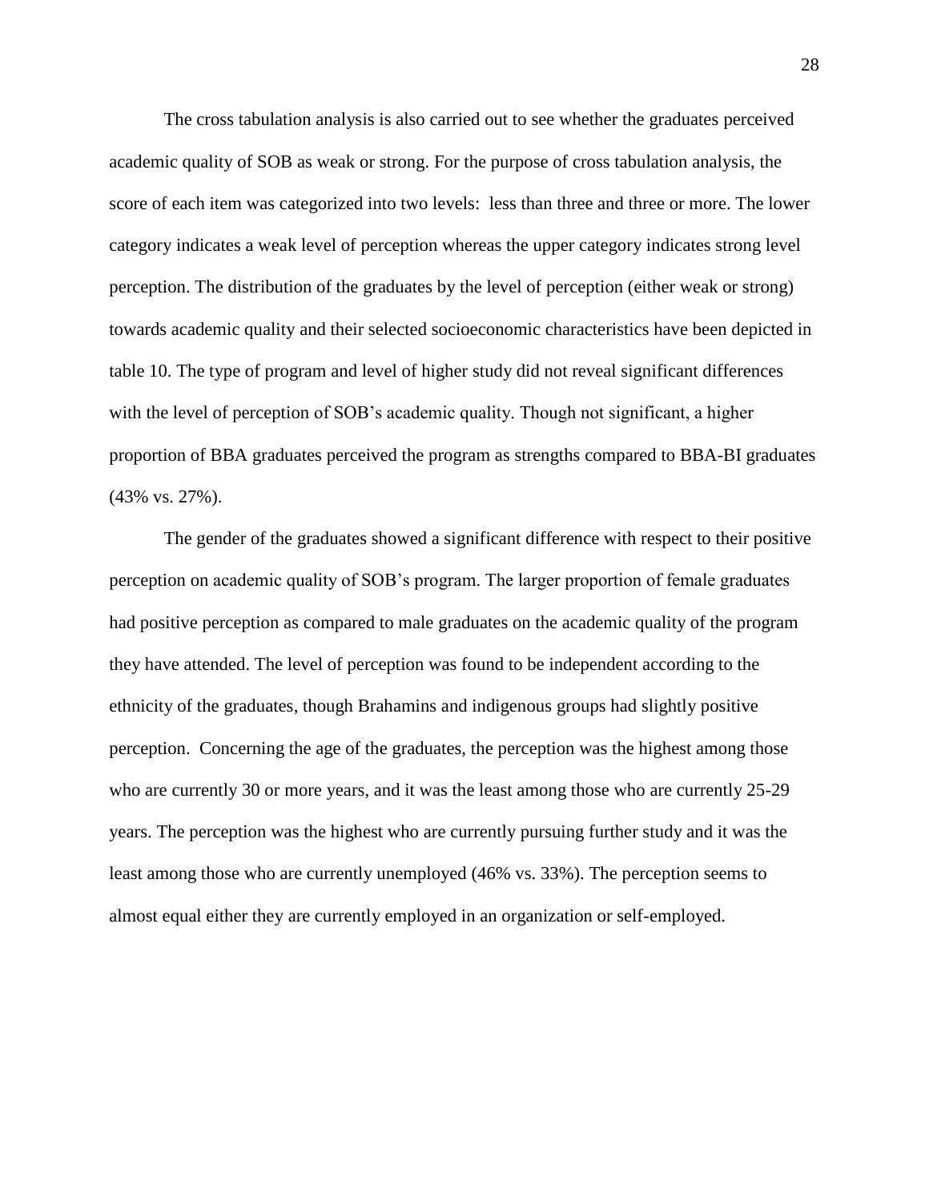The cross tabulation analysis is also carried out to see whether the graduates perceived academic quality of SOB as weak or strong. For the purpose of cross tabulation analysis, the score of each item was categorized into two levels: less than three and three or more. The lower category indicates a weak level of perception whereas the upper category indicates strong level perception. The distribution of the graduates by the level of perception (either weak or strong) towards academic quality and their selected socioeconomic characteristics have been depicted in table 10. The type of program and level of higher study did not reveal significant differences with the level of perception of SOB's academic quality. Though not significant, a higher proportion of BBA graduates perceived the program as strengths compared to BBA-BI graduates (43% vs. 27%).

The gender of the graduates showed a significant difference with respect to their positive perception on academic quality of SOB's program. The larger proportion of female graduates had positive perception as compared to male graduates on the academic quality of the program they have attended. The level of perception was found to be independent according to the ethnicity of the graduates, though Brahamins and indigenous groups had slightly positive perception. Concerning the age of the graduates, the perception was the highest among those who are currently 30 or more years, and it was the least among those who are currently 25-29 years. The perception was the highest who are currently pursuing further study and it was the least among those who are currently unemployed (46% vs. 33%). The perception seems to almost equal either they are currently employed in an organization or self-employed.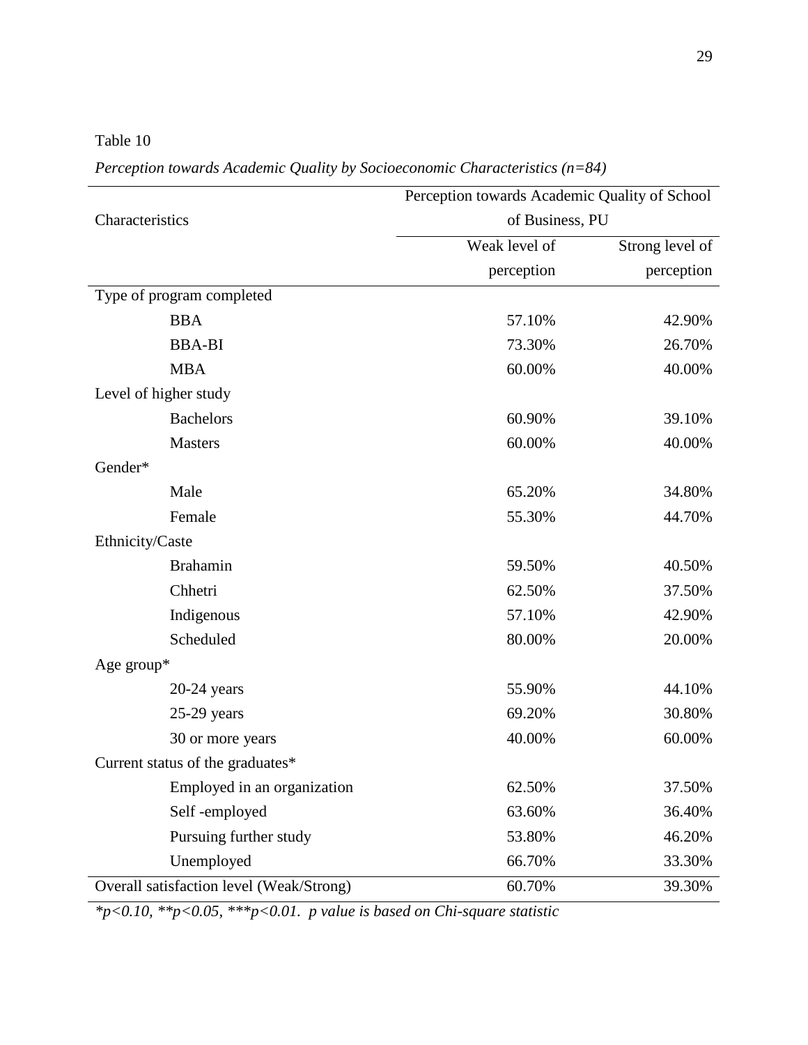Table 10

*Perception towards Academic Quality by Socioeconomic Characteristics (n=84)*

| Characteristics | Perception towards Academic Quality of School of Business, PU | |
|---|---|---|
| | Weak level of perception | Strong level of perception |
| Type of program completed | | |
| BBA | 57.10% | 42.90% |
| BBA-BI | 73.30% | 26.70% |
| MBA | 60.00% | 40.00% |
| Level of higher study | | |
| Bachelors | 60.90% | 39.10% |
| Masters | 60.00% | 40.00% |
| Gender* | | |
| Male | 65.20% | 34.80% |
| Female | 55.30% | 44.70% |
| Ethnicity/Caste | | |
| Brahamin | 59.50% | 40.50% |
| Chhetri | 62.50% | 37.50% |
| Indigenous | 57.10% | 42.90% |
| Scheduled | 80.00% | 20.00% |
| Age group* | | |
| 20-24 years | 55.90% | 44.10% |
| 25-29 years | 69.20% | 30.80% |
| 30 or more years | 40.00% | 60.00% |
| Current status of the graduates* | | |
| Employed in an organization | 62.50% | 37.50% |
| Self -employed | 63.60% | 36.40% |
| Pursuing further study | 53.80% | 46.20% |
| Unemployed | 66.70% | 33.30% |
| Overall satisfaction level (Weak/Strong) | 60.70% | 39.30% |

*\*p<0.10, \*\*p<0.05, \*\*\*p<0.01. p value is based on Chi-square statistic*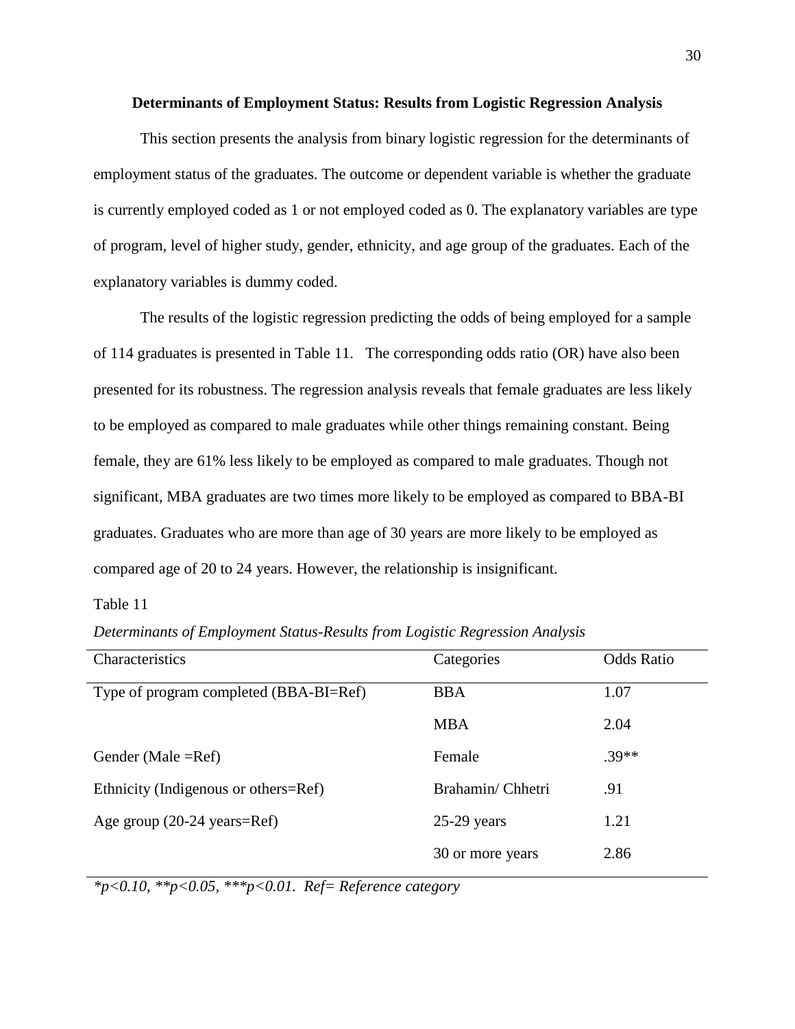## Determinants of Employment Status: Results from Logistic Regression Analysis

This section presents the analysis from binary logistic regression for the determinants of employment status of the graduates. The outcome or dependent variable is whether the graduate is currently employed coded as 1 or not employed coded as 0. The explanatory variables are type of program, level of higher study, gender, ethnicity, and age group of the graduates. Each of the explanatory variables is dummy coded.

The results of the logistic regression predicting the odds of being employed for a sample of 114 graduates is presented in Table 11. The corresponding odds ratio (OR) have also been presented for its robustness. The regression analysis reveals that female graduates are less likely to be employed as compared to male graduates while other things remaining constant. Being female, they are 61% less likely to be employed as compared to male graduates. Though not significant, MBA graduates are two times more likely to be employed as compared to BBA-BI graduates. Graduates who are more than age of 30 years are more likely to be employed as compared age of 20 to 24 years. However, the relationship is insignificant.

Table 11

*Determinants of Employment Status-Results from Logistic Regression Analysis*

| Characteristics | Categories | Odds Ratio |
|---|---|---|
| Type of program completed (BBA-BI=Ref) | BBA | 1.07 |
| | MBA | 2.04 |
| Gender (Male =Ref) | Female | .39** |
| Ethnicity (Indigenous or others=Ref) | Brahamin/ Chhetri | .91 |
| Age group (20-24 years=Ref) | 25-29 years | 1.21 |
| | 30 or more years | 2.86 |

*$^{*}p<0.10$, $^{**}p<0.05$, $^{***}p<0.01$. Ref= Reference category*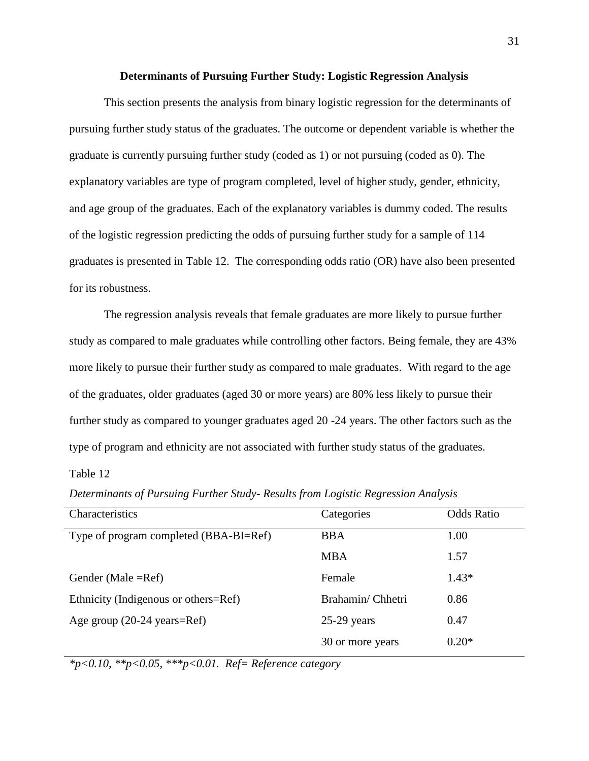### Determinants of Pursuing Further Study: Logistic Regression Analysis

This section presents the analysis from binary logistic regression for the determinants of pursuing further study status of the graduates. The outcome or dependent variable is whether the graduate is currently pursuing further study (coded as 1) or not pursuing (coded as 0). The explanatory variables are type of program completed, level of higher study, gender, ethnicity, and age group of the graduates. Each of the explanatory variables is dummy coded. The results of the logistic regression predicting the odds of pursuing further study for a sample of 114 graduates is presented in Table 12. The corresponding odds ratio (OR) have also been presented for its robustness.

The regression analysis reveals that female graduates are more likely to pursue further study as compared to male graduates while controlling other factors. Being female, they are 43% more likely to pursue their further study as compared to male graduates. With regard to the age of the graduates, older graduates (aged 30 or more years) are 80% less likely to pursue their further study as compared to younger graduates aged 20 -24 years. The other factors such as the type of program and ethnicity are not associated with further study status of the graduates.

Table 12

*Determinants of Pursuing Further Study- Results from Logistic Regression Analysis*

| Characteristics | Categories | Odds Ratio |
|---|---|---|
| Type of program completed (BBA-BI=Ref) | BBA | 1.00 |
| | MBA | 1.57 |
| Gender (Male =Ref) | Female | 1.43* |
| Ethnicity (Indigenous or others=Ref) | Brahamin/ Chhetri | 0.86 |
| Age group (20-24 years=Ref) | 25-29 years | 0.47 |
| | 30 or more years | 0.20* |

*\*p<0.10, \*\*p<0.05, \*\*\*p<0.01. Ref= Reference category*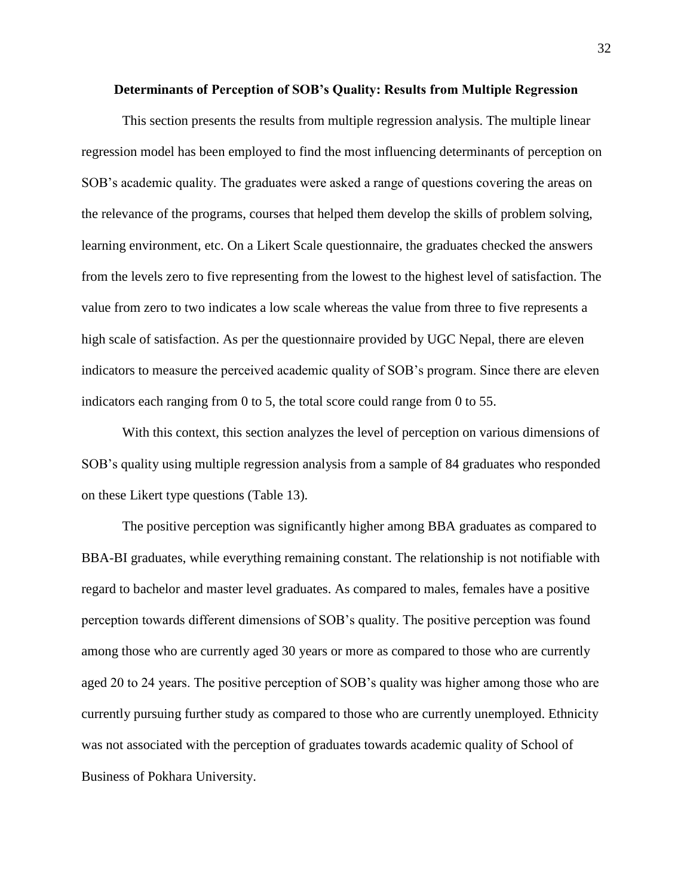## Determinants of Perception of SOB's Quality: Results from Multiple Regression

This section presents the results from multiple regression analysis. The multiple linear regression model has been employed to find the most influencing determinants of perception on SOB's academic quality. The graduates were asked a range of questions covering the areas on the relevance of the programs, courses that helped them develop the skills of problem solving, learning environment, etc. On a Likert Scale questionnaire, the graduates checked the answers from the levels zero to five representing from the lowest to the highest level of satisfaction. The value from zero to two indicates a low scale whereas the value from three to five represents a high scale of satisfaction. As per the questionnaire provided by UGC Nepal, there are eleven indicators to measure the perceived academic quality of SOB's program. Since there are eleven indicators each ranging from 0 to 5, the total score could range from 0 to 55.

With this context, this section analyzes the level of perception on various dimensions of SOB's quality using multiple regression analysis from a sample of 84 graduates who responded on these Likert type questions (Table 13).

The positive perception was significantly higher among BBA graduates as compared to BBA-BI graduates, while everything remaining constant. The relationship is not notifiable with regard to bachelor and master level graduates. As compared to males, females have a positive perception towards different dimensions of SOB's quality. The positive perception was found among those who are currently aged 30 years or more as compared to those who are currently aged 20 to 24 years. The positive perception of SOB's quality was higher among those who are currently pursuing further study as compared to those who are currently unemployed. Ethnicity was not associated with the perception of graduates towards academic quality of School of Business of Pokhara University.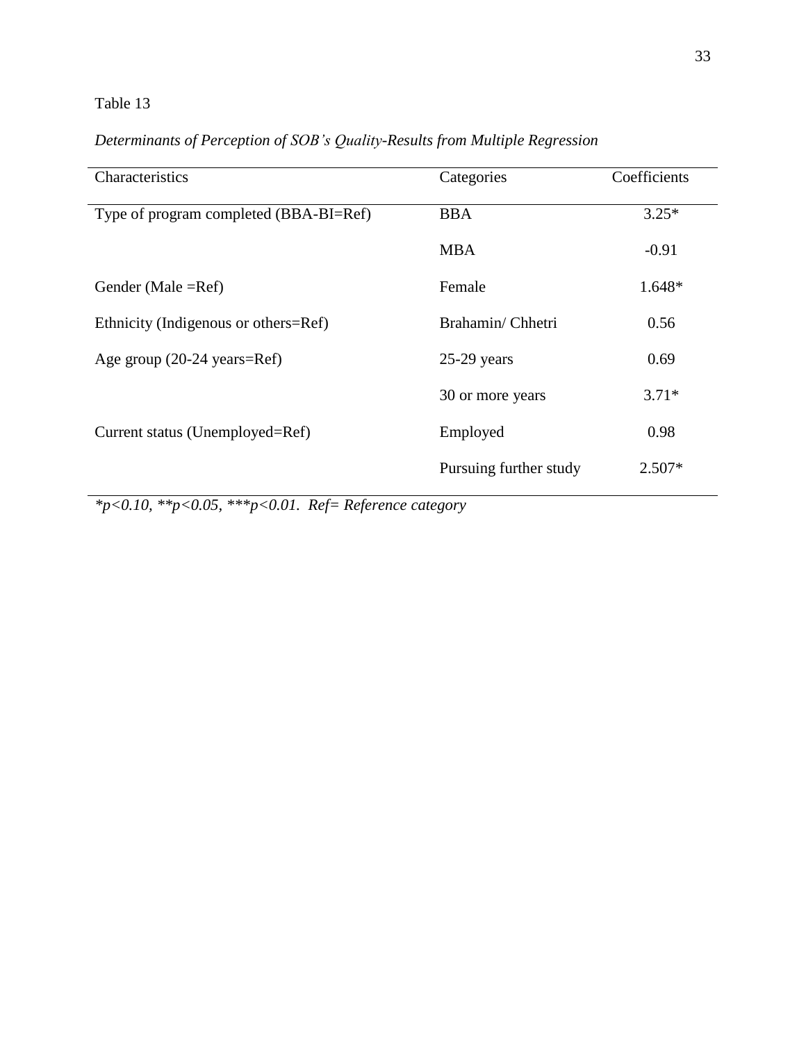Table 13

*Determinants of Perception of SOB's Quality-Results from Multiple Regression*

| Characteristics | Categories | Coefficients |
|---|---|---|
| Type of program completed (BBA-BI=Ref) | BBA | 3.25* |
| | MBA | -0.91 |
| Gender (Male =Ref) | Female | 1.648* |
| Ethnicity (Indigenous or others=Ref) | Brahamin/ Chhetri | 0.56 |
| Age group (20-24 years=Ref) | 25-29 years | 0.69 |
| | 30 or more years | 3.71* |
| Current status (Unemployed=Ref) | Employed | 0.98 |
| | Pursuing further study | 2.507* |

**p<0.10, **p<0.05, ***p<0.01. Ref= Reference category*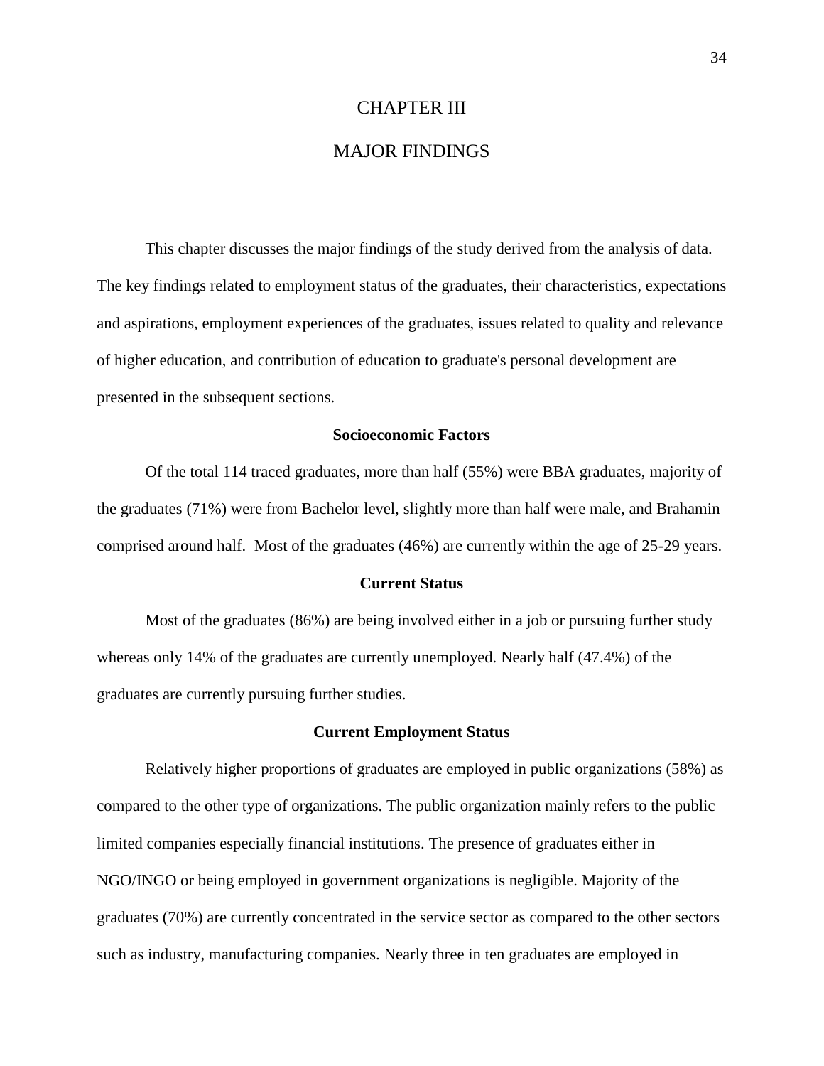# CHAPTER III

# MAJOR FINDINGS

This chapter discusses the major findings of the study derived from the analysis of data. The key findings related to employment status of the graduates, their characteristics, expectations and aspirations, employment experiences of the graduates, issues related to quality and relevance of higher education, and contribution of education to graduate's personal development are presented in the subsequent sections.

## Socioeconomic Factors

Of the total 114 traced graduates, more than half (55%) were BBA graduates, majority of the graduates (71%) were from Bachelor level, slightly more than half were male, and Brahamin comprised around half.  Most of the graduates (46%) are currently within the age of 25-29 years.

## Current Status

Most of the graduates (86%) are being involved either in a job or pursuing further study whereas only 14% of the graduates are currently unemployed. Nearly half (47.4%) of the graduates are currently pursuing further studies.

## Current Employment Status

Relatively higher proportions of graduates are employed in public organizations (58%) as compared to the other type of organizations. The public organization mainly refers to the public limited companies especially financial institutions. The presence of graduates either in NGO/INGO or being employed in government organizations is negligible. Majority of the graduates (70%) are currently concentrated in the service sector as compared to the other sectors such as industry, manufacturing companies. Nearly three in ten graduates are employed in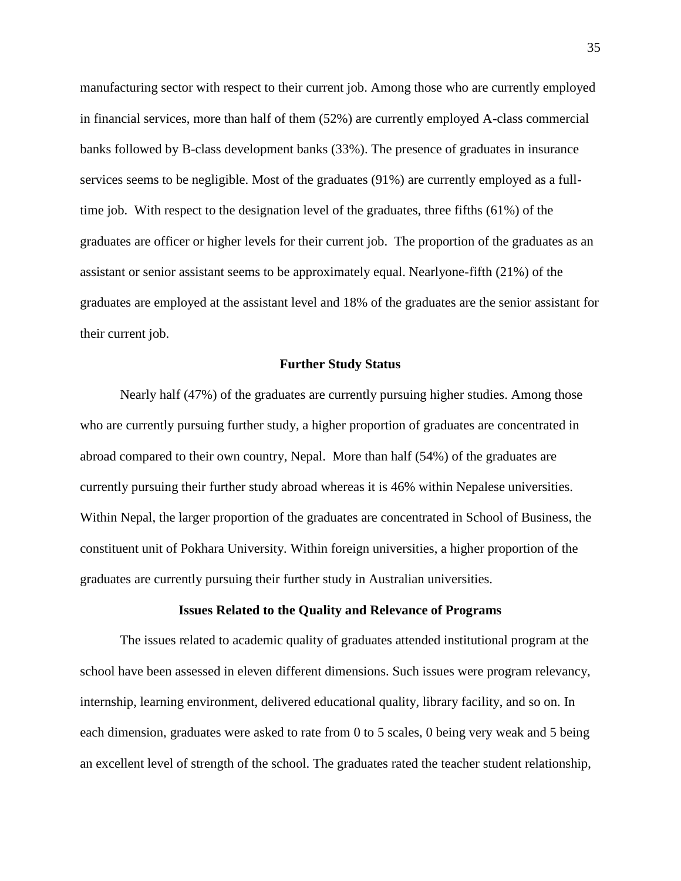manufacturing sector with respect to their current job. Among those who are currently employed in financial services, more than half of them (52%) are currently employed A-class commercial banks followed by B-class development banks (33%). The presence of graduates in insurance services seems to be negligible. Most of the graduates (91%) are currently employed as a full-time job. With respect to the designation level of the graduates, three fifths (61%) of the graduates are officer or higher levels for their current job. The proportion of the graduates as an assistant or senior assistant seems to be approximately equal. Nearlyone-fifth (21%) of the graduates are employed at the assistant level and 18% of the graduates are the senior assistant for their current job.

## Further Study Status

Nearly half (47%) of the graduates are currently pursuing higher studies. Among those who are currently pursuing further study, a higher proportion of graduates are concentrated in abroad compared to their own country, Nepal. More than half (54%) of the graduates are currently pursuing their further study abroad whereas it is 46% within Nepalese universities. Within Nepal, the larger proportion of the graduates are concentrated in School of Business, the constituent unit of Pokhara University. Within foreign universities, a higher proportion of the graduates are currently pursuing their further study in Australian universities.

## Issues Related to the Quality and Relevance of Programs

The issues related to academic quality of graduates attended institutional program at the school have been assessed in eleven different dimensions. Such issues were program relevancy, internship, learning environment, delivered educational quality, library facility, and so on. In each dimension, graduates were asked to rate from 0 to 5 scales, 0 being very weak and 5 being an excellent level of strength of the school. The graduates rated the teacher student relationship,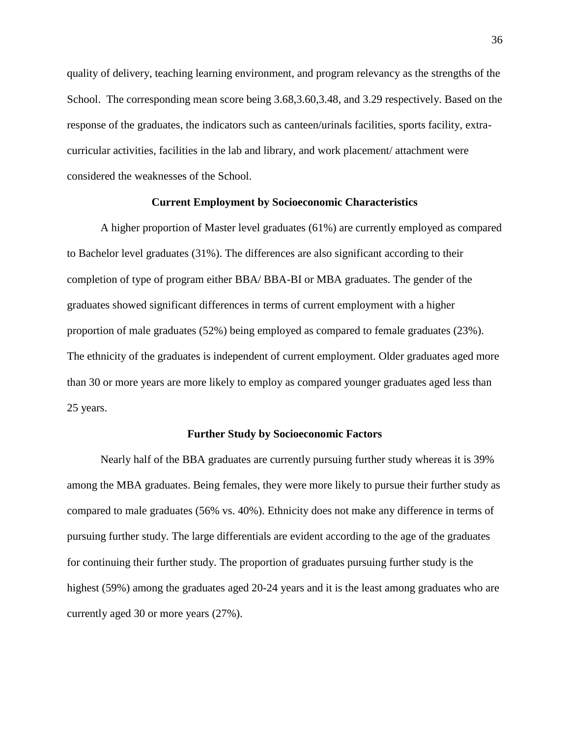quality of delivery, teaching learning environment, and program relevancy as the strengths of the School. The corresponding mean score being 3.68,3.60,3.48, and 3.29 respectively. Based on the response of the graduates, the indicators such as canteen/urinals facilities, sports facility, extra-curricular activities, facilities in the lab and library, and work placement/ attachment were considered the weaknesses of the School.

### Current Employment by Socioeconomic Characteristics

A higher proportion of Master level graduates (61%) are currently employed as compared to Bachelor level graduates (31%). The differences are also significant according to their completion of type of program either BBA/ BBA-BI or MBA graduates. The gender of the graduates showed significant differences in terms of current employment with a higher proportion of male graduates (52%) being employed as compared to female graduates (23%). The ethnicity of the graduates is independent of current employment. Older graduates aged more than 30 or more years are more likely to employ as compared younger graduates aged less than 25 years.

### Further Study by Socioeconomic Factors

Nearly half of the BBA graduates are currently pursuing further study whereas it is 39% among the MBA graduates. Being females, they were more likely to pursue their further study as compared to male graduates (56% vs. 40%). Ethnicity does not make any difference in terms of pursuing further study. The large differentials are evident according to the age of the graduates for continuing their further study. The proportion of graduates pursuing further study is the highest (59%) among the graduates aged 20-24 years and it is the least among graduates who are currently aged 30 or more years (27%).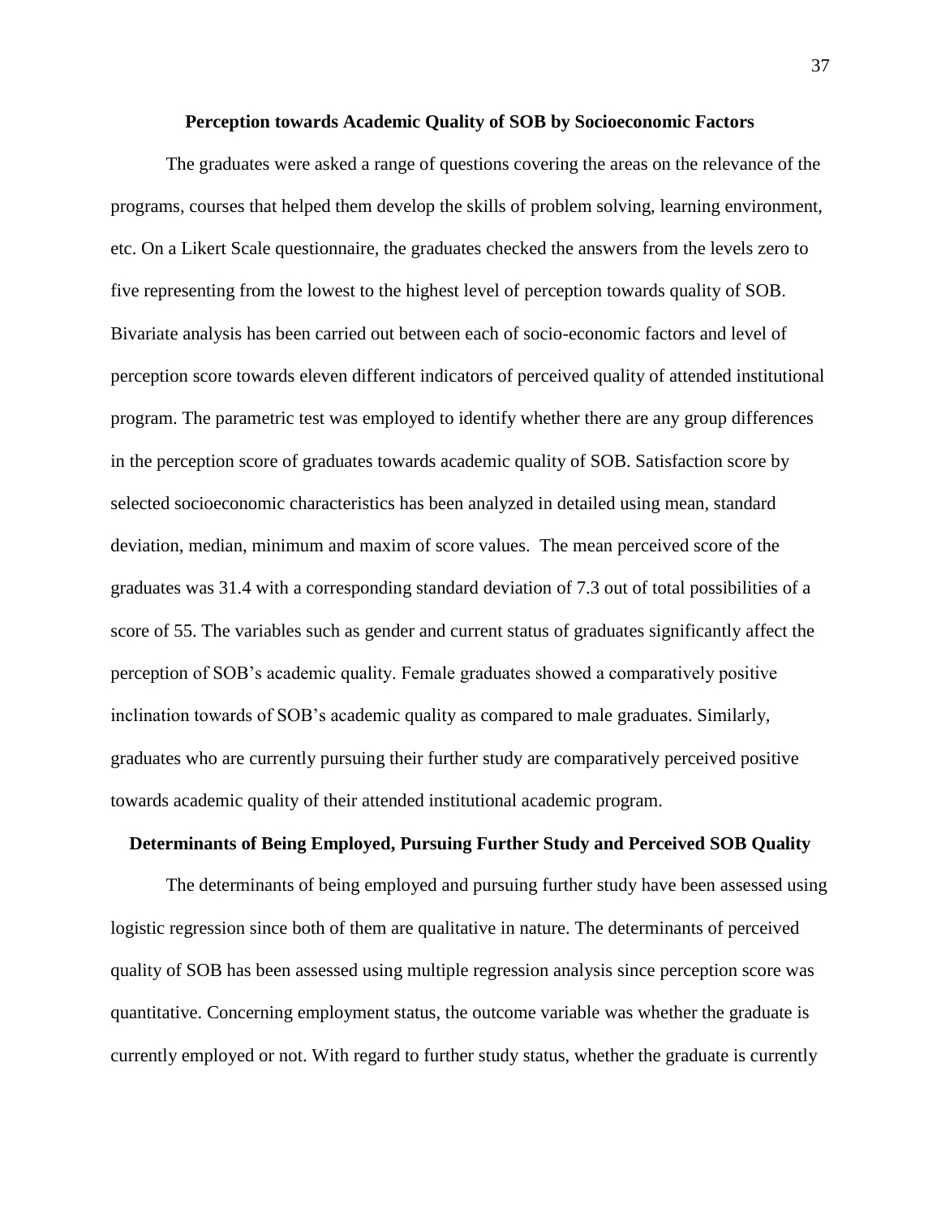## Perception towards Academic Quality of SOB by Socioeconomic Factors

The graduates were asked a range of questions covering the areas on the relevance of the programs, courses that helped them develop the skills of problem solving, learning environment, etc. On a Likert Scale questionnaire, the graduates checked the answers from the levels zero to five representing from the lowest to the highest level of perception towards quality of SOB. Bivariate analysis has been carried out between each of socio-economic factors and level of perception score towards eleven different indicators of perceived quality of attended institutional program. The parametric test was employed to identify whether there are any group differences in the perception score of graduates towards academic quality of SOB. Satisfaction score by selected socioeconomic characteristics has been analyzed in detailed using mean, standard deviation, median, minimum and maxim of score values. The mean perceived score of the graduates was 31.4 with a corresponding standard deviation of 7.3 out of total possibilities of a score of 55. The variables such as gender and current status of graduates significantly affect the perception of SOB's academic quality. Female graduates showed a comparatively positive inclination towards of SOB's academic quality as compared to male graduates. Similarly, graduates who are currently pursuing their further study are comparatively perceived positive towards academic quality of their attended institutional academic program.

## Determinants of Being Employed, Pursuing Further Study and Perceived SOB Quality

The determinants of being employed and pursuing further study have been assessed using logistic regression since both of them are qualitative in nature. The determinants of perceived quality of SOB has been assessed using multiple regression analysis since perception score was quantitative. Concerning employment status, the outcome variable was whether the graduate is currently employed or not. With regard to further study status, whether the graduate is currently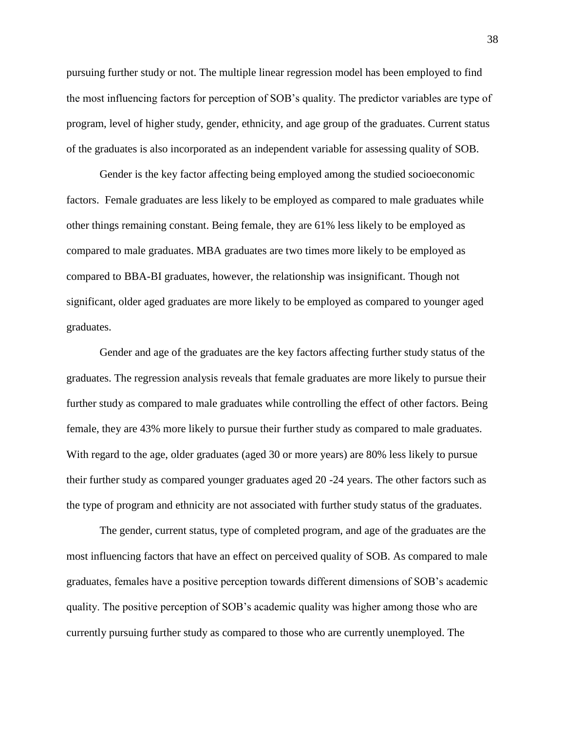pursuing further study or not. The multiple linear regression model has been employed to find the most influencing factors for perception of SOB's quality. The predictor variables are type of program, level of higher study, gender, ethnicity, and age group of the graduates. Current status of the graduates is also incorporated as an independent variable for assessing quality of SOB.

Gender is the key factor affecting being employed among the studied socioeconomic factors. Female graduates are less likely to be employed as compared to male graduates while other things remaining constant. Being female, they are 61% less likely to be employed as compared to male graduates. MBA graduates are two times more likely to be employed as compared to BBA-BI graduates, however, the relationship was insignificant. Though not significant, older aged graduates are more likely to be employed as compared to younger aged graduates.

Gender and age of the graduates are the key factors affecting further study status of the graduates. The regression analysis reveals that female graduates are more likely to pursue their further study as compared to male graduates while controlling the effect of other factors. Being female, they are 43% more likely to pursue their further study as compared to male graduates. With regard to the age, older graduates (aged 30 or more years) are 80% less likely to pursue their further study as compared younger graduates aged 20 -24 years. The other factors such as the type of program and ethnicity are not associated with further study status of the graduates.

The gender, current status, type of completed program, and age of the graduates are the most influencing factors that have an effect on perceived quality of SOB. As compared to male graduates, females have a positive perception towards different dimensions of SOB's academic quality. The positive perception of SOB's academic quality was higher among those who are currently pursuing further study as compared to those who are currently unemployed. The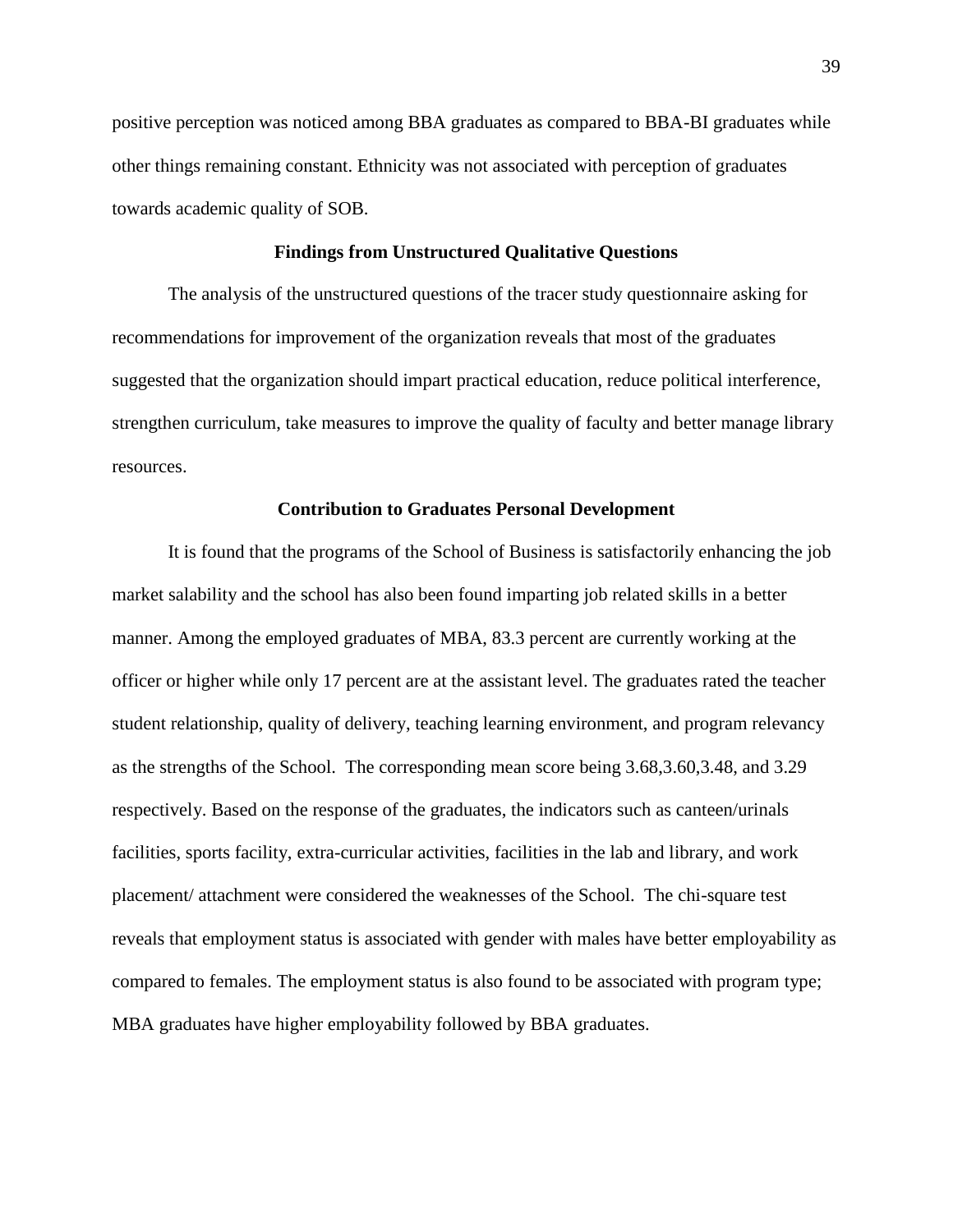positive perception was noticed among BBA graduates as compared to BBA-BI graduates while other things remaining constant. Ethnicity was not associated with perception of graduates towards academic quality of SOB.

## Findings from Unstructured Qualitative Questions

The analysis of the unstructured questions of the tracer study questionnaire asking for recommendations for improvement of the organization reveals that most of the graduates suggested that the organization should impart practical education, reduce political interference, strengthen curriculum, take measures to improve the quality of faculty and better manage library resources.

## Contribution to Graduates Personal Development

It is found that the programs of the School of Business is satisfactorily enhancing the job market salability and the school has also been found imparting job related skills in a better manner. Among the employed graduates of MBA, 83.3 percent are currently working at the officer or higher while only 17 percent are at the assistant level. The graduates rated the teacher student relationship, quality of delivery, teaching learning environment, and program relevancy as the strengths of the School. The corresponding mean score being 3.68,3.60,3.48, and 3.29 respectively. Based on the response of the graduates, the indicators such as canteen/urinals facilities, sports facility, extra-curricular activities, facilities in the lab and library, and work placement/ attachment were considered the weaknesses of the School. The chi-square test reveals that employment status is associated with gender with males have better employability as compared to females. The employment status is also found to be associated with program type; MBA graduates have higher employability followed by BBA graduates.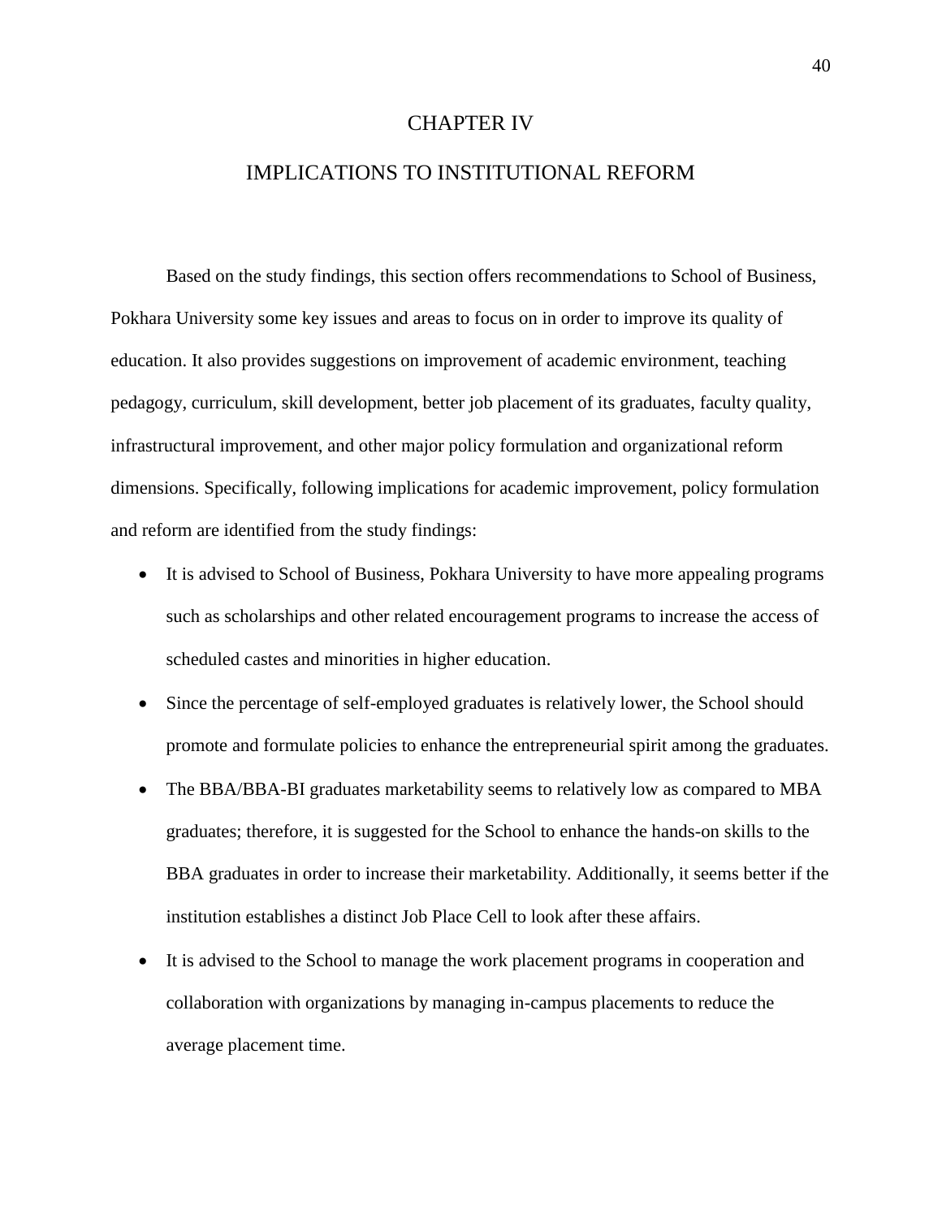# CHAPTER IV

# IMPLICATIONS TO INSTITUTIONAL REFORM

Based on the study findings, this section offers recommendations to School of Business, Pokhara University some key issues and areas to focus on in order to improve its quality of education. It also provides suggestions on improvement of academic environment, teaching pedagogy, curriculum, skill development, better job placement of its graduates, faculty quality, infrastructural improvement, and other major policy formulation and organizational reform dimensions. Specifically, following implications for academic improvement, policy formulation and reform are identified from the study findings:

- It is advised to School of Business, Pokhara University to have more appealing programs such as scholarships and other related encouragement programs to increase the access of scheduled castes and minorities in higher education.
- Since the percentage of self-employed graduates is relatively lower, the School should promote and formulate policies to enhance the entrepreneurial spirit among the graduates.
- The BBA/BBA-BI graduates marketability seems to relatively low as compared to MBA graduates; therefore, it is suggested for the School to enhance the hands-on skills to the BBA graduates in order to increase their marketability. Additionally, it seems better if the institution establishes a distinct Job Place Cell to look after these affairs.
- It is advised to the School to manage the work placement programs in cooperation and collaboration with organizations by managing in-campus placements to reduce the average placement time.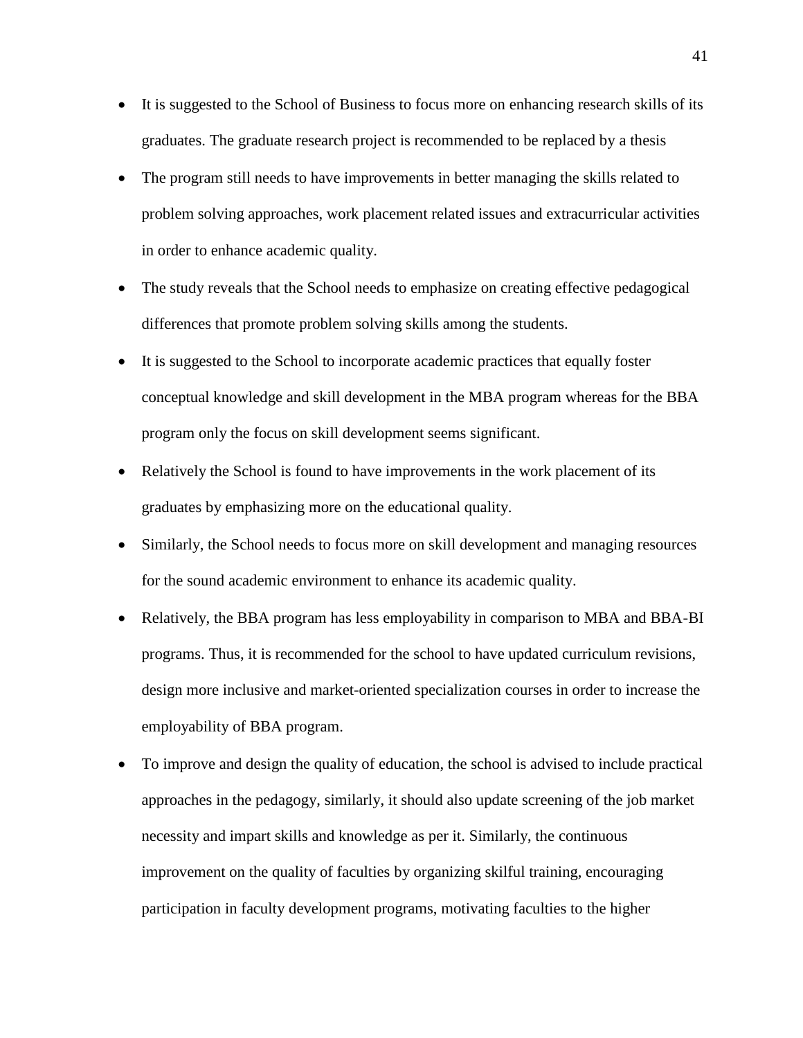- It is suggested to the School of Business to focus more on enhancing research skills of its graduates. The graduate research project is recommended to be replaced by a thesis
- The program still needs to have improvements in better managing the skills related to problem solving approaches, work placement related issues and extracurricular activities in order to enhance academic quality.
- The study reveals that the School needs to emphasize on creating effective pedagogical differences that promote problem solving skills among the students.
- It is suggested to the School to incorporate academic practices that equally foster conceptual knowledge and skill development in the MBA program whereas for the BBA program only the focus on skill development seems significant.
- Relatively the School is found to have improvements in the work placement of its graduates by emphasizing more on the educational quality.
- Similarly, the School needs to focus more on skill development and managing resources for the sound academic environment to enhance its academic quality.
- Relatively, the BBA program has less employability in comparison to MBA and BBA-BI programs. Thus, it is recommended for the school to have updated curriculum revisions, design more inclusive and market-oriented specialization courses in order to increase the employability of BBA program.
- To improve and design the quality of education, the school is advised to include practical approaches in the pedagogy, similarly, it should also update screening of the job market necessity and impart skills and knowledge as per it. Similarly, the continuous improvement on the quality of faculties by organizing skilful training, encouraging participation in faculty development programs, motivating faculties to the higher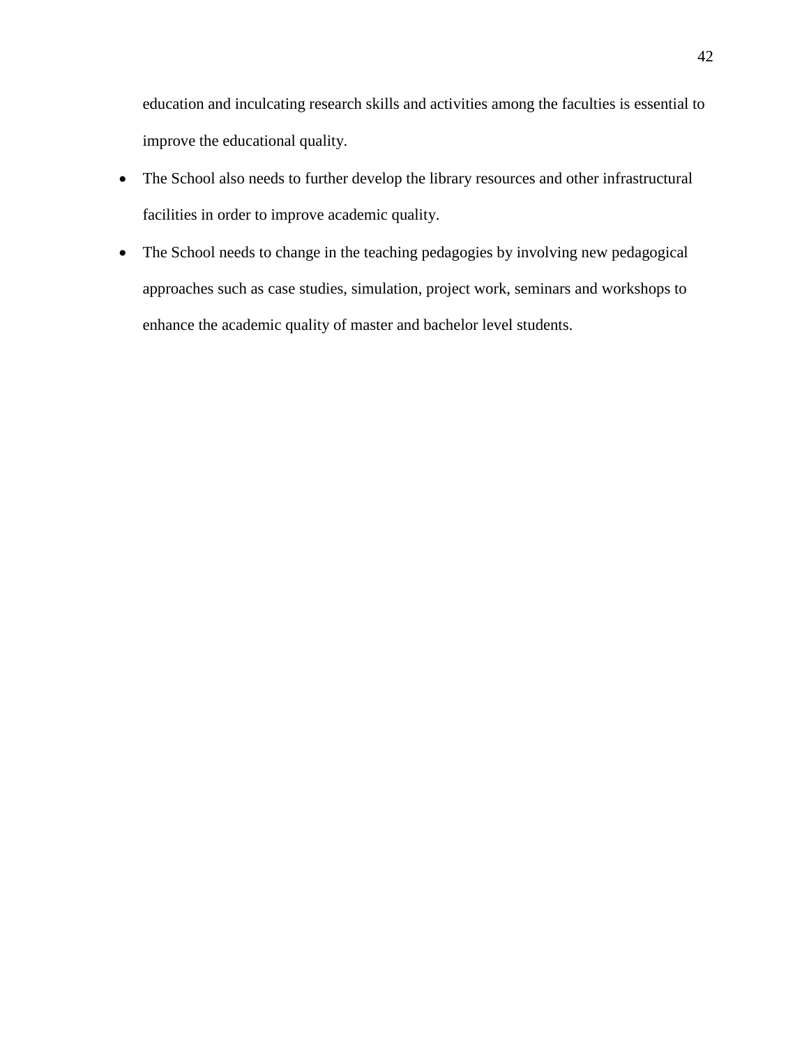education and inculcating research skills and activities among the faculties is essential to improve the educational quality.

- The School also needs to further develop the library resources and other infrastructural facilities in order to improve academic quality.
- The School needs to change in the teaching pedagogies by involving new pedagogical approaches such as case studies, simulation, project work, seminars and workshops to enhance the academic quality of master and bachelor level students.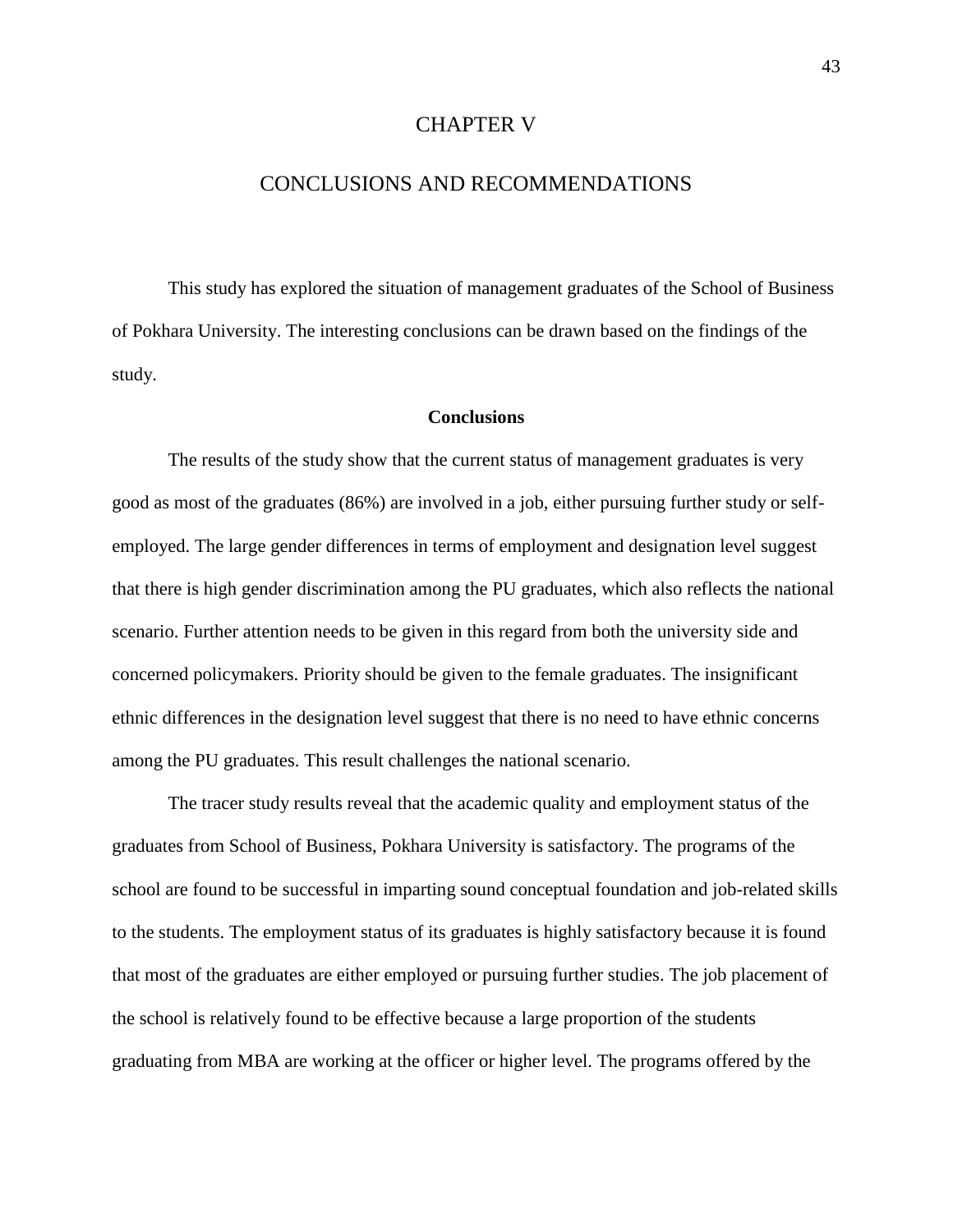# CHAPTER V

# CONCLUSIONS AND RECOMMENDATIONS

This study has explored the situation of management graduates of the School of Business of Pokhara University. The interesting conclusions can be drawn based on the findings of the study.

### Conclusions

The results of the study show that the current status of management graduates is very good as most of the graduates (86%) are involved in a job, either pursuing further study or self-employed. The large gender differences in terms of employment and designation level suggest that there is high gender discrimination among the PU graduates, which also reflects the national scenario. Further attention needs to be given in this regard from both the university side and concerned policymakers. Priority should be given to the female graduates. The insignificant ethnic differences in the designation level suggest that there is no need to have ethnic concerns among the PU graduates. This result challenges the national scenario.

The tracer study results reveal that the academic quality and employment status of the graduates from School of Business, Pokhara University is satisfactory. The programs of the school are found to be successful in imparting sound conceptual foundation and job-related skills to the students. The employment status of its graduates is highly satisfactory because it is found that most of the graduates are either employed or pursuing further studies. The job placement of the school is relatively found to be effective because a large proportion of the students graduating from MBA are working at the officer or higher level. The programs offered by the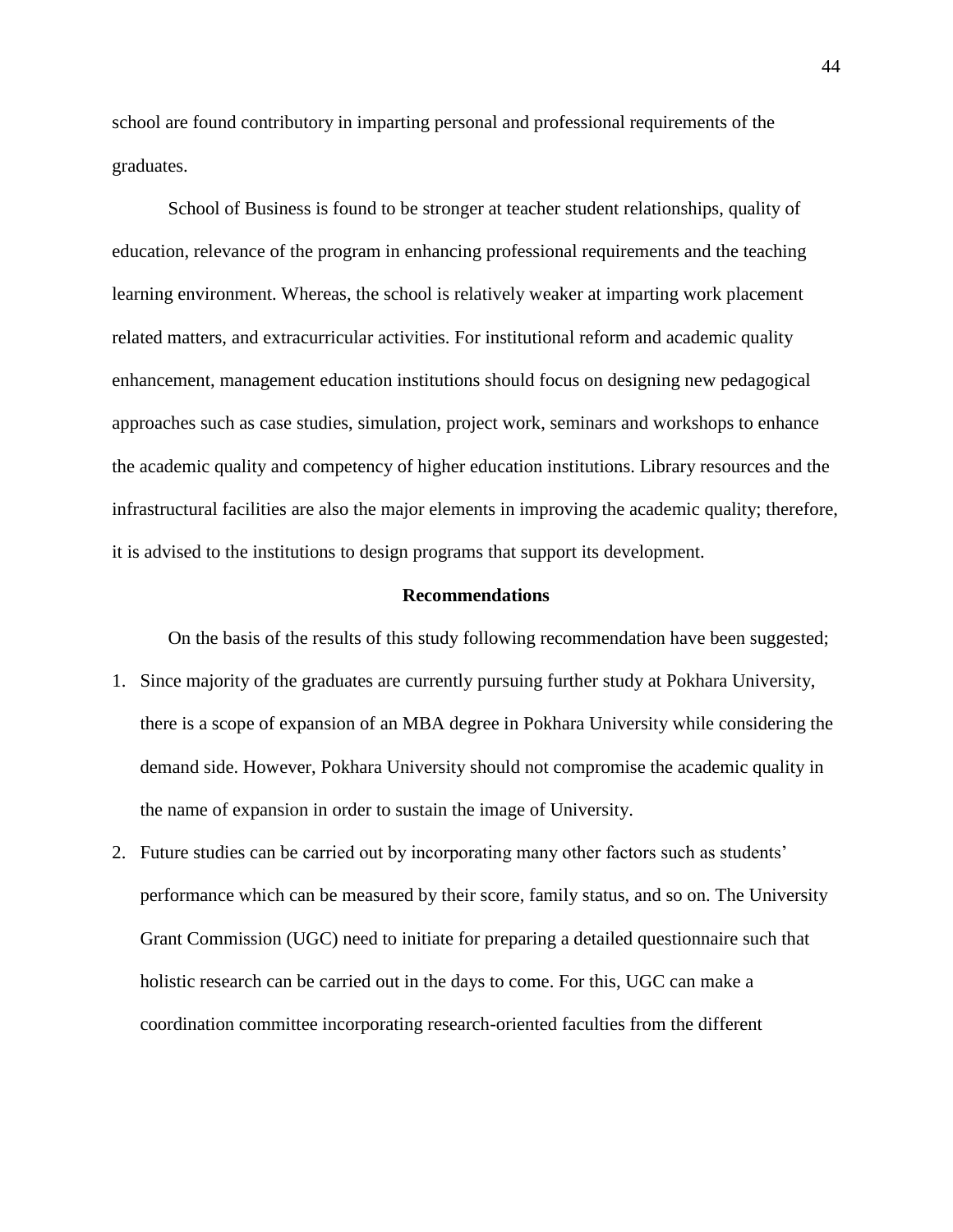school are found contributory in imparting personal and professional requirements of the graduates.

School of Business is found to be stronger at teacher student relationships, quality of education, relevance of the program in enhancing professional requirements and the teaching learning environment. Whereas, the school is relatively weaker at imparting work placement related matters, and extracurricular activities. For institutional reform and academic quality enhancement, management education institutions should focus on designing new pedagogical approaches such as case studies, simulation, project work, seminars and workshops to enhance the academic quality and competency of higher education institutions. Library resources and the infrastructural facilities are also the major elements in improving the academic quality; therefore, it is advised to the institutions to design programs that support its development.

## Recommendations

On the basis of the results of this study following recommendation have been suggested;

1. Since majority of the graduates are currently pursuing further study at Pokhara University, there is a scope of expansion of an MBA degree in Pokhara University while considering the demand side. However, Pokhara University should not compromise the academic quality in the name of expansion in order to sustain the image of University.
2. Future studies can be carried out by incorporating many other factors such as students' performance which can be measured by their score, family status, and so on. The University Grant Commission (UGC) need to initiate for preparing a detailed questionnaire such that holistic research can be carried out in the days to come. For this, UGC can make a coordination committee incorporating research-oriented faculties from the different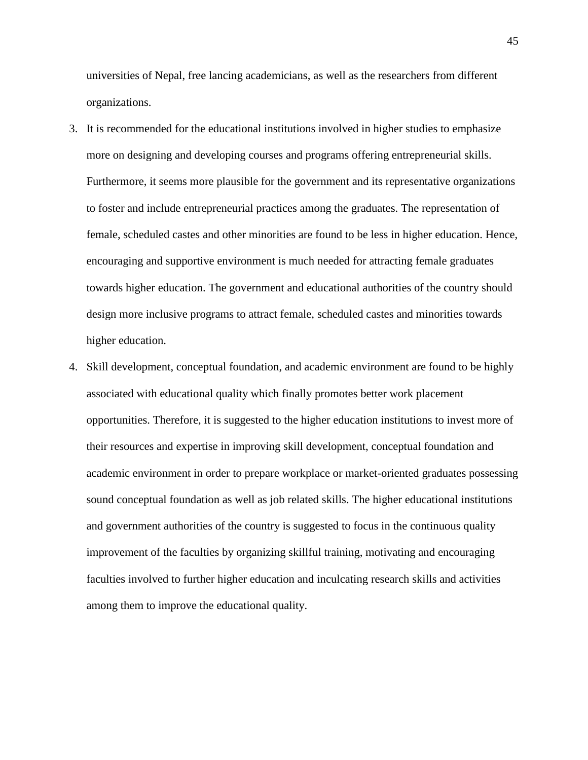universities of Nepal, free lancing academicians, as well as the researchers from different organizations.

3. It is recommended for the educational institutions involved in higher studies to emphasize more on designing and developing courses and programs offering entrepreneurial skills. Furthermore, it seems more plausible for the government and its representative organizations to foster and include entrepreneurial practices among the graduates. The representation of female, scheduled castes and other minorities are found to be less in higher education. Hence, encouraging and supportive environment is much needed for attracting female graduates towards higher education. The government and educational authorities of the country should design more inclusive programs to attract female, scheduled castes and minorities towards higher education.
4. Skill development, conceptual foundation, and academic environment are found to be highly associated with educational quality which finally promotes better work placement opportunities. Therefore, it is suggested to the higher education institutions to invest more of their resources and expertise in improving skill development, conceptual foundation and academic environment in order to prepare workplace or market-oriented graduates possessing sound conceptual foundation as well as job related skills. The higher educational institutions and government authorities of the country is suggested to focus in the continuous quality improvement of the faculties by organizing skillful training, motivating and encouraging faculties involved to further higher education and inculcating research skills and activities among them to improve the educational quality.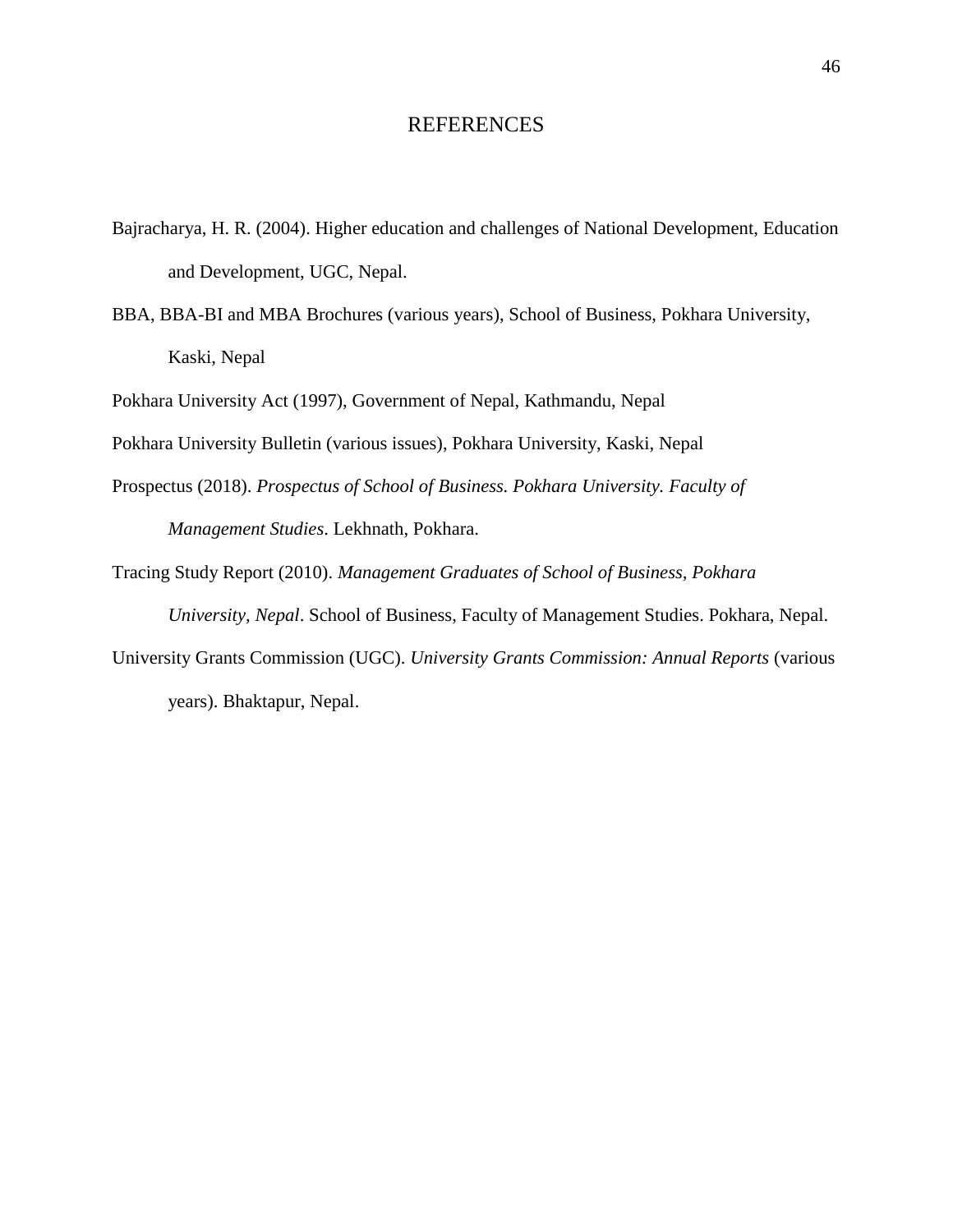# REFERENCES

Bajracharya, H. R. (2004). Higher education and challenges of National Development, Education and Development, UGC, Nepal.

BBA, BBA-BI and MBA Brochures (various years), School of Business, Pokhara University, Kaski, Nepal

Pokhara University Act (1997), Government of Nepal, Kathmandu, Nepal

Pokhara University Bulletin (various issues), Pokhara University, Kaski, Nepal

Prospectus (2018). *Prospectus of School of Business. Pokhara University. Faculty of Management Studies*. Lekhnath, Pokhara.

Tracing Study Report (2010). *Management Graduates of School of Business, Pokhara University, Nepal*. School of Business, Faculty of Management Studies. Pokhara, Nepal.

University Grants Commission (UGC). *University Grants Commission: Annual Reports* (various years). Bhaktapur, Nepal.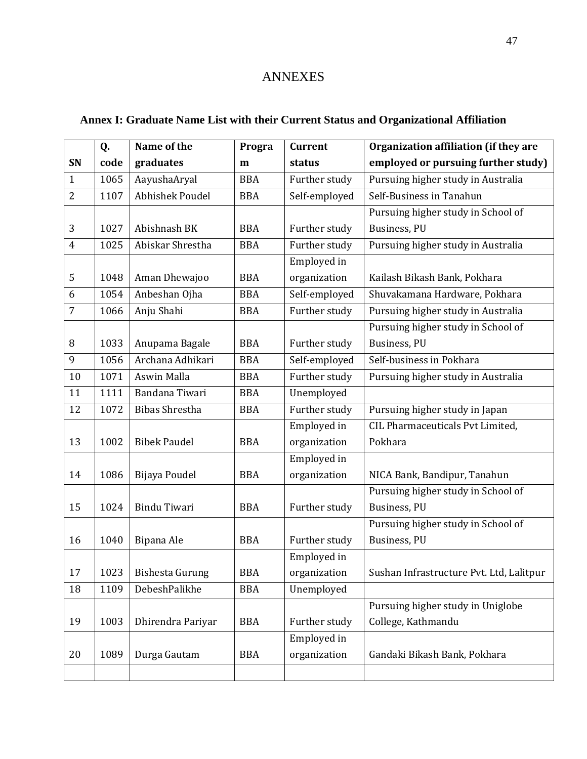# ANNEXES

## Annex I: Graduate Name List with their Current Status and Organizational Affiliation

| SN | Q. code | Name of the graduates | Program | Current status | Organization affiliation (if they are employed or pursuing further study) |
|---|---|---|---|---|---|
| 1 | 1065 | AayushaAryal | BBA | Further study | Pursuing higher study in Australia |
| 2 | 1107 | Abhishek Poudel | BBA | Self-employed | Self-Business in Tanahun |
| 3 | 1027 | Abishnash BK | BBA | Further study | Pursuing higher study in School of Business, PU |
| 4 | 1025 | Abiskar Shrestha | BBA | Further study | Pursuing higher study in Australia |
| 5 | 1048 | Aman Dhewajoo | BBA | Employed in organization | Kailash Bikash Bank, Pokhara |
| 6 | 1054 | Anbeshan Ojha | BBA | Self-employed | Shuvakamana Hardware, Pokhara |
| 7 | 1066 | Anju Shahi | BBA | Further study | Pursuing higher study in Australia |
| 8 | 1033 | Anupama Bagale | BBA | Further study | Pursuing higher study in School of Business, PU |
| 9 | 1056 | Archana Adhikari | BBA | Self-employed | Self-business in Pokhara |
| 10 | 1071 | Aswin Malla | BBA | Further study | Pursuing higher study in Australia |
| 11 | 1111 | Bandana Tiwari | BBA | Unemployed | |
| 12 | 1072 | Bibas Shrestha | BBA | Further study | Pursuing higher study in Japan |
| 13 | 1002 | Bibek Paudel | BBA | Employed in organization | CIL Pharmaceuticals Pvt Limited, Pokhara |
| 14 | 1086 | Bijaya Poudel | BBA | Employed in organization | NICA Bank, Bandipur, Tanahun |
| 15 | 1024 | Bindu Tiwari | BBA | Further study | Pursuing higher study in School of Business, PU |
| 16 | 1040 | Bipana Ale | BBA | Further study | Pursuing higher study in School of Business, PU |
| 17 | 1023 | Bishesta Gurung | BBA | Employed in organization | Sushan Infrastructure Pvt. Ltd, Lalitpur |
| 18 | 1109 | DebeshPalikhe | BBA | Unemployed | |
| 19 | 1003 | Dhirendra Pariyar | BBA | Further study | Pursuing higher study in Uniglobe College, Kathmandu |
| 20 | 1089 | Durga Gautam | BBA | Employed in organization | Gandaki Bikash Bank, Pokhara |
| | | | | | |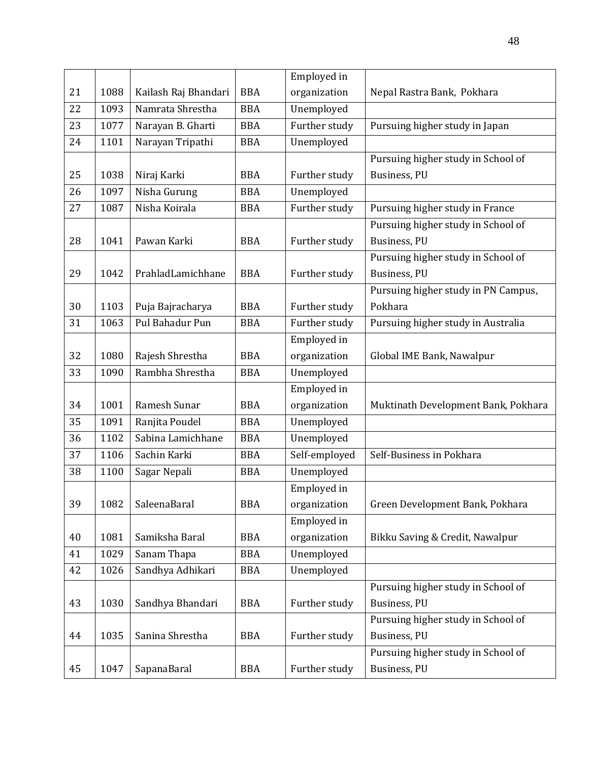| 21 | 1088 | Kailash Raj Bhandari | BBA | Employed in organization | Nepal Rastra Bank, Pokhara |
|---|---|---|---|---|---|
| 22 | 1093 | Namrata Shrestha | BBA | Unemployed | |
| 23 | 1077 | Narayan B. Gharti | BBA | Further study | Pursuing higher study in Japan |
| 24 | 1101 | Narayan Tripathi | BBA | Unemployed | |
| 25 | 1038 | Niraj Karki | BBA | Further study | Pursuing higher study in School of Business, PU |
| 26 | 1097 | Nisha Gurung | BBA | Unemployed | |
| 27 | 1087 | Nisha Koirala | BBA | Further study | Pursuing higher study in France |
| 28 | 1041 | Pawan Karki | BBA | Further study | Pursuing higher study in School of Business, PU |
| 29 | 1042 | PrahladLamichhane | BBA | Further study | Pursuing higher study in School of Business, PU |
| 30 | 1103 | Puja Bajracharya | BBA | Further study | Pursuing higher study in PN Campus, Pokhara |
| 31 | 1063 | Pul Bahadur Pun | BBA | Further study | Pursuing higher study in Australia |
| 32 | 1080 | Rajesh Shrestha | BBA | Employed in organization | Global IME Bank, Nawalpur |
| 33 | 1090 | Rambha Shrestha | BBA | Unemployed | |
| 34 | 1001 | Ramesh Sunar | BBA | Employed in organization | Muktinath Development Bank, Pokhara |
| 35 | 1091 | Ranjita Poudel | BBA | Unemployed | |
| 36 | 1102 | Sabina Lamichhane | BBA | Unemployed | |
| 37 | 1106 | Sachin Karki | BBA | Self-employed | Self-Business in Pokhara |
| 38 | 1100 | Sagar Nepali | BBA | Unemployed | |
| 39 | 1082 | SaleenaBaral | BBA | Employed in organization | Green Development Bank, Pokhara |
| 40 | 1081 | Samiksha Baral | BBA | Employed in organization | Bikku Saving & Credit, Nawalpur |
| 41 | 1029 | Sanam Thapa | BBA | Unemployed | |
| 42 | 1026 | Sandhya Adhikari | BBA | Unemployed | |
| 43 | 1030 | Sandhya Bhandari | BBA | Further study | Pursuing higher study in School of Business, PU |
| 44 | 1035 | Sanina Shrestha | BBA | Further study | Pursuing higher study in School of Business, PU |
| 45 | 1047 | SapanaBaral | BBA | Further study | Pursuing higher study in School of Business, PU |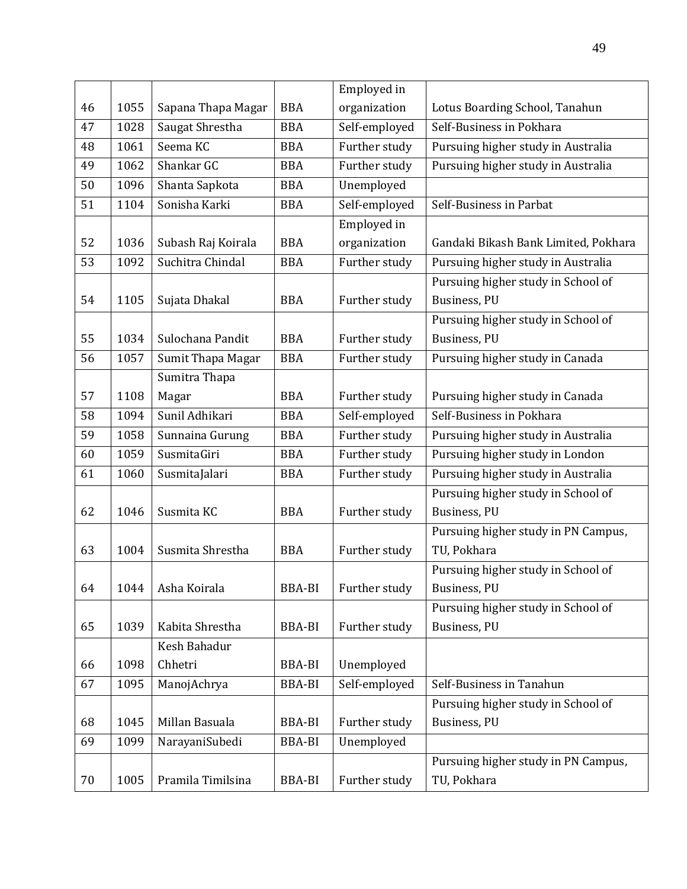| 46 | 1055 | Sapana Thapa Magar | BBA | Employed in organization | Lotus Boarding School, Tanahun |
|---|---|---|---|---|---|
| 47 | 1028 | Saugat Shrestha | BBA | Self-employed | Self-Business in Pokhara |
| 48 | 1061 | Seema KC | BBA | Further study | Pursuing higher study in Australia |
| 49 | 1062 | Shankar GC | BBA | Further study | Pursuing higher study in Australia |
| 50 | 1096 | Shanta Sapkota | BBA | Unemployed | |
| 51 | 1104 | Sonisha Karki | BBA | Self-employed | Self-Business in Parbat |
| 52 | 1036 | Subash Raj Koirala | BBA | Employed in organization | Gandaki Bikash Bank Limited, Pokhara |
| 53 | 1092 | Suchitra Chindal | BBA | Further study | Pursuing higher study in Australia |
| 54 | 1105 | Sujata Dhakal | BBA | Further study | Pursuing higher study in School of Business, PU |
| 55 | 1034 | Sulochana Pandit | BBA | Further study | Pursuing higher study in School of Business, PU |
| 56 | 1057 | Sumit Thapa Magar | BBA | Further study | Pursuing higher study in Canada |
| 57 | 1108 | Sumitra Thapa Magar | BBA | Further study | Pursuing higher study in Canada |
| 58 | 1094 | Sunil Adhikari | BBA | Self-employed | Self-Business in Pokhara |
| 59 | 1058 | Sunnaina Gurung | BBA | Further study | Pursuing higher study in Australia |
| 60 | 1059 | SusmitaGiri | BBA | Further study | Pursuing higher study in London |
| 61 | 1060 | SusmitaJalari | BBA | Further study | Pursuing higher study in Australia |
| 62 | 1046 | Susmita KC | BBA | Further study | Pursuing higher study in School of Business, PU |
| 63 | 1004 | Susmita Shrestha | BBA | Further study | Pursuing higher study in PN Campus, TU, Pokhara |
| 64 | 1044 | Asha Koirala | BBA-BI | Further study | Pursuing higher study in School of Business, PU |
| 65 | 1039 | Kabita Shrestha | BBA-BI | Further study | Pursuing higher study in School of Business, PU |
| 66 | 1098 | Kesh Bahadur Chhetri | BBA-BI | Unemployed | |
| 67 | 1095 | ManojAchrya | BBA-BI | Self-employed | Self-Business in Tanahun |
| 68 | 1045 | Millan Basuala | BBA-BI | Further study | Pursuing higher study in School of Business, PU |
| 69 | 1099 | NarayaniSubedi | BBA-BI | Unemployed | |
| 70 | 1005 | Pramila Timilsina | BBA-BI | Further study | Pursuing higher study in PN Campus, TU, Pokhara |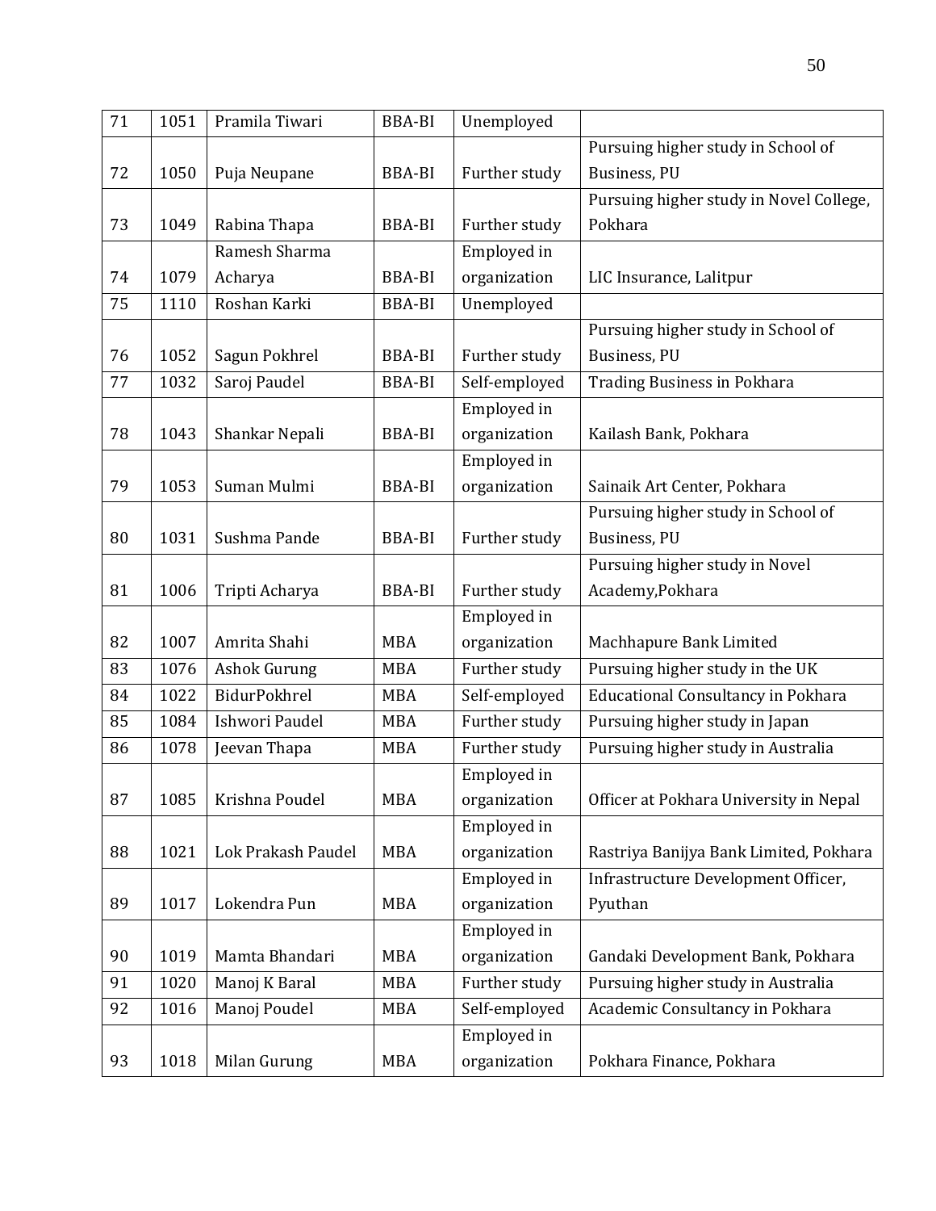| 71 | 1051 | Pramila Tiwari | BBA-BI | Unemployed | |
|---|---|---|---|---|---|
| 72 | 1050 | Puja Neupane | BBA-BI | Further study | Pursuing higher study in School of Business, PU |
| 73 | 1049 | Rabina Thapa | BBA-BI | Further study | Pursuing higher study in Novel College, Pokhara |
| 74 | 1079 | Ramesh Sharma Acharya | BBA-BI | Employed in organization | LIC Insurance, Lalitpur |
| 75 | 1110 | Roshan Karki | BBA-BI | Unemployed | |
| 76 | 1052 | Sagun Pokhrel | BBA-BI | Further study | Pursuing higher study in School of Business, PU |
| 77 | 1032 | Saroj Paudel | BBA-BI | Self-employed | Trading Business in Pokhara |
| 78 | 1043 | Shankar Nepali | BBA-BI | Employed in organization | Kailash Bank, Pokhara |
| 79 | 1053 | Suman Mulmi | BBA-BI | Employed in organization | Sainaik Art Center, Pokhara |
| 80 | 1031 | Sushma Pande | BBA-BI | Further study | Pursuing higher study in School of Business, PU |
| 81 | 1006 | Tripti Acharya | BBA-BI | Further study | Pursuing higher study in Novel Academy,Pokhara |
| 82 | 1007 | Amrita Shahi | MBA | Employed in organization | Machhapure Bank Limited |
| 83 | 1076 | Ashok Gurung | MBA | Further study | Pursuing higher study in the UK |
| 84 | 1022 | BidurPokhrel | MBA | Self-employed | Educational Consultancy in Pokhara |
| 85 | 1084 | Ishwori Paudel | MBA | Further study | Pursuing higher study in Japan |
| 86 | 1078 | Jeevan Thapa | MBA | Further study | Pursuing higher study in Australia |
| 87 | 1085 | Krishna Poudel | MBA | Employed in organization | Officer at Pokhara University in Nepal |
| 88 | 1021 | Lok Prakash Paudel | MBA | Employed in organization | Rastriya Banijya Bank Limited, Pokhara |
| 89 | 1017 | Lokendra Pun | MBA | Employed in organization | Infrastructure Development Officer, Pyuthan |
| 90 | 1019 | Mamta Bhandari | MBA | Employed in organization | Gandaki Development Bank, Pokhara |
| 91 | 1020 | Manoj K Baral | MBA | Further study | Pursuing higher study in Australia |
| 92 | 1016 | Manoj Poudel | MBA | Self-employed | Academic Consultancy in Pokhara |
| 93 | 1018 | Milan Gurung | MBA | Employed in organization | Pokhara Finance, Pokhara |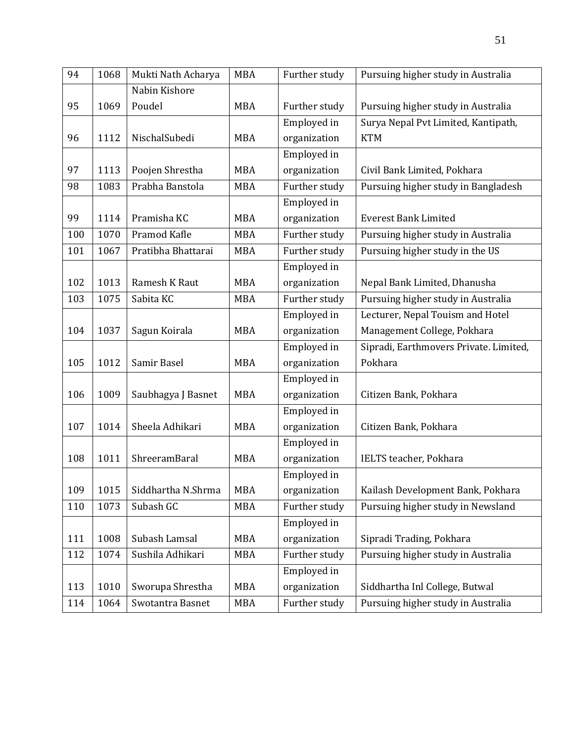| 94 | 1068 | Mukti Nath Acharya | MBA | Further study | Pursuing higher study in Australia |
|---|---|---|---|---|---|
| 95 | 1069 | Nabin Kishore Poudel | MBA | Further study | Pursuing higher study in Australia |
| 96 | 1112 | NischalSubedi | MBA | Employed in organization | Surya Nepal Pvt Limited, Kantipath, KTM |
| 97 | 1113 | Poojen Shrestha | MBA | Employed in organization | Civil Bank Limited, Pokhara |
| 98 | 1083 | Prabha Banstola | MBA | Further study | Pursuing higher study in Bangladesh |
| 99 | 1114 | Pramisha KC | MBA | Employed in organization | Everest Bank Limited |
| 100 | 1070 | Pramod Kafle | MBA | Further study | Pursuing higher study in Australia |
| 101 | 1067 | Pratibha Bhattarai | MBA | Further study | Pursuing higher study in the US |
| 102 | 1013 | Ramesh K Raut | MBA | Employed in organization | Nepal Bank Limited, Dhanusha |
| 103 | 1075 | Sabita KC | MBA | Further study | Pursuing higher study in Australia |
| 104 | 1037 | Sagun Koirala | MBA | Employed in organization | Lecturer, Nepal Touism and Hotel Management College, Pokhara |
| 105 | 1012 | Samir Basel | MBA | Employed in organization | Sipradi, Earthmovers Private. Limited, Pokhara |
| 106 | 1009 | Saubhagya J Basnet | MBA | Employed in organization | Citizen Bank, Pokhara |
| 107 | 1014 | Sheela Adhikari | MBA | Employed in organization | Citizen Bank, Pokhara |
| 108 | 1011 | ShreeramBaral | MBA | Employed in organization | IELTS teacher, Pokhara |
| 109 | 1015 | Siddhartha N.Shrma | MBA | Employed in organization | Kailash Development Bank, Pokhara |
| 110 | 1073 | Subash GC | MBA | Further study | Pursuing higher study in Newsland |
| 111 | 1008 | Subash Lamsal | MBA | Employed in organization | Sipradi Trading, Pokhara |
| 112 | 1074 | Sushila Adhikari | MBA | Further study | Pursuing higher study in Australia |
| 113 | 1010 | Sworupa Shrestha | MBA | Employed in organization | Siddhartha Inl College, Butwal |
| 114 | 1064 | Swotantra Basnet | MBA | Further study | Pursuing higher study in Australia |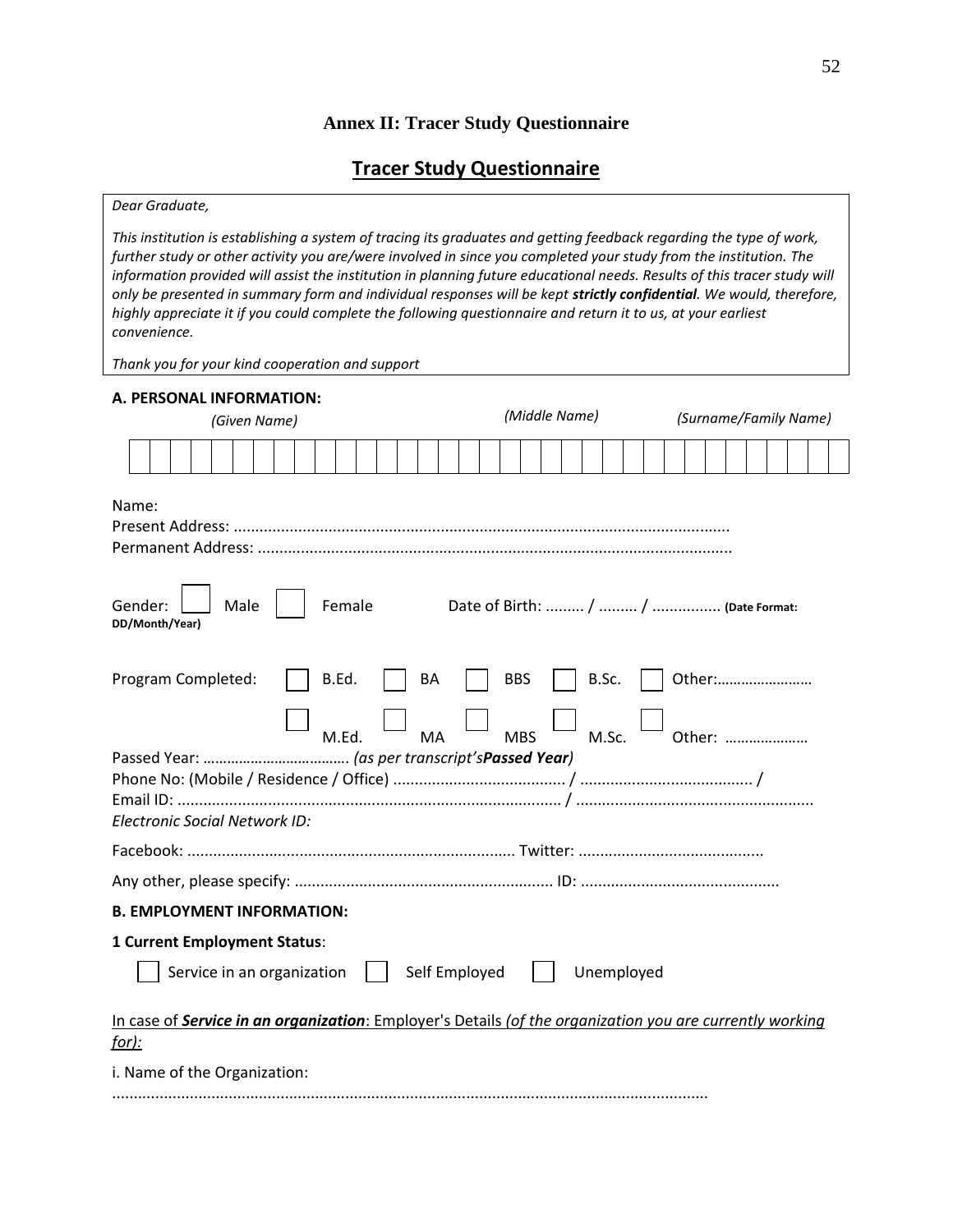## Annex II: Tracer Study Questionnaire

## Tracer Study Questionnaire

*Dear Graduate,*

*This institution is establishing a system of tracing its graduates and getting feedback regarding the type of work, further study or other activity you are/were involved in since you completed your study from the institution. The information provided will assist the institution in planning future educational needs. Results of this tracer study will only be presented in summary form and individual responses will be kept* ***strictly confidential****. We would, therefore, highly appreciate it if you could complete the following questionnaire and return it to us, at your earliest convenience.*

*Thank you for your kind cooperation and support*

**A. PERSONAL INFORMATION:**

*(Given Name)* *(Middle Name)* *(Surname/Family Name)*

| | | | | | | | | | | | | | | | | | | | | | | | | | | | | | | | | | | |
|---|---|---|---|---|---|---|---|---|---|---|---|---|---|---|---|---|---|---|---|---|---|---|---|---|---|---|---|---|---|---|---|---|---|---|

Name:
Present Address: ..................................................................................................................
Permanent Address: .............................................................................................................

Gender: ☐ Male ☐ Female Date of Birth: ......... / ......... / ............... **(Date Format: DD/Month/Year)**

Program Completed: ☐ B.Ed. ☐ BA ☐ BBS ☐ B.Sc. ☐ Other:……………………

☐ M.Ed. ☐ MA ☐ MBS ☐ M.Sc. ☐ Other: …………………

Passed Year: ………………………………. *(as per transcript's* ***Passed Year****)*
Phone No: (Mobile / Residence / Office) ....................................... / ....................................... /
Email ID: ......................................................................................... / .......................................................
*Electronic Social Network ID:*

Facebook: ........................................................................... Twitter: ..........................................

Any other, please specify: ........................................................... ID: .............................................

**B. EMPLOYMENT INFORMATION:**

**1 Current Employment Status**:

☐ Service in an organization ☐ Self Employed ☐ Unemployed

In case of ***Service in an organization***: Employer's Details *(of the organization you are currently working for):*

i. Name of the Organization:
.........................................................................................................................................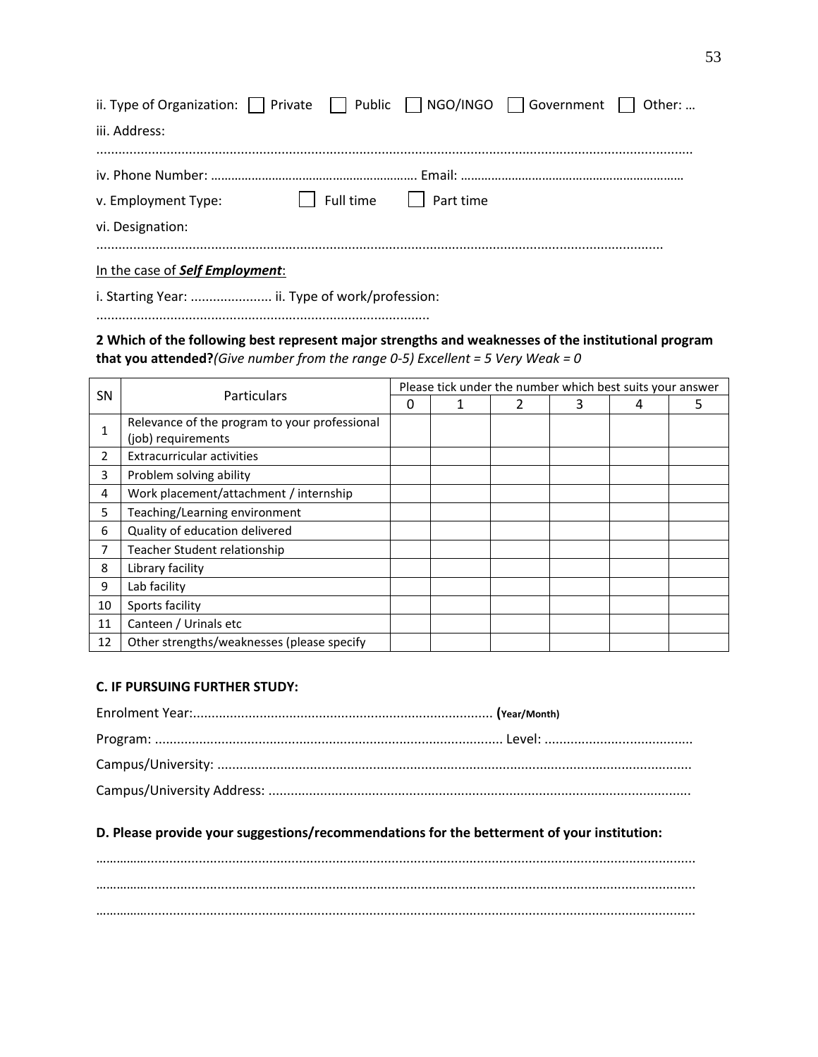ii. Type of Organization: ☐ Private ☐ Public ☐ NGO/INGO ☐ Government ☐ Other: …

iii. Address:

..........................................................................................................................................................

iv. Phone Number: …………………………………………………… Email: …………………………………………………………

v. Employment Type: ☐ Full time ☐ Part time

vi. Designation:

......................................................................................................................................................

In the case of ***Self Employment***:

i. Starting Year: ...................... ii. Type of work/profession:

.........................................................................................

**2 Which of the following best represent major strengths and weaknesses of the institutional program that you attended?***(Give number from the range 0-5) Excellent = 5 Very Weak = 0*

| SN | Particulars | Please tick under the number which best suits your answer | | | | | |
|---|---|---|---|---|---|---|---|
| | | 0 | 1 | 2 | 3 | 4 | 5 |
| 1 | Relevance of the program to your professional (job) requirements | | | | | | |
| 2 | Extracurricular activities | | | | | | |
| 3 | Problem solving ability | | | | | | |
| 4 | Work placement/attachment / internship | | | | | | |
| 5 | Teaching/Learning environment | | | | | | |
| 6 | Quality of education delivered | | | | | | |
| 7 | Teacher Student relationship | | | | | | |
| 8 | Library facility | | | | | | |
| 9 | Lab facility | | | | | | |
| 10 | Sports facility | | | | | | |
| 11 | Canteen / Urinals etc | | | | | | |
| 12 | Other strengths/weaknesses (please specify | | | | | | |

**C. IF PURSUING FURTHER STUDY:**

Enrolment Year:................................................................................. **(Year/Month)**

Program: ............................................................................................. Level: .......................................

Campus/University: ...............................................................................................................................

Campus/University Address: .................................................................................................................

**D. Please provide your suggestions/recommendations for the betterment of your institution:**

……………..........................................................................................................................................

……………..........................................................................................................................................

……………..........................................................................................................................................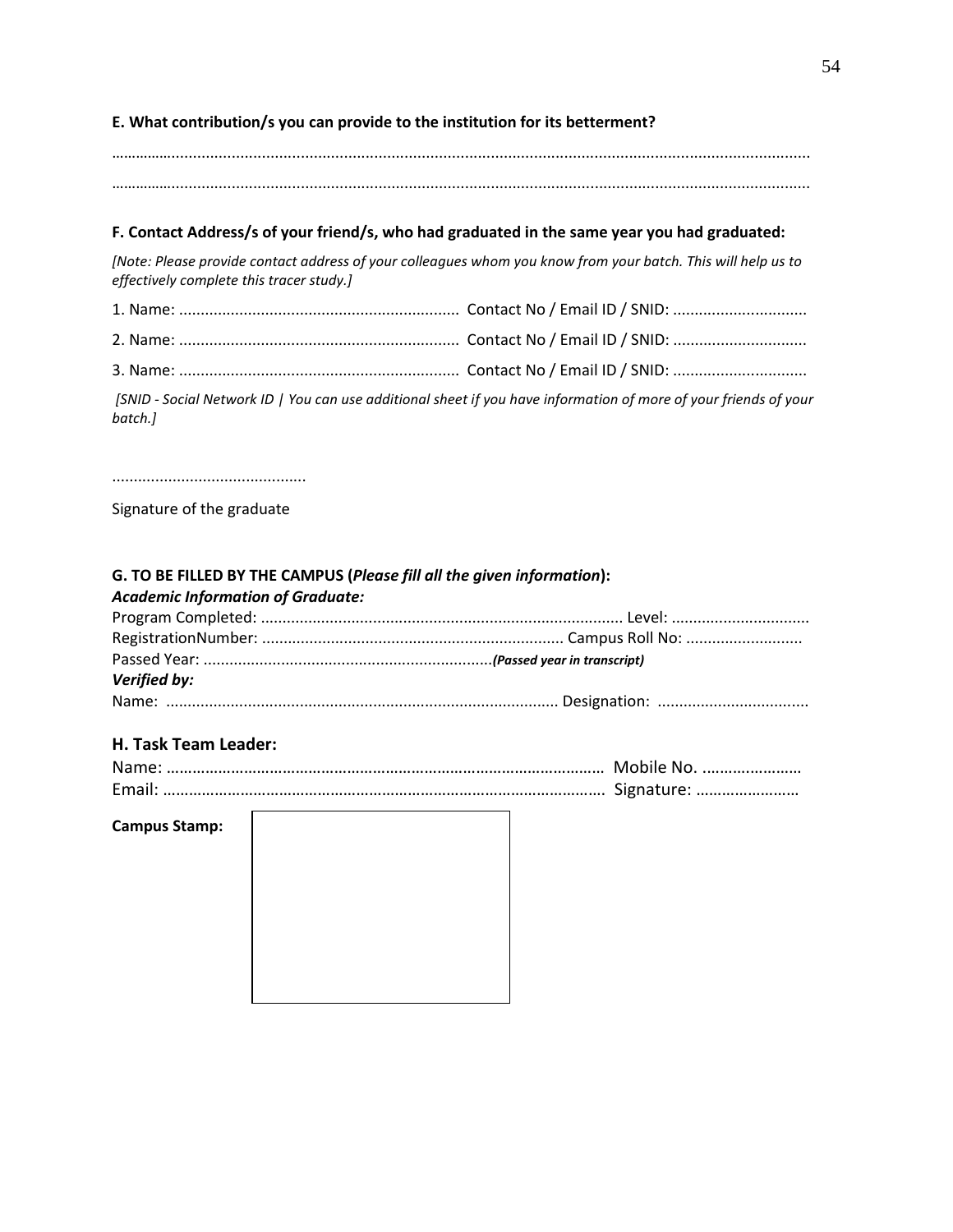**E. What contribution/s you can provide to the institution for its betterment?**

……………………………………………………………………………………………………………………………………………

……………………………………………………………………………………………………………………………………………

**F. Contact Address/s of your friend/s, who had graduated in the same year you had graduated:**

*[Note: Please provide contact address of your colleagues whom you know from your batch. This will help us to effectively complete this tracer study.]*

1. Name: ................................................................. Contact No / Email ID / SNID: ...............................

2. Name: ................................................................. Contact No / Email ID / SNID: ...............................

3. Name: ................................................................. Contact No / Email ID / SNID: ...............................

*[SNID - Social Network ID | You can use additional sheet if you have information of more of your friends of your batch.]*

.............................................

Signature of the graduate

**G. TO BE FILLED BY THE CAMPUS (*Please fill all the given information*):**

***Academic Information of Graduate:***

Program Completed: .................................................................................... Level: ................................

RegistrationNumber: ...................................................................... Campus Roll No: ...........................

Passed Year: ....................................................................***(Passed year in transcript)***

***Verified by:***

Name: .......................................................................................... Designation: ...................................

## H. Task Team Leader:

Name: ………………………………………………………………………………………… Mobile No. …………………..

Email: ………………………………………………………………………………………… Signature: ……………………

**Campus Stamp:**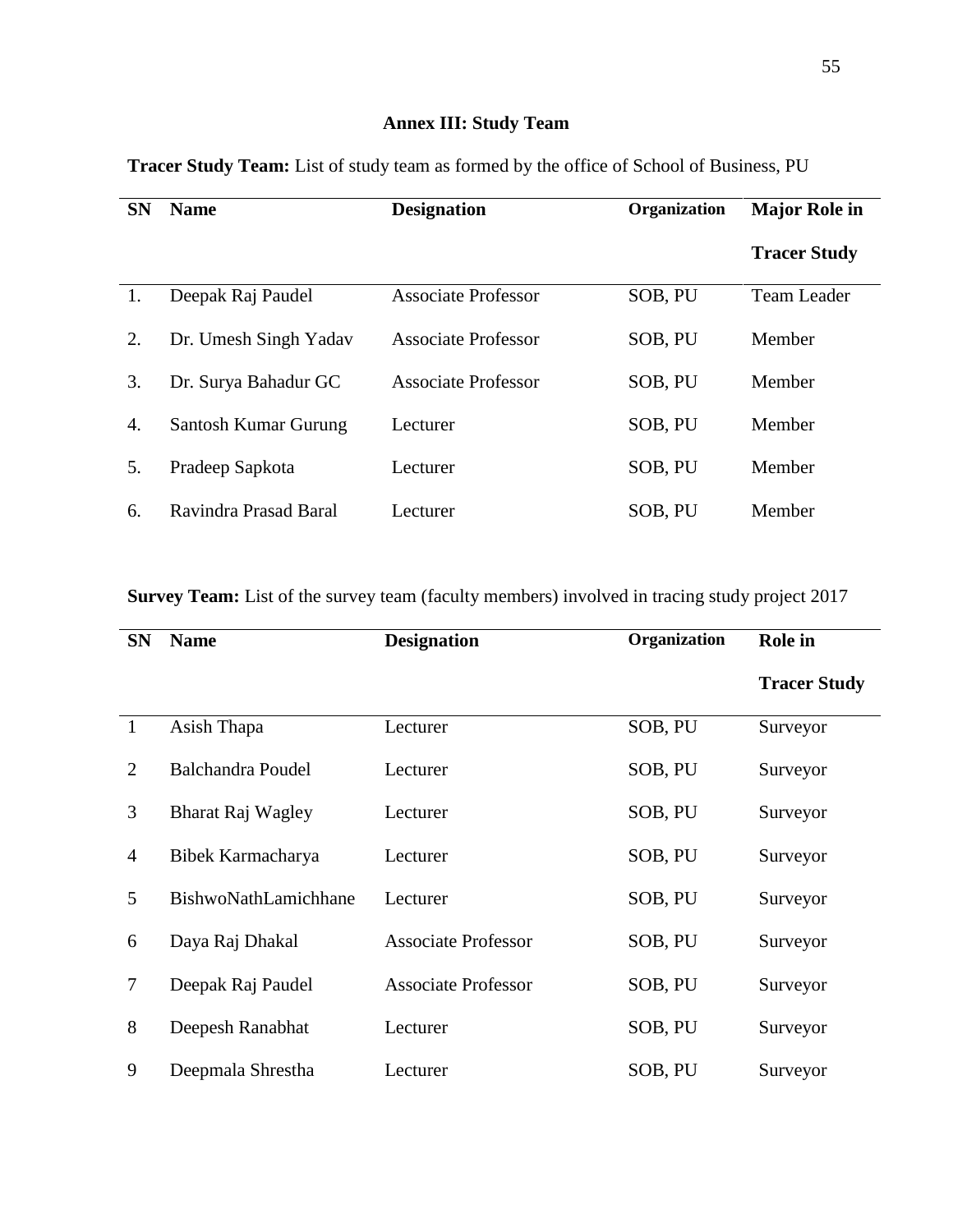## Annex III: Study Team

**Tracer Study Team:** List of study team as formed by the office of School of Business, PU

| SN | Name | Designation | Organization | Major Role in Tracer Study |
|---|---|---|---|---|
| 1. | Deepak Raj Paudel | Associate Professor | SOB, PU | Team Leader |
| 2. | Dr. Umesh Singh Yadav | Associate Professor | SOB, PU | Member |
| 3. | Dr. Surya Bahadur GC | Associate Professor | SOB, PU | Member |
| 4. | Santosh Kumar Gurung | Lecturer | SOB, PU | Member |
| 5. | Pradeep Sapkota | Lecturer | SOB, PU | Member |
| 6. | Ravindra Prasad Baral | Lecturer | SOB, PU | Member |

**Survey Team:** List of the survey team (faculty members) involved in tracing study project 2017

| SN | Name | Designation | Organization | Role in Tracer Study |
|---|---|---|---|---|
| 1 | Asish Thapa | Lecturer | SOB, PU | Surveyor |
| 2 | Balchandra Poudel | Lecturer | SOB, PU | Surveyor |
| 3 | Bharat Raj Wagley | Lecturer | SOB, PU | Surveyor |
| 4 | Bibek Karmacharya | Lecturer | SOB, PU | Surveyor |
| 5 | BishwoNathLamichhane | Lecturer | SOB, PU | Surveyor |
| 6 | Daya Raj Dhakal | Associate Professor | SOB, PU | Surveyor |
| 7 | Deepak Raj Paudel | Associate Professor | SOB, PU | Surveyor |
| 8 | Deepesh Ranabhat | Lecturer | SOB, PU | Surveyor |
| 9 | Deepmala Shrestha | Lecturer | SOB, PU | Surveyor |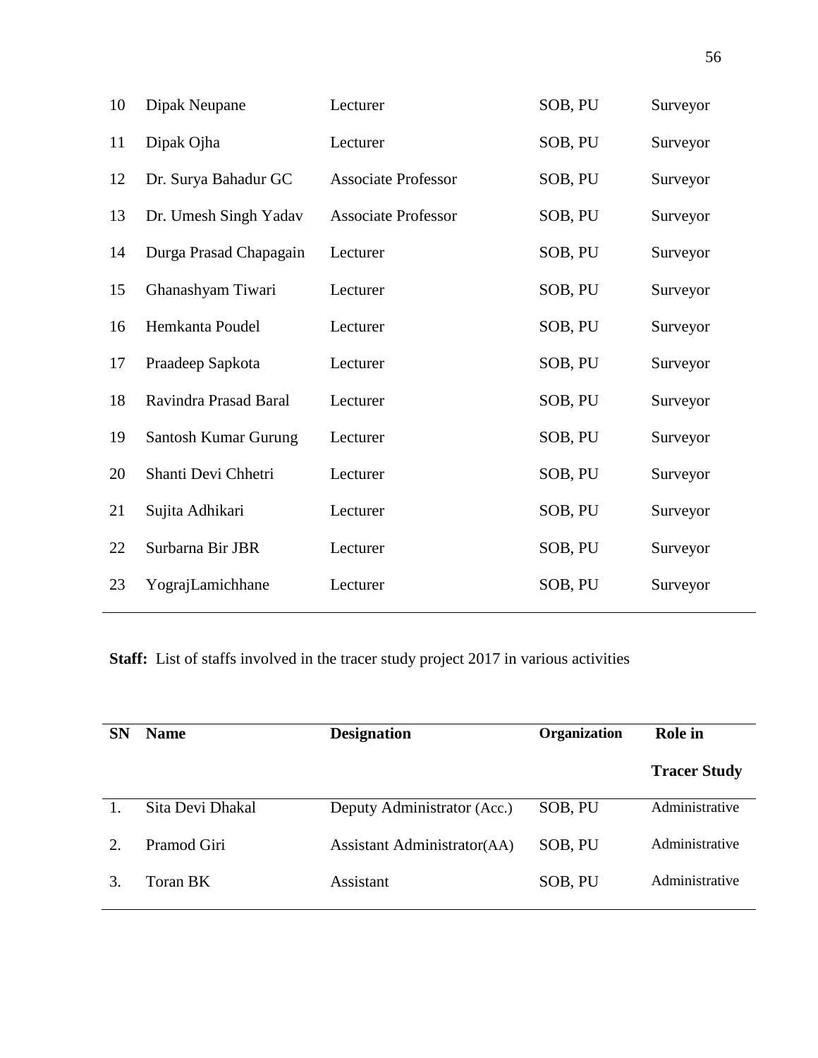| | | | | |
|---|---|---|---|---|
| 10 | Dipak Neupane | Lecturer | SOB, PU | Surveyor |
| 11 | Dipak Ojha | Lecturer | SOB, PU | Surveyor |
| 12 | Dr. Surya Bahadur GC | Associate Professor | SOB, PU | Surveyor |
| 13 | Dr. Umesh Singh Yadav | Associate Professor | SOB, PU | Surveyor |
| 14 | Durga Prasad Chapagain | Lecturer | SOB, PU | Surveyor |
| 15 | Ghanashyam Tiwari | Lecturer | SOB, PU | Surveyor |
| 16 | Hemkanta Poudel | Lecturer | SOB, PU | Surveyor |
| 17 | Praadeep Sapkota | Lecturer | SOB, PU | Surveyor |
| 18 | Ravindra Prasad Baral | Lecturer | SOB, PU | Surveyor |
| 19 | Santosh Kumar Gurung | Lecturer | SOB, PU | Surveyor |
| 20 | Shanti Devi Chhetri | Lecturer | SOB, PU | Surveyor |
| 21 | Sujita Adhikari | Lecturer | SOB, PU | Surveyor |
| 22 | Surbarna Bir JBR | Lecturer | SOB, PU | Surveyor |
| 23 | YograjLamichhane | Lecturer | SOB, PU | Surveyor |

**Staff:** List of staffs involved in the tracer study project 2017 in various activities

| SN | Name | Designation | Organization | Role in Tracer Study |
|---|---|---|---|---|
| 1. | Sita Devi Dhakal | Deputy Administrator (Acc.) | SOB, PU | Administrative |
| 2. | Pramod Giri | Assistant Administrator(AA) | SOB, PU | Administrative |
| 3. | Toran BK | Assistant | SOB, PU | Administrative |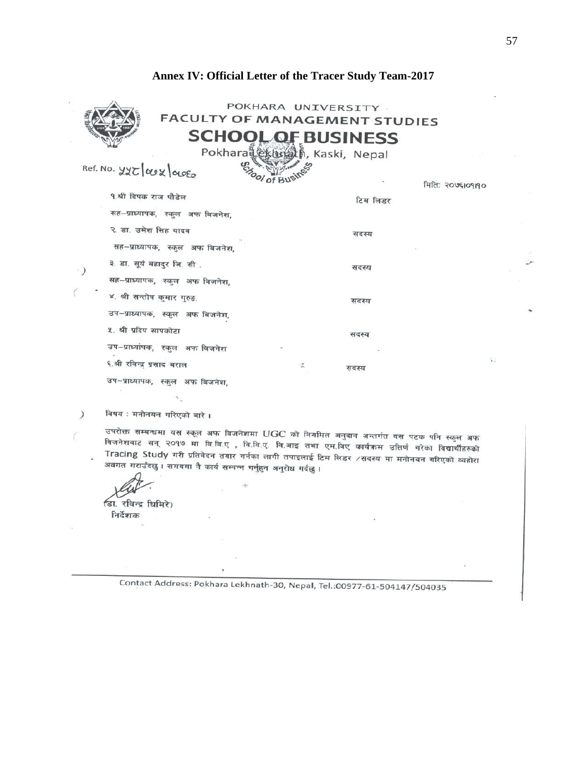## Annex IV: Official Letter of the Tracer Study Team-2017

POKHARA UNIVERSITY
FACULTY OF MANAGEMENT STUDIES
**SCHOOL OF BUSINESS**
Pokhara Lekhnath, Kaski, Nepal

Ref. No. ५५८/०७५/०७६०

मिति: २०७६।०१।१०

| | |
|---|---|
| १.श्री दिपक राज पौडेल | टिम लिडर |
| सह–प्राध्यापक, स्कुल अफ बिजनेश, | |
| २. डा. उमेश सिह यादव | सदस्य |
| सह–प्राध्यापक, स्कुल अफ बिजनेश, | |
| ३. डा. सूर्य बहादुर जि. सी . | सदस्य |
| सह–प्राध्यापक, स्कुल अफ बिजनेश, | |
| ४. श्री सन्तोष कुमार गुरुङ | सदस्य |
| उप–प्राध्यापक, स्कुल अफ बिजनेश, | |
| ५. श्री प्रदिप सापकोटा | सदस्य |
| उप–प्राध्यापक, स्कुल अफ विजनेश | |
| ६.श्री रविन्द्र प्रसाद बराल | सदस्य |
| उप–प्राध्यापक, स्कुल अफ बिजनेश, | |

विषय : मनोनयन गरिएको बारे ।

उपरोक्त सम्बन्धमा यस स्कूल अफ विजनेशमा UGC को नियमित अनुदान अन्तर्गत यस पटक पनि स्कुल अफ विजनेशबाट सन् २०१७ मा बि.बि.ए , बि.बि.ए. बि.आइ तथा एम.बिए कार्यक्रम उत्तिर्ण गरेका विद्यार्थीहरुको Tracing Study गरी प्रतिवेदन तयार गर्नका लागी तपाइलाई टिम लिडर /सदस्य मा मनोनयन गरिएको व्यहोरा अवगत गराउँदछु । समयमा नै कार्य सम्पन्न गर्नुहुन अनुरोध गर्दछु ।

(डा. रविन्द्र घिमिरे)
निर्देशक

Contact Address: Pokhara Lekhnath-30, Nepal, Tel.:00977-61-504147/504035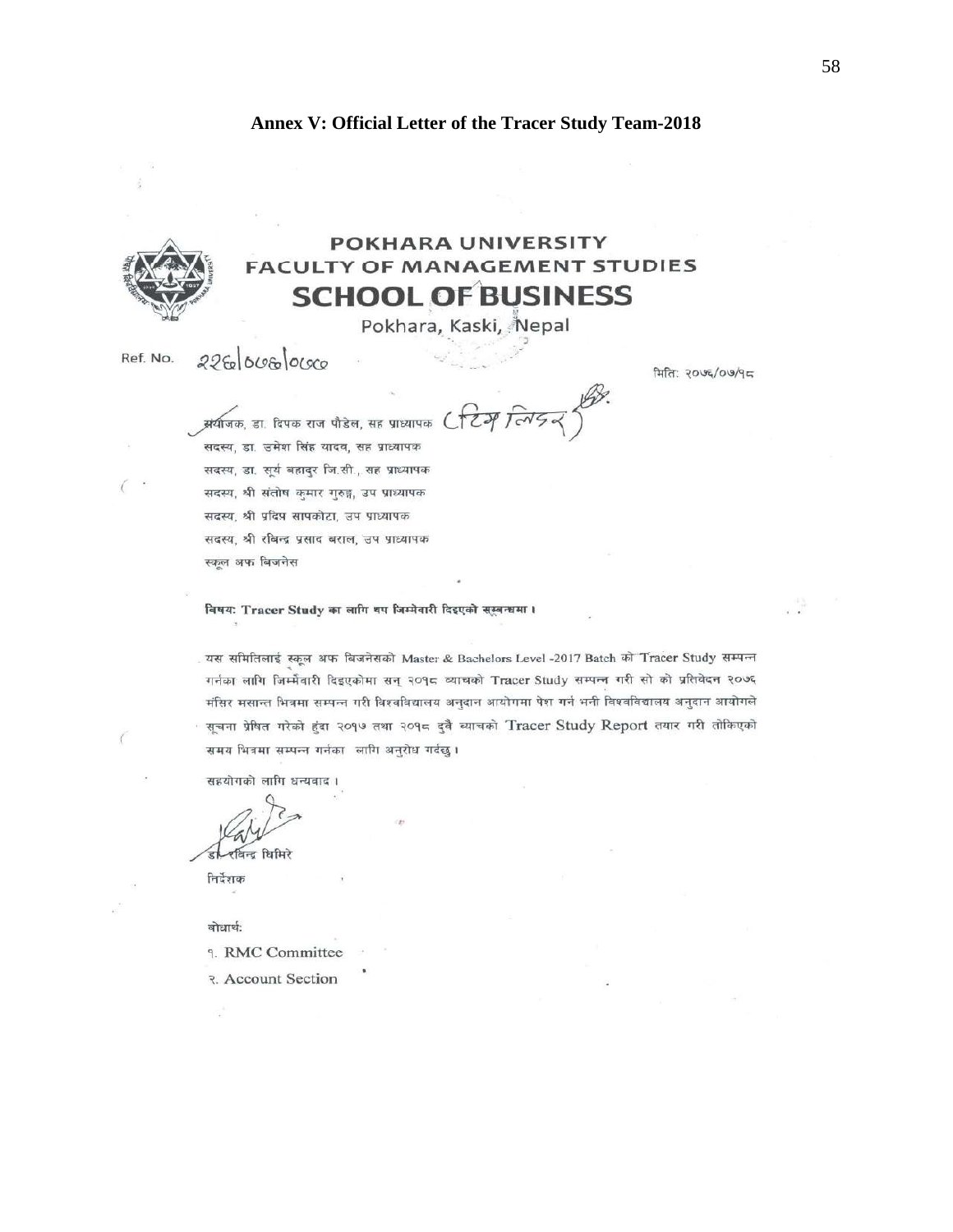**Annex V: Official Letter of the Tracer Study Team-2018**

**POKHARA UNIVERSITY**
**FACULTY OF MANAGEMENT STUDIES**
**SCHOOL OF BUSINESS**
Pokhara, Kaski, Nepal

Ref. No. २२६/०७६/०७७

मिति: २०७६/०७/१८

संयोजक, डा. दिपक राज पौडेल, सह प्राध्यापक (टिम लिडर)
सदस्य, डा. उमेश सिंह यादव, सह प्राध्यापक
सदस्य, डा. सूर्य बहादुर जि.सी., सह प्राध्यापक
सदस्य, श्री संतोष कुमार गुरुङ, उप प्राध्यापक
सदस्य, श्री प्रदिप सापकोटा, उप प्राध्यापक
सदस्य, श्री रबिन्द्र प्रसाद बराल, उप प्राध्यापक
स्कूल अफ बिजनेस

**विषय: Tracer Study का लागि थप जिम्मेवारी दिइएको सम्बन्धमा ।**

यस समितिलाई स्कूल अफ बिजनेसको Master & Bachelors Level -2017 Batch को Tracer Study सम्पन्न गर्नका लागि जिम्मेवारी दिइएकोमा सन् २०१८ ब्याचको Tracer Study सम्पन्न गरी सो को प्रतिवेदन २०७६ मंसिर मसान्त भित्रमा सम्पन्न गरी विश्वविद्यालय अनुदान आयोगमा पेश गर्न भनी विश्वविद्यालय अनुदान आयोगले सूचना प्रेषित गरेको हुंदा २०१७ तथा २०१८ दुवै ब्याचको Tracer Study Report तयार गरी तोकिएको समय भित्रमा सम्पन्न गर्नका लागि अनुरोध गर्दछु ।

सहयोगको लागि धन्यवाद ।

डा. रबिन्द्र घिमिरे
निर्देशक

बोधार्थ:
१. RMC Committee
२. Account Section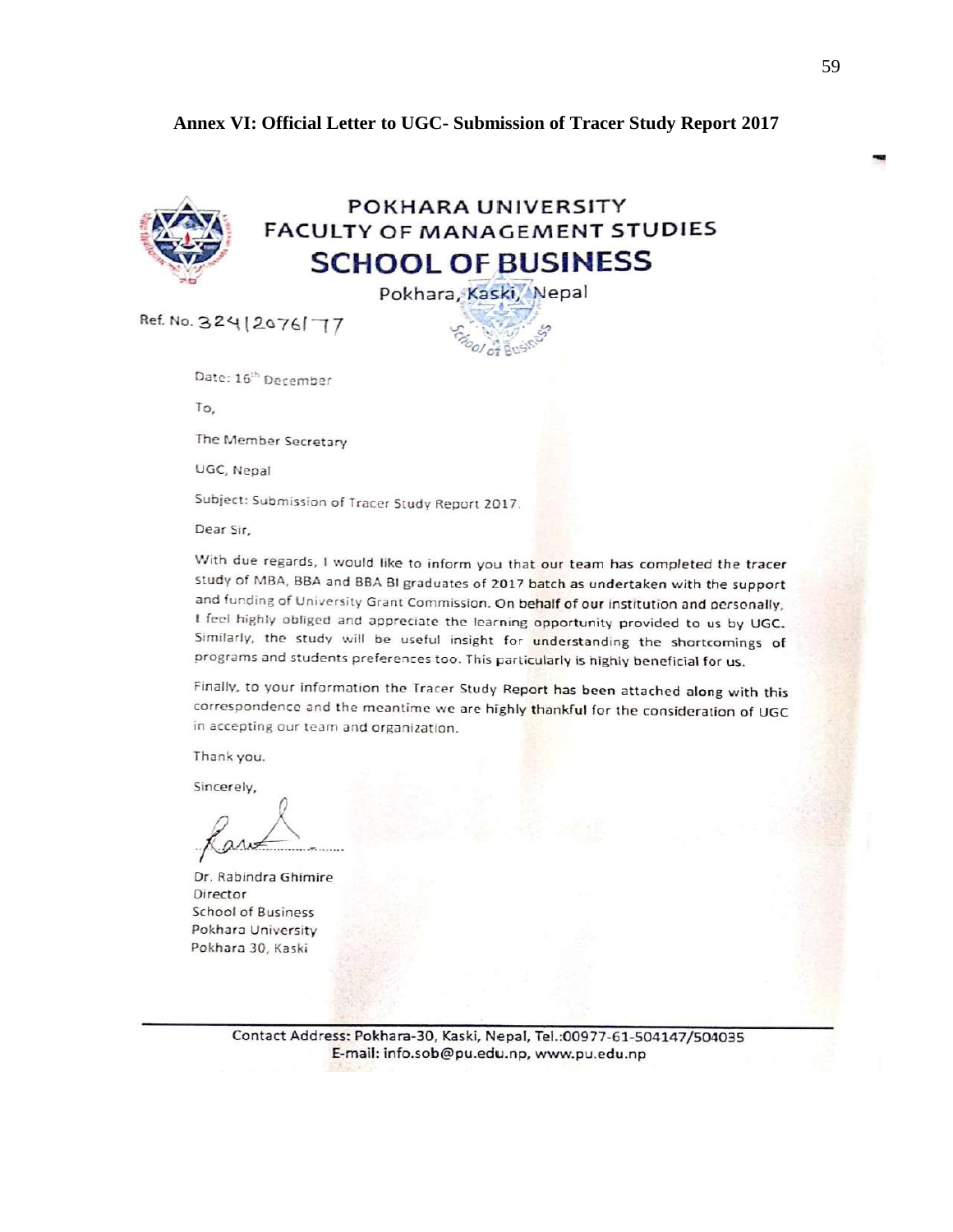**Annex VI: Official Letter to UGC- Submission of Tracer Study Report 2017**

POKHARA UNIVERSITY
FACULTY OF MANAGEMENT STUDIES
**SCHOOL OF BUSINESS**
Pokhara, Kaski, Nepal

Ref. No. 324|2076|77

Date: 16th December

To,

The Member Secretary

UGC, Nepal

Subject: Submission of Tracer Study Report 2017.

Dear Sir,

With due regards, I would like to inform you that our team has completed the tracer study of MBA, BBA and BBA BI graduates of 2017 batch as undertaken with the support and funding of University Grant Commission. On behalf of our institution and personally, I feel highly obliged and appreciate the learning opportunity provided to us by UGC. Similarly, the study will be useful insight for understanding the shortcomings of programs and students preferences too. This particularly is highly beneficial for us.

Finally, to your information the Tracer Study Report has been attached along with this correspondence and the meantime we are highly thankful for the consideration of UGC in accepting our team and organization.

Thank you.

Sincerely,

Dr. Rabindra Ghimire
Director
School of Business
Pokhara University
Pokhara 30, Kaski

Contact Address: Pokhara-30, Kaski, Nepal, Tel.:00977-61-504147/504035
E-mail: info.sob@pu.edu.np, www.pu.edu.np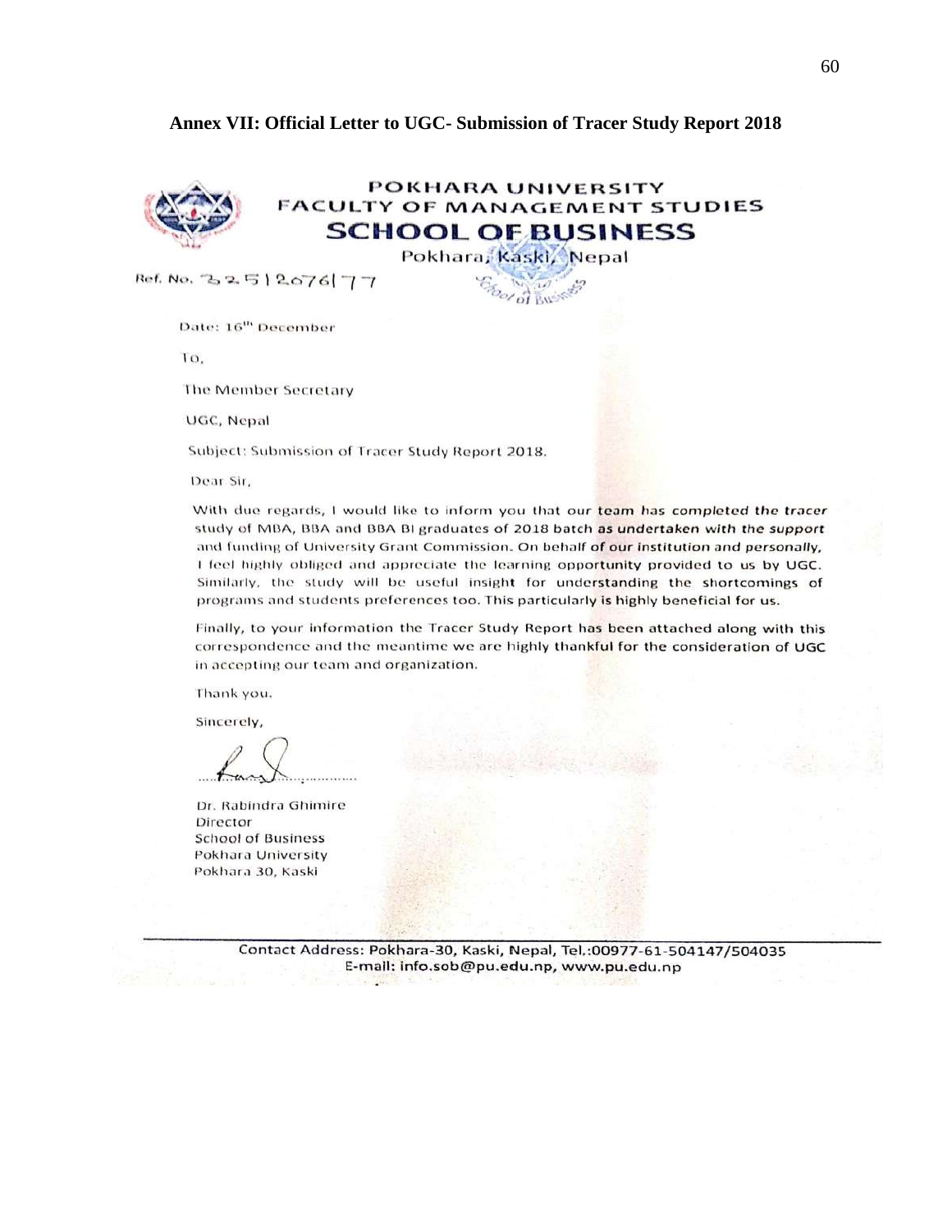**Annex VII: Official Letter to UGC- Submission of Tracer Study Report 2018**

POKHARA UNIVERSITY
FACULTY OF MANAGEMENT STUDIES
**SCHOOL OF BUSINESS**
Pokhara, Kaski, Nepal

Ref. No. 325|2076|77

Date: 16th December

To,

The Member Secretary

UGC, Nepal

Subject: Submission of Tracer Study Report 2018.

Dear Sir,

With due regards, I would like to inform you that our team has completed the tracer study of MBA, BBA and BBA BI graduates of 2018 batch as undertaken with the support and funding of University Grant Commission. On behalf of our institution and personally, I feel highly obliged and appreciate the learning opportunity provided to us by UGC. Similarly, the study will be useful insight for understanding the shortcomings of programs and students preferences too. This particularly is highly beneficial for us.

Finally, to your information the Tracer Study Report has been attached along with this correspondence and the meantime we are highly thankful for the consideration of UGC in accepting our team and organization.

Thank you.

Sincerely,

Dr. Rabindra Ghimire
Director
School of Business
Pokhara University
Pokhara 30, Kaski

Contact Address: Pokhara-30, Kaski, Nepal, Tel.:00977-61-504147/504035
E-mail: info.sob@pu.edu.np, www.pu.edu.np